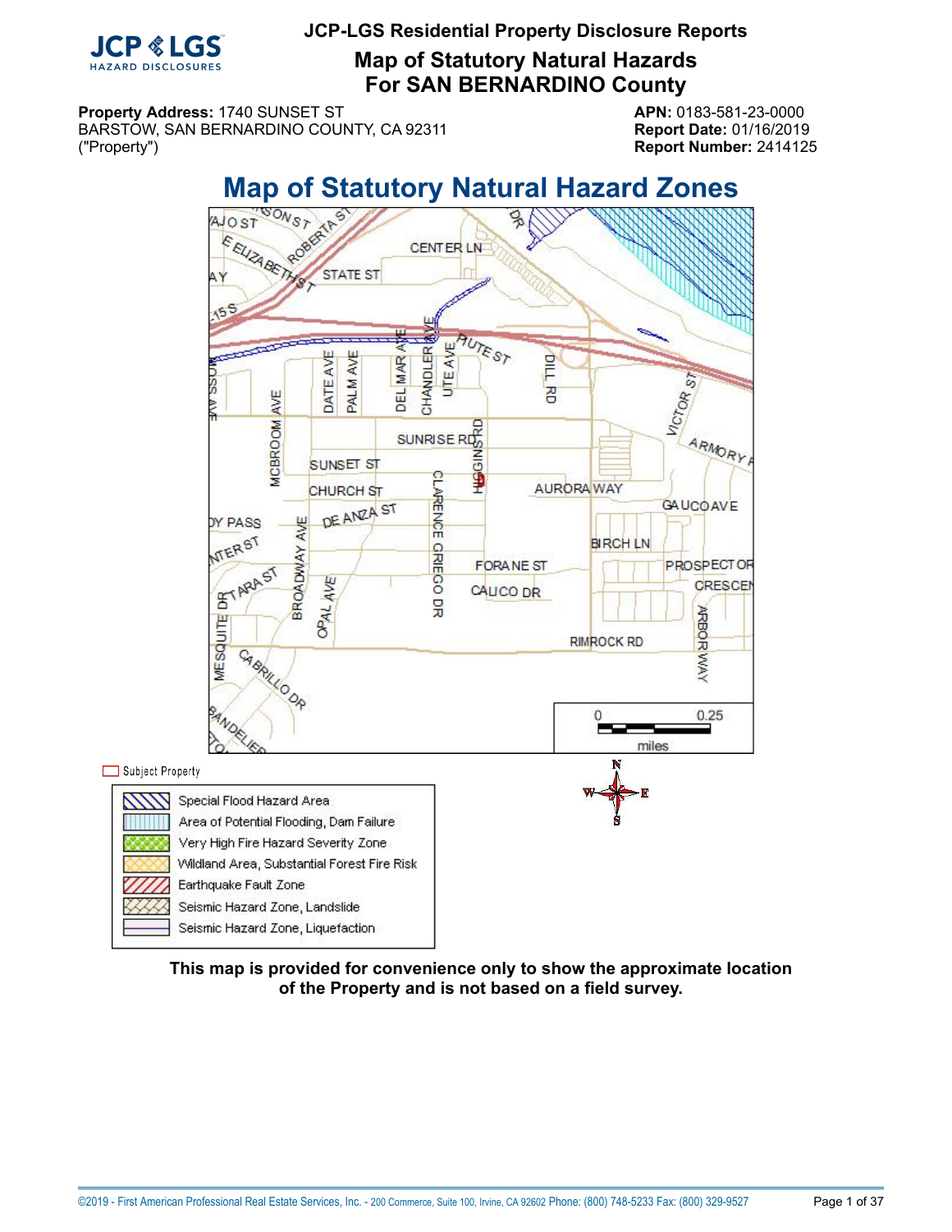# JCP-LGS Residential Property Disclosure Reports

## Map of Statutory Natural Hazards For SAN BERNARDINO County

**Property Address:** 1740 SUNSET ST
BARSTOW, SAN BERNARDINO COUNTY, CA 92311
("Property")

**APN:** 0183-581-23-0000
**Report Date:** 01/16/2019
**Report Number:** 2414125

## Map of Statutory Natural Hazard Zones

Subject Property

- Special Flood Hazard Area
- Area of Potential Flooding, Dam Failure
- Very High Fire Hazard Severity Zone
- Wildland Area, Substantial Forest Fire Risk
- Earthquake Fault Zone
- Seismic Hazard Zone, Landslide
- Seismic Hazard Zone, Liquefaction

**This map is provided for convenience only to show the approximate location of the Property and is not based on a field survey.**

©2019 - First American Professional Real Estate Services, Inc. - 200 Commerce, Suite 100, Irvine, CA 92602 Phone: (800) 748-5233 Fax: (800) 329-9527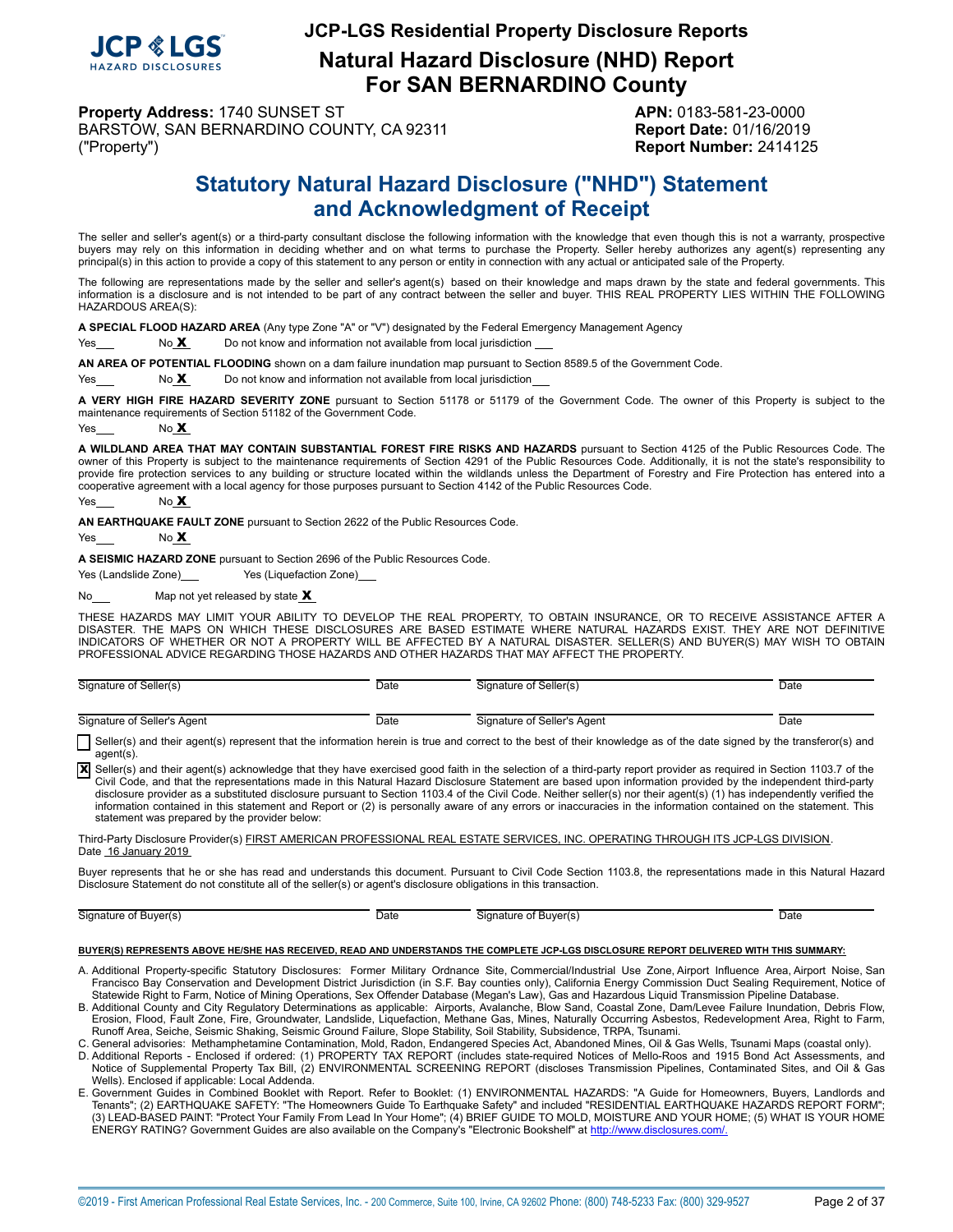**JCP-LGS Residential Property Disclosure Reports**

# Natural Hazard Disclosure (NHD) Report
# For SAN BERNARDINO County

**Property Address:** 1740 SUNSET ST
BARSTOW, SAN BERNARDINO COUNTY, CA 92311
("Property")

**APN:** 0183-581-23-0000
**Report Date:** 01/16/2019
**Report Number:** 2414125

## Statutory Natural Hazard Disclosure ("NHD") Statement and Acknowledgment of Receipt

The seller and seller's agent(s) or a third-party consultant disclose the following information with the knowledge that even though this is not a warranty, prospective buyers may rely on this information in deciding whether and on what terms to purchase the Property. Seller hereby authorizes any agent(s) representing any principal(s) in this action to provide a copy of this statement to any person or entity in connection with any actual or anticipated sale of the Property.

The following are representations made by the seller and seller's agent(s) based on their knowledge and maps drawn by the state and federal governments. This information is a disclosure and is not intended to be part of any contract between the seller and buyer. THIS REAL PROPERTY LIES WITHIN THE FOLLOWING HAZARDOUS AREA(S):

**A SPECIAL FLOOD HAZARD AREA** (Any type Zone "A" or "V") designated by the Federal Emergency Management Agency

Yes___ No **X** Do not know and information not available from local jurisdiction ___

**AN AREA OF POTENTIAL FLOODING** shown on a dam failure inundation map pursuant to Section 8589.5 of the Government Code.

Yes___ No **X** Do not know and information not available from local jurisdiction___

**A VERY HIGH FIRE HAZARD SEVERITY ZONE** pursuant to Section 51178 or 51179 of the Government Code. The owner of this Property is subject to the maintenance requirements of Section 51182 of the Government Code.

Yes___ No **X**

**A WILDLAND AREA THAT MAY CONTAIN SUBSTANTIAL FOREST FIRE RISKS AND HAZARDS** pursuant to Section 4125 of the Public Resources Code. The owner of this Property is subject to the maintenance requirements of Section 4291 of the Public Resources Code. Additionally, it is not the state's responsibility to provide fire protection services to any building or structure located within the wildlands unless the Department of Forestry and Fire Protection has entered into a cooperative agreement with a local agency for those purposes pursuant to Section 4142 of the Public Resources Code.

Yes___ No **X**

**AN EARTHQUAKE FAULT ZONE** pursuant to Section 2622 of the Public Resources Code.

Yes___ No **X**

**A SEISMIC HAZARD ZONE** pursuant to Section 2696 of the Public Resources Code.

Yes (Landslide Zone)___ Yes (Liquefaction Zone)___

No___ Map not yet released by state **X**

THESE HAZARDS MAY LIMIT YOUR ABILITY TO DEVELOP THE REAL PROPERTY, TO OBTAIN INSURANCE, OR TO RECEIVE ASSISTANCE AFTER A DISASTER. THE MAPS ON WHICH THESE DISCLOSURES ARE BASED ESTIMATE WHERE NATURAL HAZARDS EXIST. THEY ARE NOT DEFINITIVE INDICATORS OF WHETHER OR NOT A PROPERTY WILL BE AFFECTED BY A NATURAL DISASTER. SELLER(S) AND BUYER(S) MAY WISH TO OBTAIN PROFESSIONAL ADVICE REGARDING THOSE HAZARDS AND OTHER HAZARDS THAT MAY AFFECT THE PROPERTY.

Signature of Seller(s) ____________ Date ______ Signature of Seller(s) ____________ Date ______

Signature of Seller's Agent ____________ Date ______ Signature of Seller's Agent ____________ Date ______

☐ Seller(s) and their agent(s) represent that the information herein is true and correct to the best of their knowledge as of the date signed by the transferor(s) and agent(s).

☒ Seller(s) and their agent(s) acknowledge that they have exercised good faith in the selection of a third-party report provider as required in Section 1103.7 of the Civil Code, and that the representations made in this Natural Hazard Disclosure Statement are based upon information provided by the independent third-party disclosure provider as a substituted disclosure pursuant to Section 1103.4 of the Civil Code. Neither seller(s) nor their agent(s) (1) has independently verified the information contained in this statement and Report or (2) is personally aware of any errors or inaccuracies in the information contained on the statement. This statement was prepared by the provider below:

Third-Party Disclosure Provider(s) FIRST AMERICAN PROFESSIONAL REAL ESTATE SERVICES, INC. OPERATING THROUGH ITS JCP-LGS DIVISION.
Date 16 January 2019

Buyer represents that he or she has read and understands this document. Pursuant to Civil Code Section 1103.8, the representations made in this Natural Hazard Disclosure Statement do not constitute all of the seller(s) or agent's disclosure obligations in this transaction.

Signature of Buyer(s) ____________ Date ______ Signature of Buyer(s) ____________ Date ______

**BUYER(S) REPRESENTS ABOVE HE/SHE HAS RECEIVED, READ AND UNDERSTANDS THE COMPLETE JCP-LGS DISCLOSURE REPORT DELIVERED WITH THIS SUMMARY:**

A. Additional Property-specific Statutory Disclosures: Former Military Ordnance Site, Commercial/Industrial Use Zone, Airport Influence Area, Airport Noise, San Francisco Bay Conservation and Development District Jurisdiction (in S.F. Bay counties only), California Energy Commission Duct Sealing Requirement, Notice of Statewide Right to Farm, Notice of Mining Operations, Sex Offender Database (Megan's Law), Gas and Hazardous Liquid Transmission Pipeline Database.
B. Additional County and City Regulatory Determinations as applicable: Airports, Avalanche, Blow Sand, Coastal Zone, Dam/Levee Failure Inundation, Debris Flow, Erosion, Flood, Fault Zone, Fire, Groundwater, Landslide, Liquefaction, Methane Gas, Mines, Naturally Occurring Asbestos, Redevelopment Area, Right to Farm, Runoff Area, Seiche, Seismic Shaking, Seismic Ground Failure, Slope Stability, Soil Stability, Subsidence, TRPA, Tsunami.
C. General advisories: Methamphetamine Contamination, Mold, Radon, Endangered Species Act, Abandoned Mines, Oil & Gas Wells, Tsunami Maps (coastal only).
D. Additional Reports - Enclosed if ordered: (1) PROPERTY TAX REPORT (includes state-required Notices of Mello-Roos and 1915 Bond Act Assessments, and Notice of Supplemental Property Tax Bill, (2) ENVIRONMENTAL SCREENING REPORT (discloses Transmission Pipelines, Contaminated Sites, and Oil & Gas Wells). Enclosed if applicable: Local Addenda.
E. Government Guides in Combined Booklet with Report. Refer to Booklet: (1) ENVIRONMENTAL HAZARDS: "A Guide for Homeowners, Buyers, Landlords and Tenants"; (2) EARTHQUAKE SAFETY: "The Homeowners Guide To Earthquake Safety" and included "RESIDENTIAL EARTHQUAKE HAZARDS REPORT FORM"; (3) LEAD-BASED PAINT: "Protect Your Family From Lead In Your Home"; (4) BRIEF GUIDE TO MOLD, MOISTURE AND YOUR HOME; (5) WHAT IS YOUR HOME ENERGY RATING? Government Guides are also available on the Company's "Electronic Bookshelf" at http://www.disclosures.com/.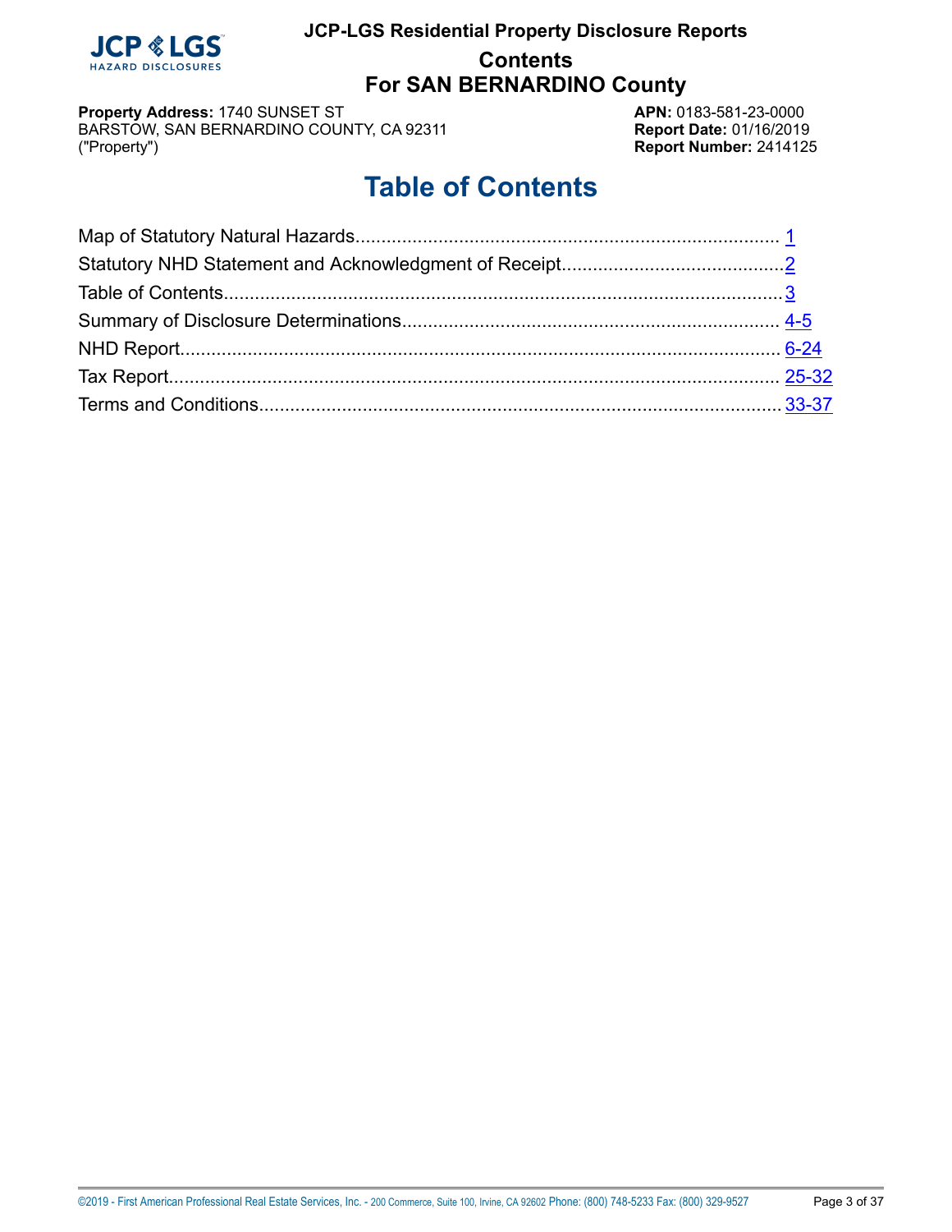# JCP-LGS Residential Property Disclosure Reports

## Contents

## For SAN BERNARDINO County

**Property Address:** 1740 SUNSET ST
BARSTOW, SAN BERNARDINO COUNTY, CA 92311
("Property")

**APN:** 0183-581-23-0000
**Report Date:** 01/16/2019
**Report Number:** 2414125

# Table of Contents

| Section | Page |
| --- | --- |
| Map of Statutory Natural Hazards | 1 |
| Statutory NHD Statement and Acknowledgment of Receipt | 2 |
| Table of Contents | 3 |
| Summary of Disclosure Determinations | 4-5 |
| NHD Report | 6-24 |
| Tax Report | 25-32 |
| Terms and Conditions | 33-37 |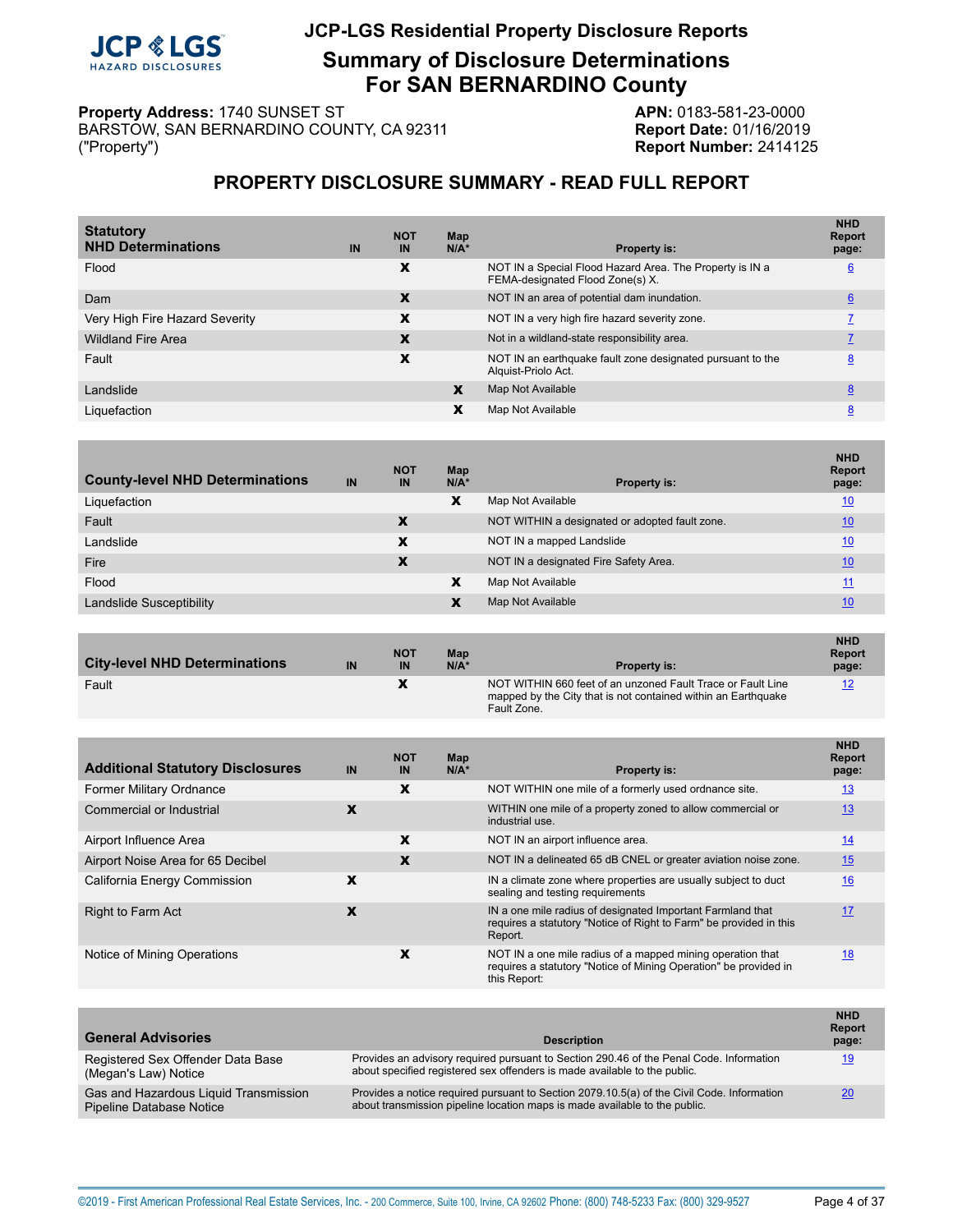# JCP-LGS Residential Property Disclosure Reports

## Summary of Disclosure Determinations For SAN BERNARDINO County

**Property Address:** 1740 SUNSET ST
BARSTOW, SAN BERNARDINO COUNTY, CA 92311
("Property")

**APN:** 0183-581-23-0000
**Report Date:** 01/16/2019
**Report Number:** 2414125

## PROPERTY DISCLOSURE SUMMARY - READ FULL REPORT

| Statutory NHD Determinations | IN | NOT IN | Map N/A* | Property is: | NHD Report page: |
|---|---|---|---|---|---|
| Flood | | X | | NOT IN a Special Flood Hazard Area. The Property is IN a FEMA-designated Flood Zone(s) X. | 6 |
| Dam | | X | | NOT IN an area of potential dam inundation. | 6 |
| Very High Fire Hazard Severity | | X | | NOT IN a very high fire hazard severity zone. | 7 |
| Wildland Fire Area | | X | | Not in a wildland-state responsibility area. | 7 |
| Fault | | X | | NOT IN an earthquake fault zone designated pursuant to the Alquist-Priolo Act. | 8 |
| Landslide | | | X | Map Not Available | 8 |
| Liquefaction | | | X | Map Not Available | 8 |

| County-level NHD Determinations | IN | NOT IN | Map N/A* | Property is: | NHD Report page: |
|---|---|---|---|---|---|
| Liquefaction | | | X | Map Not Available | 10 |
| Fault | | X | | NOT WITHIN a designated or adopted fault zone. | 10 |
| Landslide | | X | | NOT IN a mapped Landslide | 10 |
| Fire | | X | | NOT IN a designated Fire Safety Area. | 10 |
| Flood | | | X | Map Not Available | 11 |
| Landslide Susceptibility | | | X | Map Not Available | 10 |

| City-level NHD Determinations | IN | NOT IN | Map N/A* | Property is: | NHD Report page: |
|---|---|---|---|---|---|
| Fault | | X | | NOT WITHIN 660 feet of an unzoned Fault Trace or Fault Line mapped by the City that is not contained within an Earthquake Fault Zone. | 12 |

| Additional Statutory Disclosures | IN | NOT IN | Map N/A* | Property is: | NHD Report page: |
|---|---|---|---|---|---|
| Former Military Ordnance | | X | | NOT WITHIN one mile of a formerly used ordnance site. | 13 |
| Commercial or Industrial | X | | | WITHIN one mile of a property zoned to allow commercial or industrial use. | 13 |
| Airport Influence Area | | X | | NOT IN an airport influence area. | 14 |
| Airport Noise Area for 65 Decibel | | X | | NOT IN a delineated 65 dB CNEL or greater aviation noise zone. | 15 |
| California Energy Commission | X | | | IN a climate zone where properties are usually subject to duct sealing and testing requirements | 16 |
| Right to Farm Act | X | | | IN a one mile radius of designated Important Farmland that requires a statutory "Notice of Right to Farm" be provided in this Report. | 17 |
| Notice of Mining Operations | | X | | NOT IN a one mile radius of a mapped mining operation that requires a statutory "Notice of Mining Operation" be provided in this Report: | 18 |

| General Advisories | Description | NHD Report page: |
|---|---|---|
| Registered Sex Offender Data Base (Megan's Law) Notice | Provides an advisory required pursuant to Section 290.46 of the Penal Code. Information about specified registered sex offenders is made available to the public. | 19 |
| Gas and Hazardous Liquid Transmission Pipeline Database Notice | Provides a notice required pursuant to Section 2079.10.5(a) of the Civil Code. Information about transmission pipeline location maps is made available to the public. | 20 |

©2019 - First American Professional Real Estate Services, Inc. - 200 Commerce, Suite 100, Irvine, CA 92602 Phone: (800) 748-5233 Fax: (800) 329-9527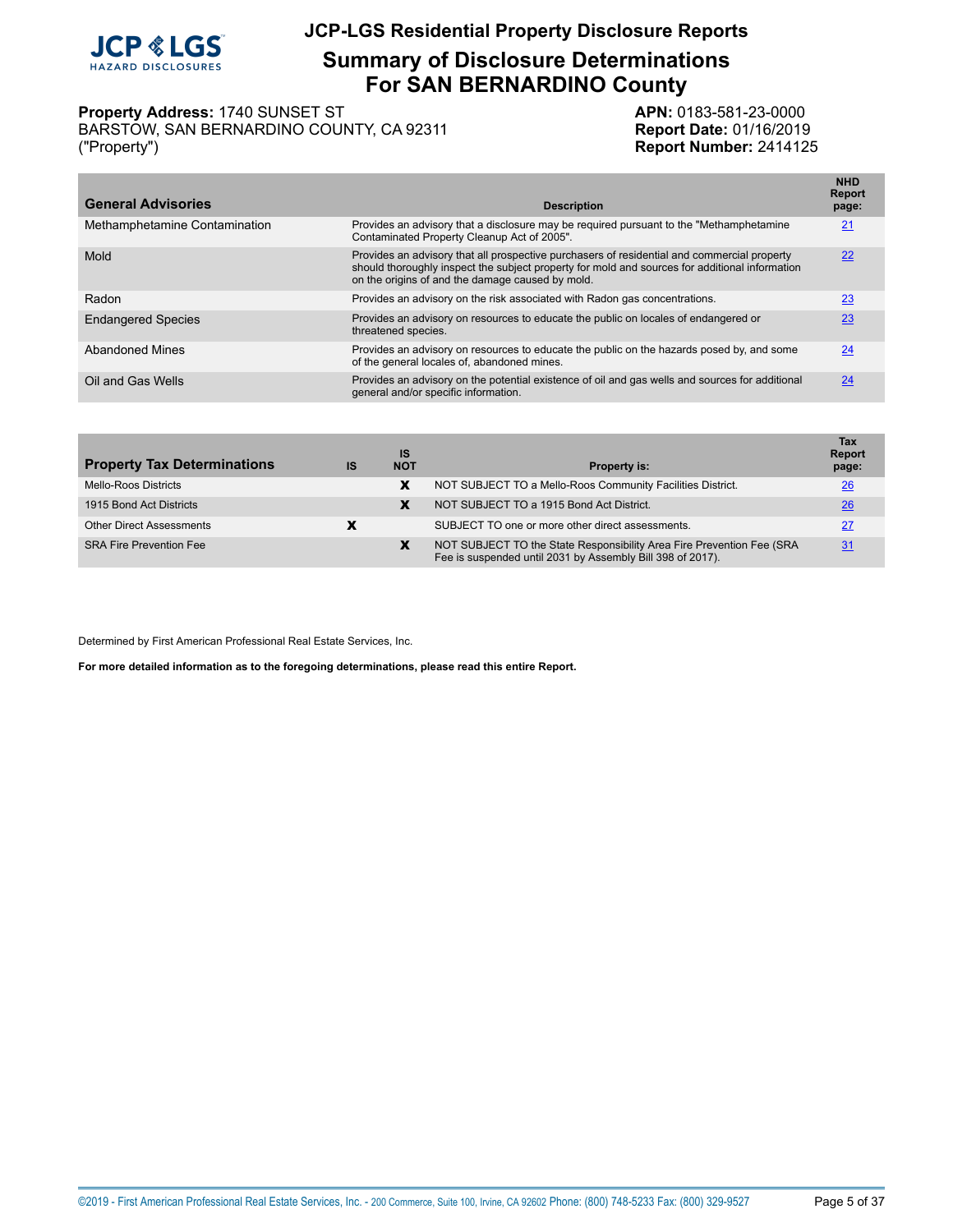# JCP-LGS Residential Property Disclosure Reports

## Summary of Disclosure Determinations For SAN BERNARDINO County

**Property Address:** 1740 SUNSET ST
BARSTOW, SAN BERNARDINO COUNTY, CA 92311
("Property")

**APN:** 0183-581-23-0000
**Report Date:** 01/16/2019
**Report Number:** 2414125

| General Advisories | Description | NHD Report page: |
|---|---|---|
| Methamphetamine Contamination | Provides an advisory that a disclosure may be required pursuant to the "Methamphetamine Contaminated Property Cleanup Act of 2005". | 21 |
| Mold | Provides an advisory that all prospective purchasers of residential and commercial property should thoroughly inspect the subject property for mold and sources for additional information on the origins of and the damage caused by mold. | 22 |
| Radon | Provides an advisory on the risk associated with Radon gas concentrations. | 23 |
| Endangered Species | Provides an advisory on resources to educate the public on locales of endangered or threatened species. | 23 |
| Abandoned Mines | Provides an advisory on resources to educate the public on the hazards posed by, and some of the general locales of, abandoned mines. | 24 |
| Oil and Gas Wells | Provides an advisory on the potential existence of oil and gas wells and sources for additional general and/or specific information. | 24 |

| Property Tax Determinations | IS | IS NOT | Property is: | Tax Report page: |
|---|---|---|---|---|
| Mello-Roos Districts | | X | NOT SUBJECT TO a Mello-Roos Community Facilities District. | 26 |
| 1915 Bond Act Districts | | X | NOT SUBJECT TO a 1915 Bond Act District. | 26 |
| Other Direct Assessments | X | | SUBJECT TO one or more other direct assessments. | 27 |
| SRA Fire Prevention Fee | | X | NOT SUBJECT TO the State Responsibility Area Fire Prevention Fee (SRA Fee is suspended until 2031 by Assembly Bill 398 of 2017). | 31 |

Determined by First American Professional Real Estate Services, Inc.

**For more detailed information as to the foregoing determinations, please read this entire Report.**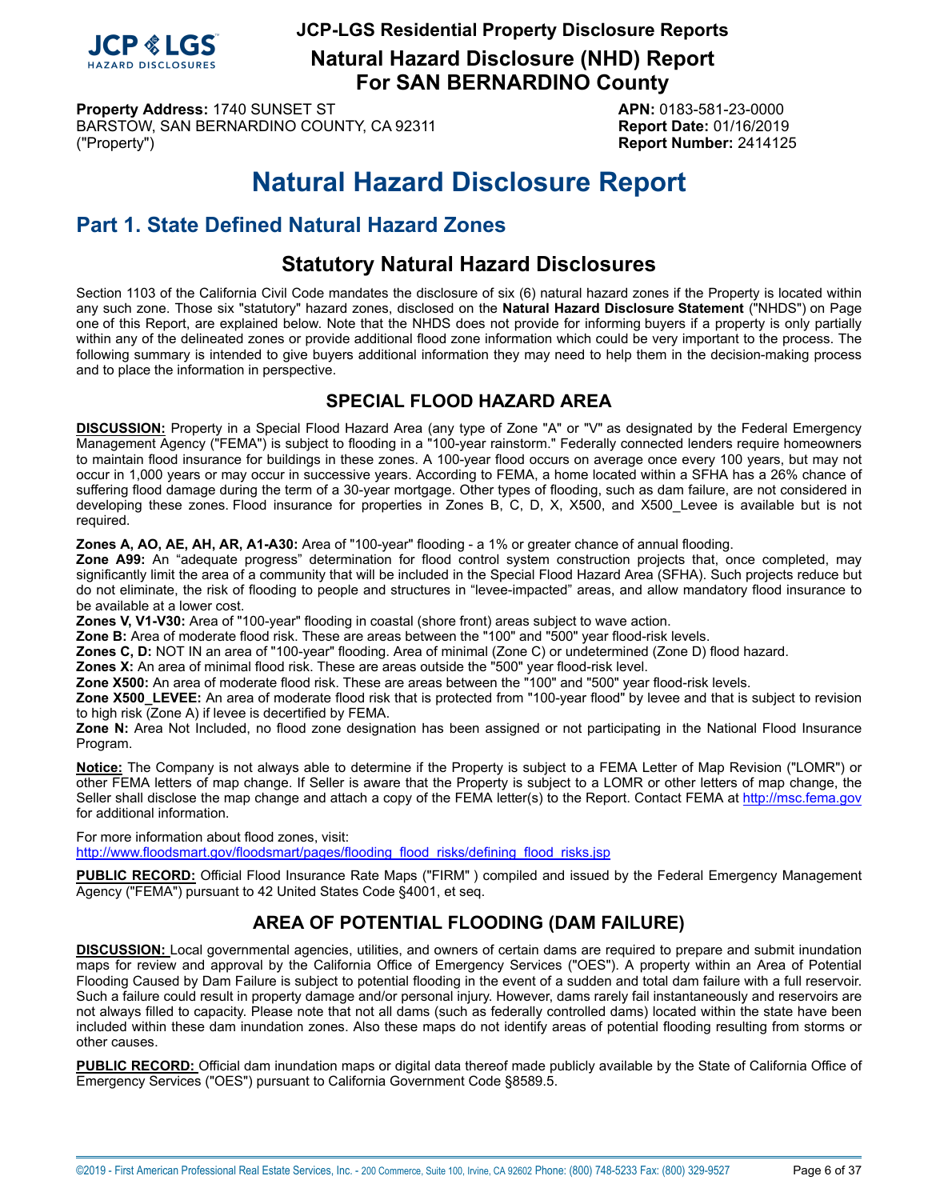# Natural Hazard Disclosure Report

## Part 1. State Defined Natural Hazard Zones

### Statutory Natural Hazard Disclosures

Section 1103 of the California Civil Code mandates the disclosure of six (6) natural hazard zones if the Property is located within any such zone. Those six "statutory" hazard zones, disclosed on the **Natural Hazard Disclosure Statement** ("NHDS") on Page one of this Report, are explained below. Note that the NHDS does not provide for informing buyers if a property is only partially within any of the delineated zones or provide additional flood zone information which could be very important to the process. The following summary is intended to give buyers additional information they may need to help them in the decision-making process and to place the information in perspective.

### SPECIAL FLOOD HAZARD AREA

**DISCUSSION:** Property in a Special Flood Hazard Area (any type of Zone "A" or "V" as designated by the Federal Emergency Management Agency ("FEMA") is subject to flooding in a "100-year rainstorm." Federally connected lenders require homeowners to maintain flood insurance for buildings in these zones. A 100-year flood occurs on average once every 100 years, but may not occur in 1,000 years or may occur in successive years. According to FEMA, a home located within a SFHA has a 26% chance of suffering flood damage during the term of a 30-year mortgage. Other types of flooding, such as dam failure, are not considered in developing these zones. Flood insurance for properties in Zones B, C, D, X, X500, and X500_Levee is available but is not required.

**Zones A, AO, AE, AH, AR, A1-A30:** Area of "100-year" flooding - a 1% or greater chance of annual flooding.
**Zone A99:** An "adequate progress" determination for flood control system construction projects that, once completed, may significantly limit the area of a community that will be included in the Special Flood Hazard Area (SFHA). Such projects reduce but do not eliminate, the risk of flooding to people and structures in "levee-impacted" areas, and allow mandatory flood insurance to be available at a lower cost.
**Zones V, V1-V30:** Area of "100-year" flooding in coastal (shore front) areas subject to wave action.
**Zone B:** Area of moderate flood risk. These are areas between the "100" and "500" year flood-risk levels.
**Zones C, D:** NOT IN an area of "100-year" flooding. Area of minimal (Zone C) or undetermined (Zone D) flood hazard.
**Zones X:** An area of minimal flood risk. These are areas outside the "500" year flood-risk level.
**Zone X500:** An area of moderate flood risk. These are areas between the "100" and "500" year flood-risk levels.
**Zone X500_LEVEE:** An area of moderate flood risk that is protected from "100-year flood" by levee and that is subject to revision to high risk (Zone A) if levee is decertified by FEMA.
**Zone N:** Area Not Included, no flood zone designation has been assigned or not participating in the National Flood Insurance Program.

**Notice:** The Company is not always able to determine if the Property is subject to a FEMA Letter of Map Revision ("LOMR") or other FEMA letters of map change. If Seller is aware that the Property is subject to a LOMR or other letters of map change, the Seller shall disclose the map change and attach a copy of the FEMA letter(s) to the Report. Contact FEMA at http://msc.fema.gov for additional information.

For more information about flood zones, visit:
http://www.floodsmart.gov/floodsmart/pages/flooding_flood_risks/defining_flood_risks.jsp

**PUBLIC RECORD:** Official Flood Insurance Rate Maps ("FIRM" ) compiled and issued by the Federal Emergency Management Agency ("FEMA") pursuant to 42 United States Code §4001, et seq.

### AREA OF POTENTIAL FLOODING (DAM FAILURE)

**DISCUSSION:** Local governmental agencies, utilities, and owners of certain dams are required to prepare and submit inundation maps for review and approval by the California Office of Emergency Services ("OES"). A property within an Area of Potential Flooding Caused by Dam Failure is subject to potential flooding in the event of a sudden and total dam failure with a full reservoir. Such a failure could result in property damage and/or personal injury. However, dams rarely fail instantaneously and reservoirs are not always filled to capacity. Please note that not all dams (such as federally controlled dams) located within the state have been included within these dam inundation zones. Also these maps do not identify areas of potential flooding resulting from storms or other causes.

**PUBLIC RECORD:** Official dam inundation maps or digital data thereof made publicly available by the State of California Office of Emergency Services ("OES") pursuant to California Government Code §8589.5.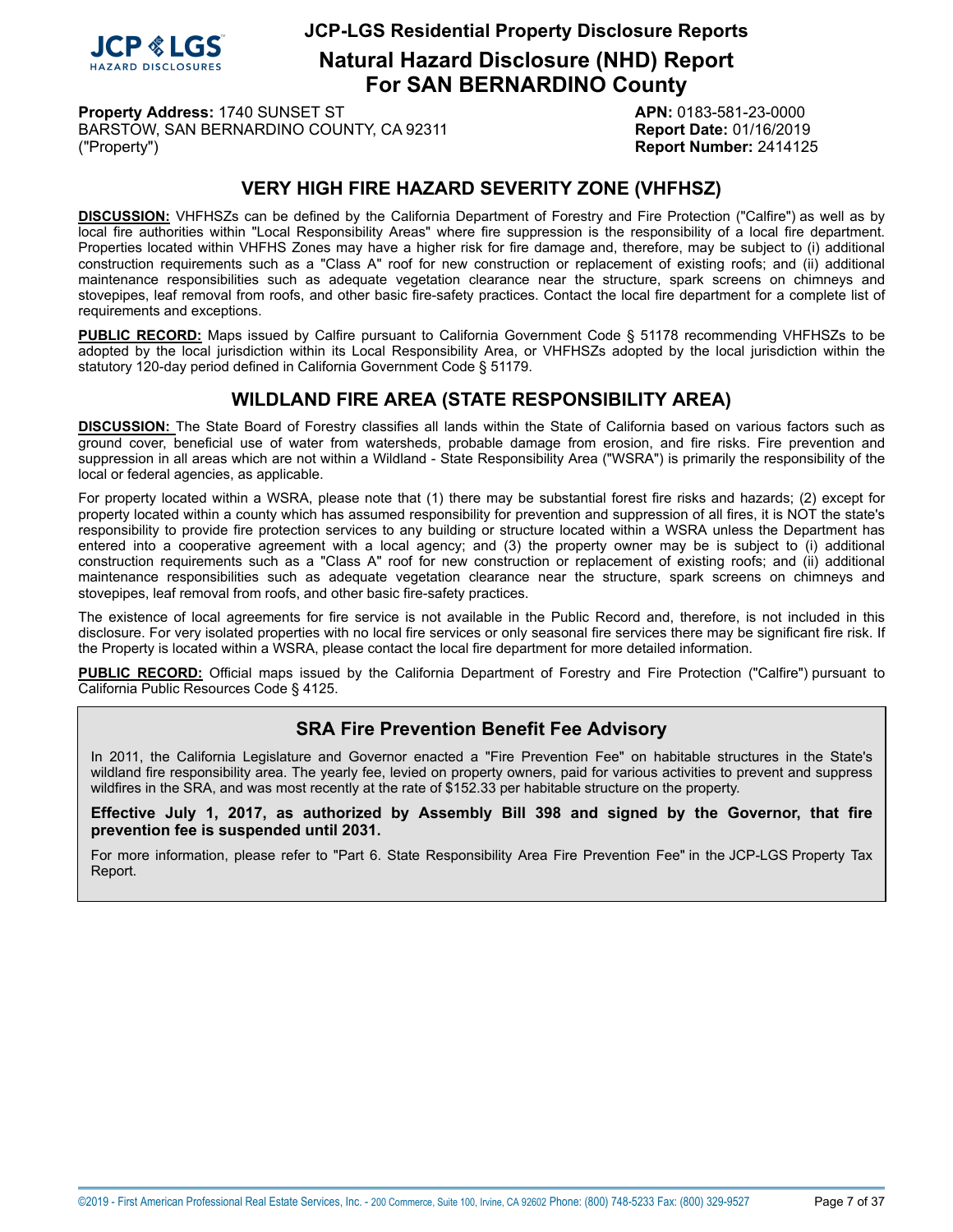**Property Address:** 1740 SUNSET ST
BARSTOW, SAN BERNARDINO COUNTY, CA 92311
("Property")

**APN:** 0183-581-23-0000
**Report Date:** 01/16/2019
**Report Number:** 2414125

## VERY HIGH FIRE HAZARD SEVERITY ZONE (VHFHSZ)

**DISCUSSION:** VHFHSZs can be defined by the California Department of Forestry and Fire Protection ("Calfire") as well as by local fire authorities within "Local Responsibility Areas" where fire suppression is the responsibility of a local fire department. Properties located within VHFHS Zones may have a higher risk for fire damage and, therefore, may be subject to (i) additional construction requirements such as a "Class A" roof for new construction or replacement of existing roofs; and (ii) additional maintenance responsibilities such as adequate vegetation clearance near the structure, spark screens on chimneys and stovepipes, leaf removal from roofs, and other basic fire-safety practices. Contact the local fire department for a complete list of requirements and exceptions.

**PUBLIC RECORD:** Maps issued by Calfire pursuant to California Government Code § 51178 recommending VHFHSZs to be adopted by the local jurisdiction within its Local Responsibility Area, or VHFHSZs adopted by the local jurisdiction within the statutory 120-day period defined in California Government Code § 51179.

## WILDLAND FIRE AREA (STATE RESPONSIBILITY AREA)

**DISCUSSION:** The State Board of Forestry classifies all lands within the State of California based on various factors such as ground cover, beneficial use of water from watersheds, probable damage from erosion, and fire risks. Fire prevention and suppression in all areas which are not within a Wildland - State Responsibility Area ("WSRA") is primarily the responsibility of the local or federal agencies, as applicable.

For property located within a WSRA, please note that (1) there may be substantial forest fire risks and hazards; (2) except for property located within a county which has assumed responsibility for prevention and suppression of all fires, it is NOT the state's responsibility to provide fire protection services to any building or structure located within a WSRA unless the Department has entered into a cooperative agreement with a local agency; and (3) the property owner may be is subject to (i) additional construction requirements such as a "Class A" roof for new construction or replacement of existing roofs; and (ii) additional maintenance responsibilities such as adequate vegetation clearance near the structure, spark screens on chimneys and stovepipes, leaf removal from roofs, and other basic fire-safety practices.

The existence of local agreements for fire service is not available in the Public Record and, therefore, is not included in this disclosure. For very isolated properties with no local fire services or only seasonal fire services there may be significant fire risk. If the Property is located within a WSRA, please contact the local fire department for more detailed information.

**PUBLIC RECORD:** Official maps issued by the California Department of Forestry and Fire Protection ("Calfire") pursuant to California Public Resources Code § 4125.

### SRA Fire Prevention Benefit Fee Advisory

In 2011, the California Legislature and Governor enacted a "Fire Prevention Fee" on habitable structures in the State's wildland fire responsibility area. The yearly fee, levied on property owners, paid for various activities to prevent and suppress wildfires in the SRA, and was most recently at the rate of $152.33 per habitable structure on the property.

**Effective July 1, 2017, as authorized by Assembly Bill 398 and signed by the Governor, that fire prevention fee is suspended until 2031.**

For more information, please refer to "Part 6. State Responsibility Area Fire Prevention Fee" in the JCP-LGS Property Tax Report.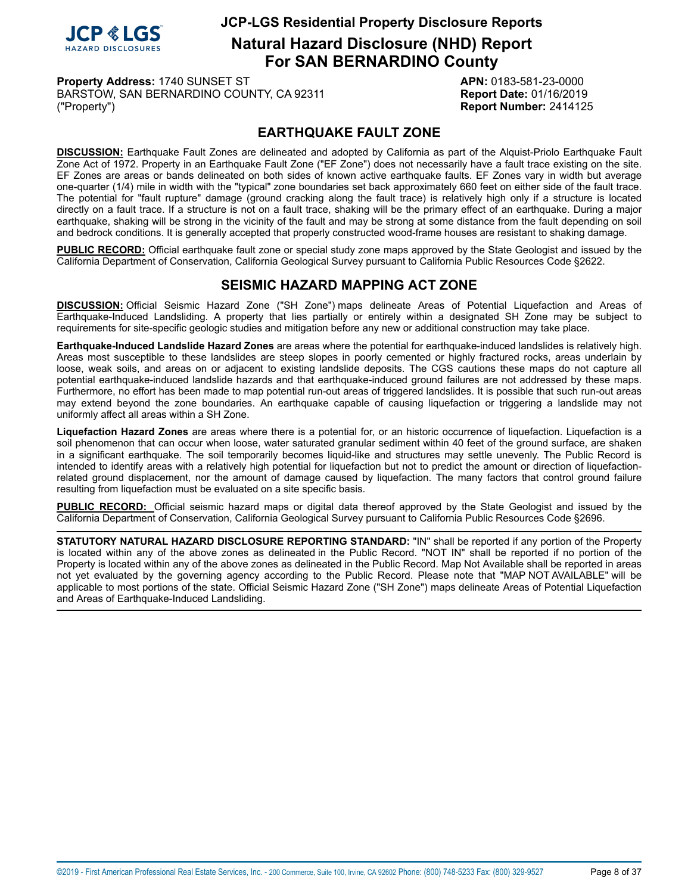# JCP-LGS Residential Property Disclosure Reports

## Natural Hazard Disclosure (NHD) Report For SAN BERNARDINO County

**Property Address:** 1740 SUNSET ST
BARSTOW, SAN BERNARDINO COUNTY, CA 92311
("Property")

**APN:** 0183-581-23-0000
**Report Date:** 01/16/2019
**Report Number:** 2414125

## EARTHQUAKE FAULT ZONE

**DISCUSSION:** Earthquake Fault Zones are delineated and adopted by California as part of the Alquist-Priolo Earthquake Fault Zone Act of 1972. Property in an Earthquake Fault Zone ("EF Zone") does not necessarily have a fault trace existing on the site. EF Zones are areas or bands delineated on both sides of known active earthquake faults. EF Zones vary in width but average one-quarter (1/4) mile in width with the "typical" zone boundaries set back approximately 660 feet on either side of the fault trace. The potential for "fault rupture" damage (ground cracking along the fault trace) is relatively high only if a structure is located directly on a fault trace. If a structure is not on a fault trace, shaking will be the primary effect of an earthquake. During a major earthquake, shaking will be strong in the vicinity of the fault and may be strong at some distance from the fault depending on soil and bedrock conditions. It is generally accepted that properly constructed wood-frame houses are resistant to shaking damage.

**PUBLIC RECORD:** Official earthquake fault zone or special study zone maps approved by the State Geologist and issued by the California Department of Conservation, California Geological Survey pursuant to California Public Resources Code §2622.

## SEISMIC HAZARD MAPPING ACT ZONE

**DISCUSSION:** Official Seismic Hazard Zone ("SH Zone") maps delineate Areas of Potential Liquefaction and Areas of Earthquake-Induced Landsliding. A property that lies partially or entirely within a designated SH Zone may be subject to requirements for site-specific geologic studies and mitigation before any new or additional construction may take place.

**Earthquake-Induced Landslide Hazard Zones** are areas where the potential for earthquake-induced landslides is relatively high. Areas most susceptible to these landslides are steep slopes in poorly cemented or highly fractured rocks, areas underlain by loose, weak soils, and areas on or adjacent to existing landslide deposits. The CGS cautions these maps do not capture all potential earthquake-induced landslide hazards and that earthquake-induced ground failures are not addressed by these maps. Furthermore, no effort has been made to map potential run-out areas of triggered landslides. It is possible that such run-out areas may extend beyond the zone boundaries. An earthquake capable of causing liquefaction or triggering a landslide may not uniformly affect all areas within a SH Zone.

**Liquefaction Hazard Zones** are areas where there is a potential for, or an historic occurrence of liquefaction. Liquefaction is a soil phenomenon that can occur when loose, water saturated granular sediment within 40 feet of the ground surface, are shaken in a significant earthquake. The soil temporarily becomes liquid-like and structures may settle unevenly. The Public Record is intended to identify areas with a relatively high potential for liquefaction but not to predict the amount or direction of liquefaction-related ground displacement, nor the amount of damage caused by liquefaction. The many factors that control ground failure resulting from liquefaction must be evaluated on a site specific basis.

**PUBLIC RECORD:** Official seismic hazard maps or digital data thereof approved by the State Geologist and issued by the California Department of Conservation, California Geological Survey pursuant to California Public Resources Code §2696.

---

**STATUTORY NATURAL HAZARD DISCLOSURE REPORTING STANDARD:** "IN" shall be reported if any portion of the Property is located within any of the above zones as delineated in the Public Record. "NOT IN" shall be reported if no portion of the Property is located within any of the above zones as delineated in the Public Record. Map Not Available shall be reported in areas not yet evaluated by the governing agency according to the Public Record. Please note that "MAP NOT AVAILABLE" will be applicable to most portions of the state. Official Seismic Hazard Zone ("SH Zone") maps delineate Areas of Potential Liquefaction and Areas of Earthquake-Induced Landsliding.

---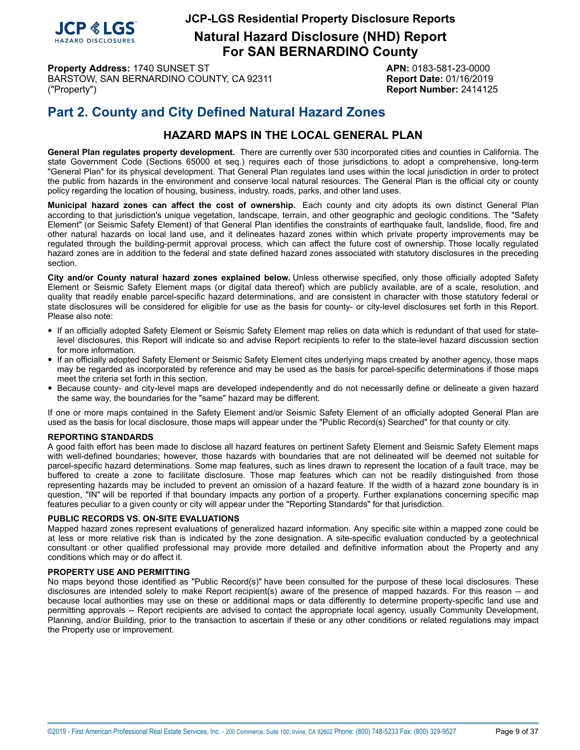**Property Address:** 1740 SUNSET ST
BARSTOW, SAN BERNARDINO COUNTY, CA 92311
("Property")

**APN:** 0183-581-23-0000
**Report Date:** 01/16/2019
**Report Number:** 2414125

# Part 2. County and City Defined Natural Hazard Zones

## HAZARD MAPS IN THE LOCAL GENERAL PLAN

**General Plan regulates property development.** There are currently over 530 incorporated cities and counties in California. The state Government Code (Sections 65000 et seq.) requires each of those jurisdictions to adopt a comprehensive, long-term "General Plan" for its physical development. That General Plan regulates land uses within the local jurisdiction in order to protect the public from hazards in the environment and conserve local natural resources. The General Plan is the official city or county policy regarding the location of housing, business, industry, roads, parks, and other land uses.

**Municipal hazard zones can affect the cost of ownership.** Each county and city adopts its own distinct General Plan according to that jurisdiction's unique vegetation, landscape, terrain, and other geographic and geologic conditions. The "Safety Element" (or Seismic Safety Element) of that General Plan identifies the constraints of earthquake fault, landslide, flood, fire and other natural hazards on local land use, and it delineates hazard zones within which private property improvements may be regulated through the building-permit approval process, which can affect the future cost of ownership. Those locally regulated hazard zones are in addition to the federal and state defined hazard zones associated with statutory disclosures in the preceding section.

**City and/or County natural hazard zones explained below.** Unless otherwise specified, only those officially adopted Safety Element or Seismic Safety Element maps (or digital data thereof) which are publicly available, are of a scale, resolution, and quality that readily enable parcel-specific hazard determinations, and are consistent in character with those statutory federal or state disclosures will be considered for eligible for use as the basis for county- or city-level disclosures set forth in this Report. Please also note:

- If an officially adopted Safety Element or Seismic Safety Element map relies on data which is redundant of that used for state-level disclosures, this Report will indicate so and advise Report recipients to refer to the state-level hazard discussion section for more information.
- If an officially adopted Safety Element or Seismic Safety Element cites underlying maps created by another agency, those maps may be regarded as incorporated by reference and may be used as the basis for parcel-specific determinations if those maps meet the criteria set forth in this section.
- Because county- and city-level maps are developed independently and do not necessarily define or delineate a given hazard the same way, the boundaries for the "same" hazard may be different.

If one or more maps contained in the Safety Element and/or Seismic Safety Element of an officially adopted General Plan are used as the basis for local disclosure, those maps will appear under the "Public Record(s) Searched" for that county or city.

### REPORTING STANDARDS

A good faith effort has been made to disclose all hazard features on pertinent Safety Element and Seismic Safety Element maps with well-defined boundaries; however, those hazards with boundaries that are not delineated will be deemed not suitable for parcel-specific hazard determinations. Some map features, such as lines drawn to represent the location of a fault trace, may be buffered to create a zone to facilitate disclosure. Those map features which can not be readily distinguished from those representing hazards may be included to prevent an omission of a hazard feature. If the width of a hazard zone boundary is in question, "IN" will be reported if that boundary impacts any portion of a property. Further explanations concerning specific map features peculiar to a given county or city will appear under the "Reporting Standards" for that jurisdiction.

### PUBLIC RECORDS VS. ON-SITE EVALUATIONS

Mapped hazard zones represent evaluations of generalized hazard information. Any specific site within a mapped zone could be at less or more relative risk than is indicated by the zone designation. A site-specific evaluation conducted by a geotechnical consultant or other qualified professional may provide more detailed and definitive information about the Property and any conditions which may or do affect it.

### PROPERTY USE AND PERMITTING

No maps beyond those identified as "Public Record(s)" have been consulted for the purpose of these local disclosures. These disclosures are intended solely to make Report recipient(s) aware of the presence of mapped hazards. For this reason -- and because local authorities may use on these or additional maps or data differently to determine property-specific land use and permitting approvals -- Report recipients are advised to contact the appropriate local agency, usually Community Development, Planning, and/or Building, prior to the transaction to ascertain if these or any other conditions or related regulations may impact the Property use or improvement.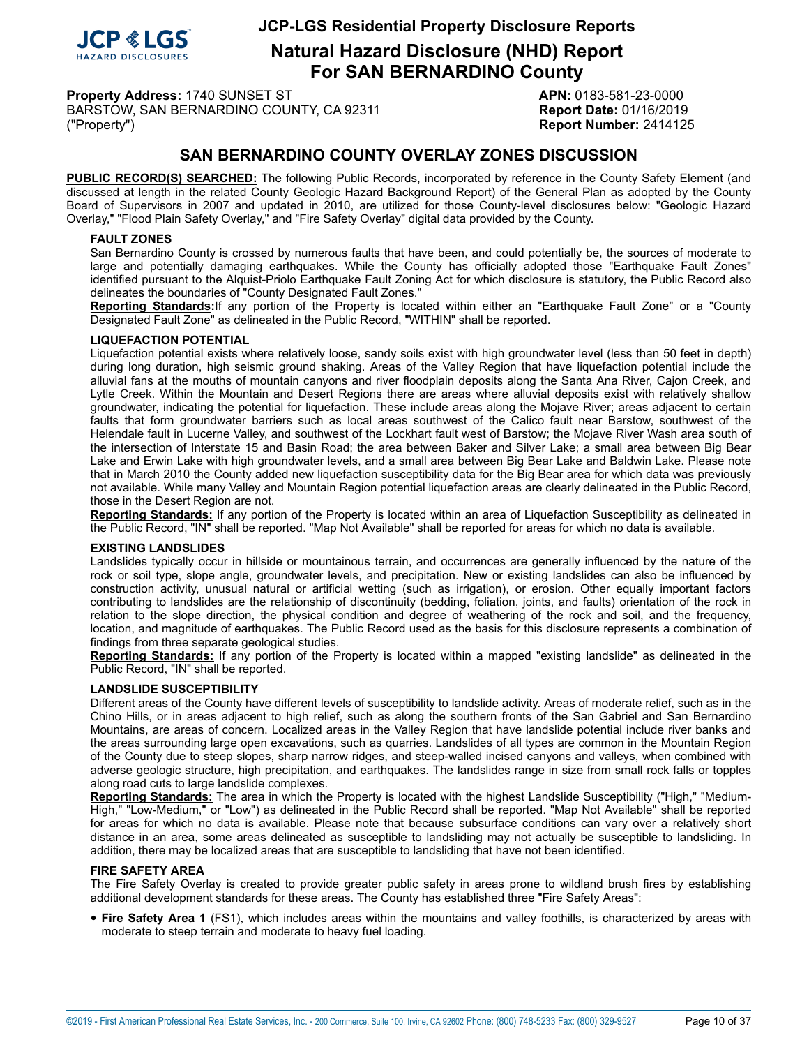# JCP-LGS Residential Property Disclosure Reports

## Natural Hazard Disclosure (NHD) Report For SAN BERNARDINO County

**Property Address:** 1740 SUNSET ST
BARSTOW, SAN BERNARDINO COUNTY, CA 92311
("Property")

**APN:** 0183-581-23-0000
**Report Date:** 01/16/2019
**Report Number:** 2414125

## SAN BERNARDINO COUNTY OVERLAY ZONES DISCUSSION

**PUBLIC RECORD(S) SEARCHED:** The following Public Records, incorporated by reference in the County Safety Element (and discussed at length in the related County Geologic Hazard Background Report) of the General Plan as adopted by the County Board of Supervisors in 2007 and updated in 2010, are utilized for those County-level disclosures below: "Geologic Hazard Overlay," "Flood Plain Safety Overlay," and "Fire Safety Overlay" digital data provided by the County.

### FAULT ZONES

San Bernardino County is crossed by numerous faults that have been, and could potentially be, the sources of moderate to large and potentially damaging earthquakes. While the County has officially adopted those "Earthquake Fault Zones" identified pursuant to the Alquist-Priolo Earthquake Fault Zoning Act for which disclosure is statutory, the Public Record also delineates the boundaries of "County Designated Fault Zones."

**Reporting Standards:** If any portion of the Property is located within either an "Earthquake Fault Zone" or a "County Designated Fault Zone" as delineated in the Public Record, "WITHIN" shall be reported.

### LIQUEFACTION POTENTIAL

Liquefaction potential exists where relatively loose, sandy soils exist with high groundwater level (less than 50 feet in depth) during long duration, high seismic ground shaking. Areas of the Valley Region that have liquefaction potential include the alluvial fans at the mouths of mountain canyons and river floodplain deposits along the Santa Ana River, Cajon Creek, and Lytle Creek. Within the Mountain and Desert Regions there are areas where alluvial deposits exist with relatively shallow groundwater, indicating the potential for liquefaction. These include areas along the Mojave River; areas adjacent to certain faults that form groundwater barriers such as local areas southwest of the Calico fault near Barstow, southwest of the Helendale fault in Lucerne Valley, and southwest of the Lockhart fault west of Barstow; the Mojave River Wash area south of the intersection of Interstate 15 and Basin Road; the area between Baker and Silver Lake; a small area between Big Bear Lake and Erwin Lake with high groundwater levels, and a small area between Big Bear Lake and Baldwin Lake. Please note that in March 2010 the County added new liquefaction susceptibility data for the Big Bear area for which data was previously not available. While many Valley and Mountain Region potential liquefaction areas are clearly delineated in the Public Record, those in the Desert Region are not.

**Reporting Standards:** If any portion of the Property is located within an area of Liquefaction Susceptibility as delineated in the Public Record, "IN" shall be reported. "Map Not Available" shall be reported for areas for which no data is available.

### EXISTING LANDSLIDES

Landslides typically occur in hillside or mountainous terrain, and occurrences are generally influenced by the nature of the rock or soil type, slope angle, groundwater levels, and precipitation. New or existing landslides can also be influenced by construction activity, unusual natural or artificial wetting (such as irrigation), or erosion. Other equally important factors contributing to landslides are the relationship of discontinuity (bedding, foliation, joints, and faults) orientation of the rock in relation to the slope direction, the physical condition and degree of weathering of the rock and soil, and the frequency, location, and magnitude of earthquakes. The Public Record used as the basis for this disclosure represents a combination of findings from three separate geological studies.

**Reporting Standards:** If any portion of the Property is located within a mapped "existing landslide" as delineated in the Public Record, "IN" shall be reported.

### LANDSLIDE SUSCEPTIBILITY

Different areas of the County have different levels of susceptibility to landslide activity. Areas of moderate relief, such as in the Chino Hills, or in areas adjacent to high relief, such as along the southern fronts of the San Gabriel and San Bernardino Mountains, are areas of concern. Localized areas in the Valley Region that have landslide potential include river banks and the areas surrounding large open excavations, such as quarries. Landslides of all types are common in the Mountain Region of the County due to steep slopes, sharp narrow ridges, and steep-walled incised canyons and valleys, when combined with adverse geologic structure, high precipitation, and earthquakes. The landslides range in size from small rock falls or topples along road cuts to large landslide complexes.

**Reporting Standards:** The area in which the Property is located with the highest Landslide Susceptibility ("High," "Medium-High," "Low-Medium," or "Low") as delineated in the Public Record shall be reported. "Map Not Available" shall be reported for areas for which no data is available. Please note that because subsurface conditions can vary over a relatively short distance in an area, some areas delineated as susceptible to landsliding may not actually be susceptible to landsliding. In addition, there may be localized areas that are susceptible to landsliding that have not been identified.

### FIRE SAFETY AREA

The Fire Safety Overlay is created to provide greater public safety in areas prone to wildland brush fires by establishing additional development standards for these areas. The County has established three "Fire Safety Areas":

- **Fire Safety Area 1** (FS1), which includes areas within the mountains and valley foothills, is characterized by areas with moderate to steep terrain and moderate to heavy fuel loading.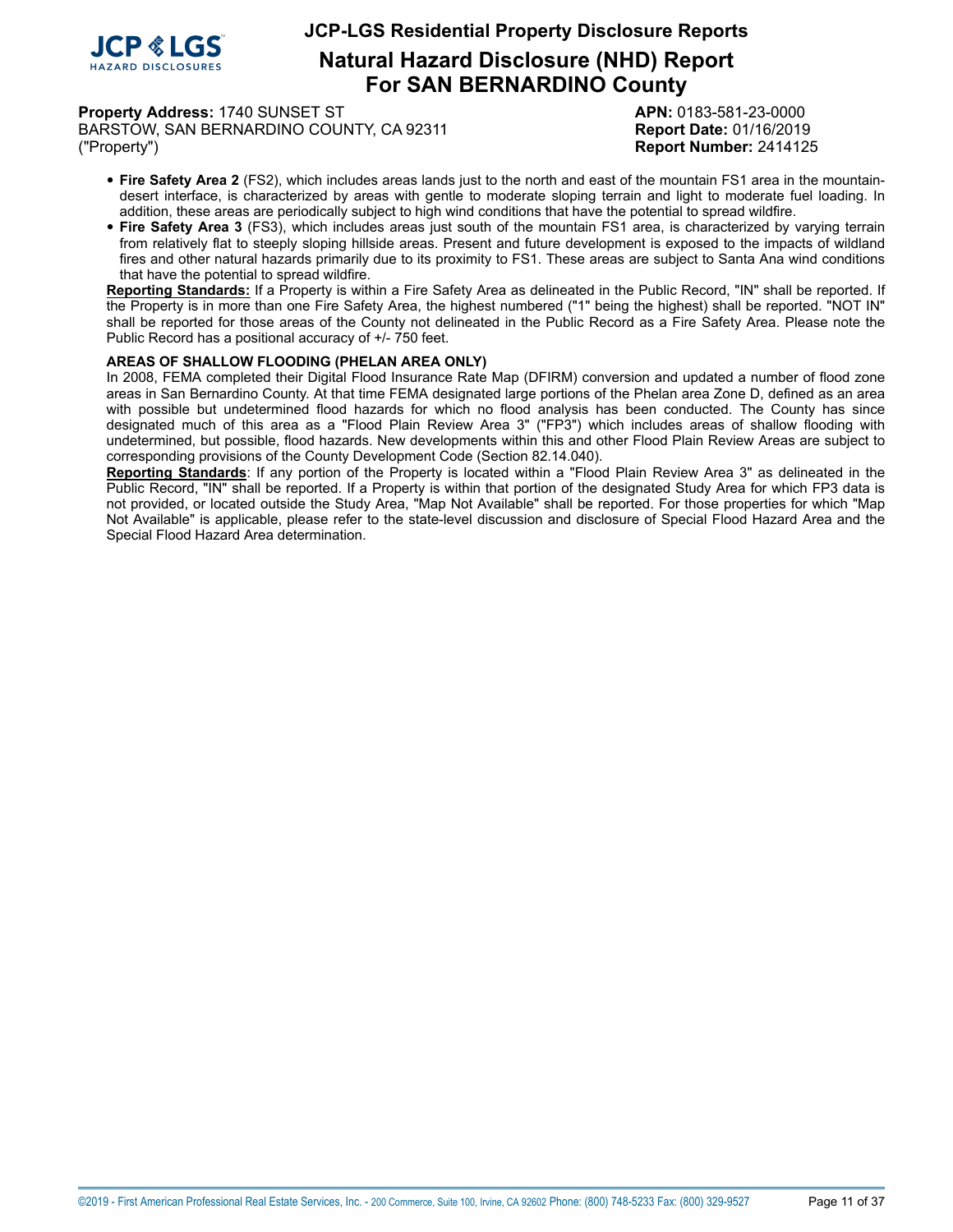- **Fire Safety Area 2** (FS2), which includes areas lands just to the north and east of the mountain FS1 area in the mountain-desert interface, is characterized by areas with gentle to moderate sloping terrain and light to moderate fuel loading. In addition, these areas are periodically subject to high wind conditions that have the potential to spread wildfire.
- **Fire Safety Area 3** (FS3), which includes areas just south of the mountain FS1 area, is characterized by varying terrain from relatively flat to steeply sloping hillside areas. Present and future development is exposed to the impacts of wildland fires and other natural hazards primarily due to its proximity to FS1. These areas are subject to Santa Ana wind conditions that have the potential to spread wildfire.

**Reporting Standards:** If a Property is within a Fire Safety Area as delineated in the Public Record, "IN" shall be reported. If the Property is in more than one Fire Safety Area, the highest numbered ("1" being the highest) shall be reported. "NOT IN" shall be reported for those areas of the County not delineated in the Public Record as a Fire Safety Area. Please note the Public Record has a positional accuracy of +/- 750 feet.

**AREAS OF SHALLOW FLOODING (PHELAN AREA ONLY)**

In 2008, FEMA completed their Digital Flood Insurance Rate Map (DFIRM) conversion and updated a number of flood zone areas in San Bernardino County. At that time FEMA designated large portions of the Phelan area Zone D, defined as an area with possible but undetermined flood hazards for which no flood analysis has been conducted. The County has since designated much of this area as a "Flood Plain Review Area 3" ("FP3") which includes areas of shallow flooding with undetermined, but possible, flood hazards. New developments within this and other Flood Plain Review Areas are subject to corresponding provisions of the County Development Code (Section 82.14.040).

**Reporting Standards**: If any portion of the Property is located within a "Flood Plain Review Area 3" as delineated in the Public Record, "IN" shall be reported. If a Property is within that portion of the designated Study Area for which FP3 data is not provided, or located outside the Study Area, "Map Not Available" shall be reported. For those properties for which "Map Not Available" is applicable, please refer to the state-level discussion and disclosure of Special Flood Hazard Area and the Special Flood Hazard Area determination.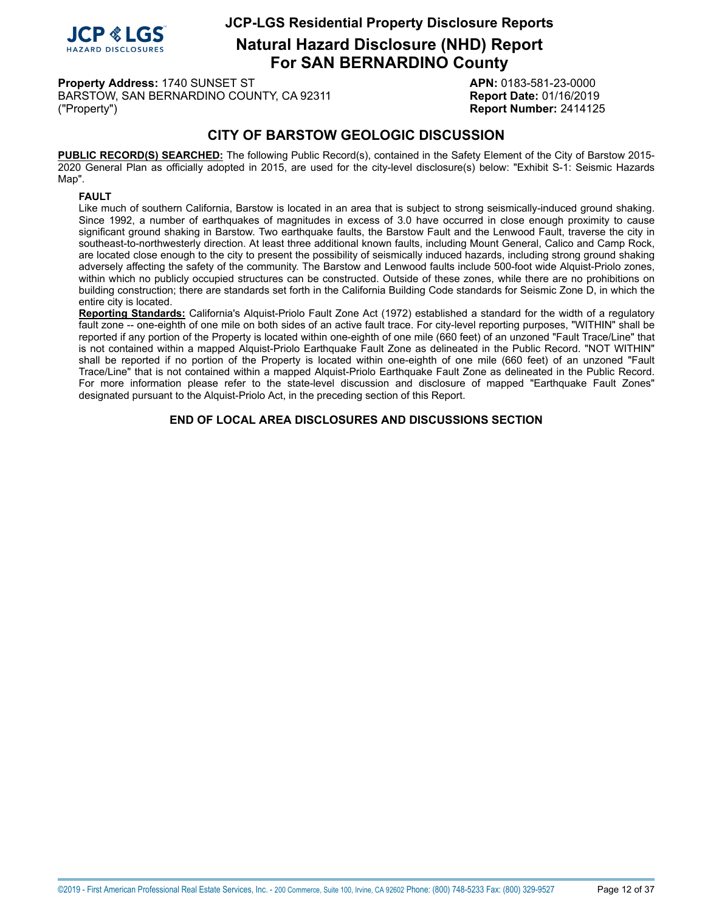**Property Address:** 1740 SUNSET ST
BARSTOW, SAN BERNARDINO COUNTY, CA 92311
("Property")

**APN:** 0183-581-23-0000
**Report Date:** 01/16/2019
**Report Number:** 2414125

## CITY OF BARSTOW GEOLOGIC DISCUSSION

**PUBLIC RECORD(S) SEARCHED:** The following Public Record(s), contained in the Safety Element of the City of Barstow 2015-2020 General Plan as officially adopted in 2015, are used for the city-level disclosure(s) below: "Exhibit S-1: Seismic Hazards Map".

### FAULT

Like much of southern California, Barstow is located in an area that is subject to strong seismically-induced ground shaking. Since 1992, a number of earthquakes of magnitudes in excess of 3.0 have occurred in close enough proximity to cause significant ground shaking in Barstow. Two earthquake faults, the Barstow Fault and the Lenwood Fault, traverse the city in southeast-to-northwesterly direction. At least three additional known faults, including Mount General, Calico and Camp Rock, are located close enough to the city to present the possibility of seismically induced hazards, including strong ground shaking adversely affecting the safety of the community. The Barstow and Lenwood faults include 500-foot wide Alquist-Priolo zones, within which no publicly occupied structures can be constructed. Outside of these zones, while there are no prohibitions on building construction; there are standards set forth in the California Building Code standards for Seismic Zone D, in which the entire city is located.

**Reporting Standards:** California's Alquist-Priolo Fault Zone Act (1972) established a standard for the width of a regulatory fault zone -- one-eighth of one mile on both sides of an active fault trace. For city-level reporting purposes, "WITHIN" shall be reported if any portion of the Property is located within one-eighth of one mile (660 feet) of an unzoned "Fault Trace/Line" that is not contained within a mapped Alquist-Priolo Earthquake Fault Zone as delineated in the Public Record. "NOT WITHIN" shall be reported if no portion of the Property is located within one-eighth of one mile (660 feet) of an unzoned "Fault Trace/Line" that is not contained within a mapped Alquist-Priolo Earthquake Fault Zone as delineated in the Public Record. For more information please refer to the state-level discussion and disclosure of mapped "Earthquake Fault Zones" designated pursuant to the Alquist-Priolo Act, in the preceding section of this Report.

**END OF LOCAL AREA DISCLOSURES AND DISCUSSIONS SECTION**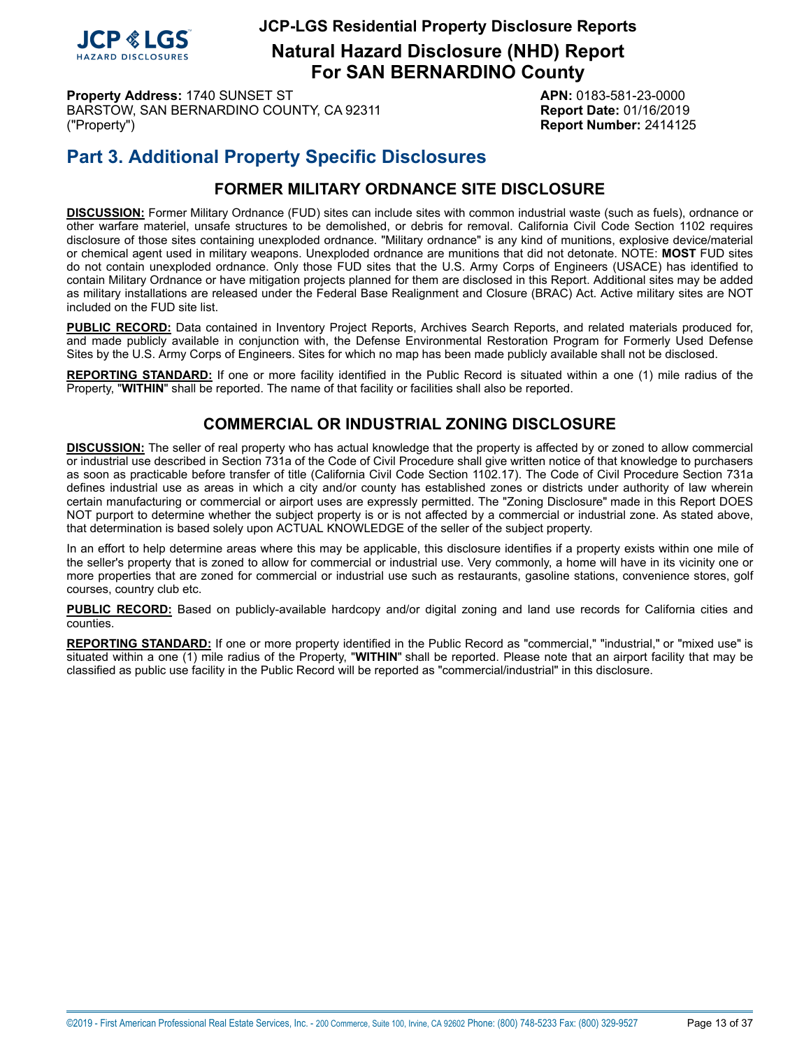**Property Address:** 1740 SUNSET ST
BARSTOW, SAN BERNARDINO COUNTY, CA 92311
("Property")

**APN:** 0183-581-23-0000
**Report Date:** 01/16/2019
**Report Number:** 2414125

# Part 3. Additional Property Specific Disclosures

## FORMER MILITARY ORDNANCE SITE DISCLOSURE

**DISCUSSION:** Former Military Ordnance (FUD) sites can include sites with common industrial waste (such as fuels), ordnance or other warfare materiel, unsafe structures to be demolished, or debris for removal. California Civil Code Section 1102 requires disclosure of those sites containing unexploded ordnance. "Military ordnance" is any kind of munitions, explosive device/material or chemical agent used in military weapons. Unexploded ordnance are munitions that did not detonate. NOTE: **MOST** FUD sites do not contain unexploded ordnance. Only those FUD sites that the U.S. Army Corps of Engineers (USACE) has identified to contain Military Ordnance or have mitigation projects planned for them are disclosed in this Report. Additional sites may be added as military installations are released under the Federal Base Realignment and Closure (BRAC) Act. Active military sites are NOT included on the FUD site list.

**PUBLIC RECORD:** Data contained in Inventory Project Reports, Archives Search Reports, and related materials produced for, and made publicly available in conjunction with, the Defense Environmental Restoration Program for Formerly Used Defense Sites by the U.S. Army Corps of Engineers. Sites for which no map has been made publicly available shall not be disclosed.

**REPORTING STANDARD:** If one or more facility identified in the Public Record is situated within a one (1) mile radius of the Property, "**WITHIN**" shall be reported. The name of that facility or facilities shall also be reported.

## COMMERCIAL OR INDUSTRIAL ZONING DISCLOSURE

**DISCUSSION:** The seller of real property who has actual knowledge that the property is affected by or zoned to allow commercial or industrial use described in Section 731a of the Code of Civil Procedure shall give written notice of that knowledge to purchasers as soon as practicable before transfer of title (California Civil Code Section 1102.17). The Code of Civil Procedure Section 731a defines industrial use as areas in which a city and/or county has established zones or districts under authority of law wherein certain manufacturing or commercial or airport uses are expressly permitted. The "Zoning Disclosure" made in this Report DOES NOT purport to determine whether the subject property is or is not affected by a commercial or industrial zone. As stated above, that determination is based solely upon ACTUAL KNOWLEDGE of the seller of the subject property.

In an effort to help determine areas where this may be applicable, this disclosure identifies if a property exists within one mile of the seller's property that is zoned to allow for commercial or industrial use. Very commonly, a home will have in its vicinity one or more properties that are zoned for commercial or industrial use such as restaurants, gasoline stations, convenience stores, golf courses, country club etc.

**PUBLIC RECORD:** Based on publicly-available hardcopy and/or digital zoning and land use records for California cities and counties.

**REPORTING STANDARD:** If one or more property identified in the Public Record as "commercial," "industrial," or "mixed use" is situated within a one (1) mile radius of the Property, "**WITHIN**" shall be reported. Please note that an airport facility that may be classified as public use facility in the Public Record will be reported as "commercial/industrial" in this disclosure.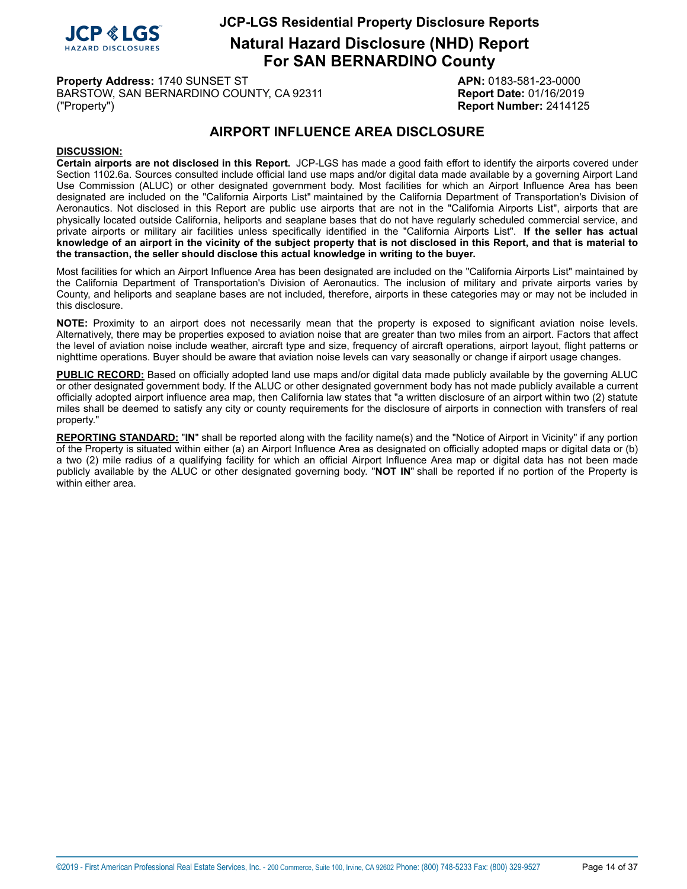# JCP-LGS Residential Property Disclosure Reports

## Natural Hazard Disclosure (NHD) Report For SAN BERNARDINO County

**Property Address:** 1740 SUNSET ST
BARSTOW, SAN BERNARDINO COUNTY, CA 92311
("Property")

**APN:** 0183-581-23-0000
**Report Date:** 01/16/2019
**Report Number:** 2414125

## AIRPORT INFLUENCE AREA DISCLOSURE

**DISCUSSION:**

**Certain airports are not disclosed in this Report.** JCP-LGS has made a good faith effort to identify the airports covered under Section 1102.6a. Sources consulted include official land use maps and/or digital data made available by a governing Airport Land Use Commission (ALUC) or other designated government body. Most facilities for which an Airport Influence Area has been designated are included on the "California Airports List" maintained by the California Department of Transportation's Division of Aeronautics. Not disclosed in this Report are public use airports that are not in the "California Airports List", airports that are physically located outside California, heliports and seaplane bases that do not have regularly scheduled commercial service, and private airports or military air facilities unless specifically identified in the "California Airports List". **If the seller has actual knowledge of an airport in the vicinity of the subject property that is not disclosed in this Report, and that is material to the transaction, the seller should disclose this actual knowledge in writing to the buyer.**

Most facilities for which an Airport Influence Area has been designated are included on the "California Airports List" maintained by the California Department of Transportation's Division of Aeronautics. The inclusion of military and private airports varies by County, and heliports and seaplane bases are not included, therefore, airports in these categories may or may not be included in this disclosure.

**NOTE:** Proximity to an airport does not necessarily mean that the property is exposed to significant aviation noise levels. Alternatively, there may be properties exposed to aviation noise that are greater than two miles from an airport. Factors that affect the level of aviation noise include weather, aircraft type and size, frequency of aircraft operations, airport layout, flight patterns or nighttime operations. Buyer should be aware that aviation noise levels can vary seasonally or change if airport usage changes.

**PUBLIC RECORD:** Based on officially adopted land use maps and/or digital data made publicly available by the governing ALUC or other designated government body. If the ALUC or other designated government body has not made publicly available a current officially adopted airport influence area map, then California law states that "a written disclosure of an airport within two (2) statute miles shall be deemed to satisfy any city or county requirements for the disclosure of airports in connection with transfers of real property."

**REPORTING STANDARD:** "**IN**" shall be reported along with the facility name(s) and the "Notice of Airport in Vicinity" if any portion of the Property is situated within either (a) an Airport Influence Area as designated on officially adopted maps or digital data or (b) a two (2) mile radius of a qualifying facility for which an official Airport Influence Area map or digital data has not been made publicly available by the ALUC or other designated governing body. "**NOT IN**" shall be reported if no portion of the Property is within either area.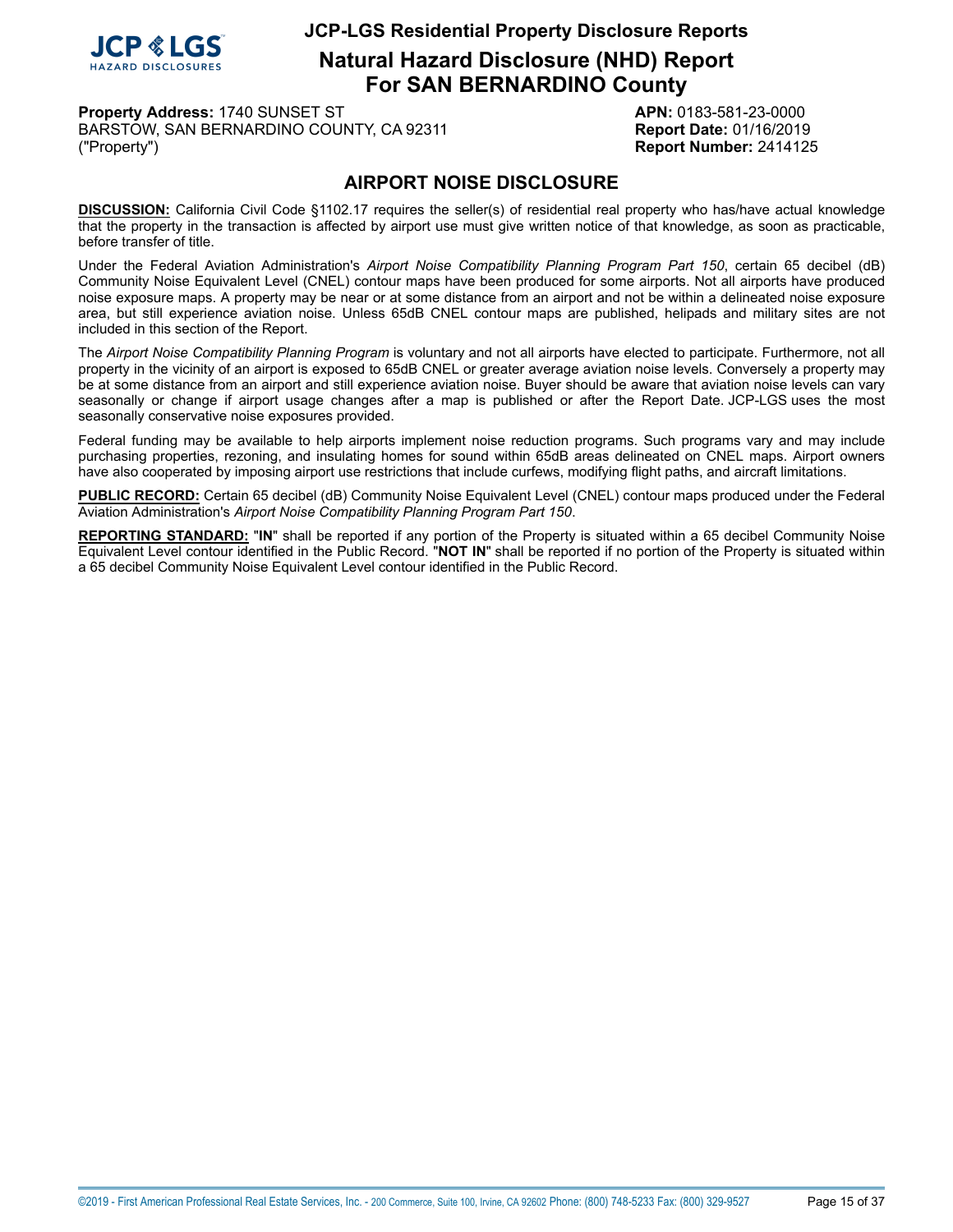# JCP-LGS Residential Property Disclosure Reports

## Natural Hazard Disclosure (NHD) Report For SAN BERNARDINO County

**Property Address:** 1740 SUNSET ST
BARSTOW, SAN BERNARDINO COUNTY, CA 92311
("Property")

**APN:** 0183-581-23-0000
**Report Date:** 01/16/2019
**Report Number:** 2414125

## AIRPORT NOISE DISCLOSURE

**DISCUSSION:** California Civil Code §1102.17 requires the seller(s) of residential real property who has/have actual knowledge that the property in the transaction is affected by airport use must give written notice of that knowledge, as soon as practicable, before transfer of title.

Under the Federal Aviation Administration's *Airport Noise Compatibility Planning Program Part 150*, certain 65 decibel (dB) Community Noise Equivalent Level (CNEL) contour maps have been produced for some airports. Not all airports have produced noise exposure maps. A property may be near or at some distance from an airport and not be within a delineated noise exposure area, but still experience aviation noise. Unless 65dB CNEL contour maps are published, helipads and military sites are not included in this section of the Report.

The *Airport Noise Compatibility Planning Program* is voluntary and not all airports have elected to participate. Furthermore, not all property in the vicinity of an airport is exposed to 65dB CNEL or greater average aviation noise levels. Conversely a property may be at some distance from an airport and still experience aviation noise. Buyer should be aware that aviation noise levels can vary seasonally or change if airport usage changes after a map is published or after the Report Date. JCP-LGS uses the most seasonally conservative noise exposures provided.

Federal funding may be available to help airports implement noise reduction programs. Such programs vary and may include purchasing properties, rezoning, and insulating homes for sound within 65dB areas delineated on CNEL maps. Airport owners have also cooperated by imposing airport use restrictions that include curfews, modifying flight paths, and aircraft limitations.

**PUBLIC RECORD:** Certain 65 decibel (dB) Community Noise Equivalent Level (CNEL) contour maps produced under the Federal Aviation Administration's *Airport Noise Compatibility Planning Program Part 150*.

**REPORTING STANDARD:** "**IN**" shall be reported if any portion of the Property is situated within a 65 decibel Community Noise Equivalent Level contour identified in the Public Record. "**NOT IN**" shall be reported if no portion of the Property is situated within a 65 decibel Community Noise Equivalent Level contour identified in the Public Record.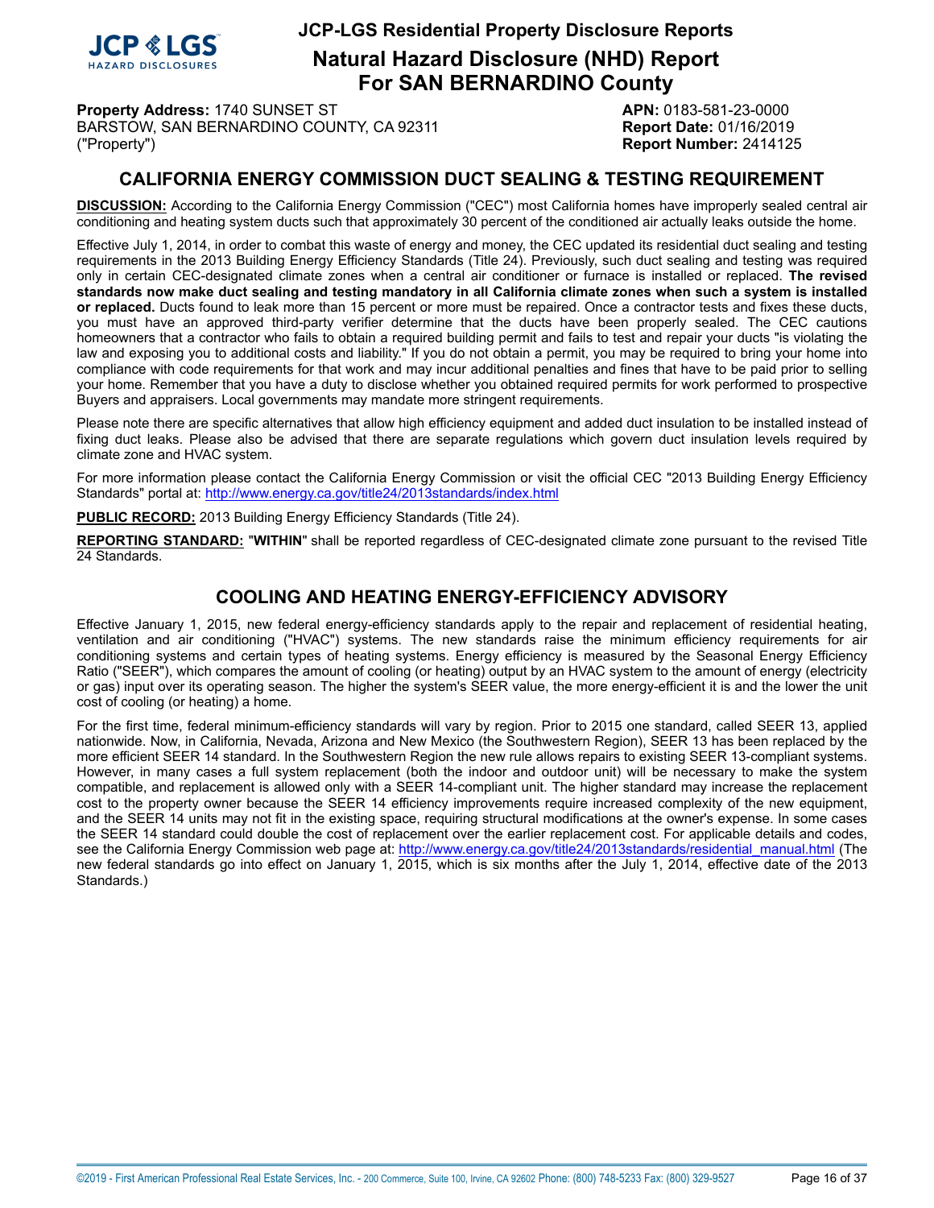# CALIFORNIA ENERGY COMMISSION DUCT SEALING & TESTING REQUIREMENT

**DISCUSSION:** According to the California Energy Commission ("CEC") most California homes have improperly sealed central air conditioning and heating system ducts such that approximately 30 percent of the conditioned air actually leaks outside the home.

Effective July 1, 2014, in order to combat this waste of energy and money, the CEC updated its residential duct sealing and testing requirements in the 2013 Building Energy Efficiency Standards (Title 24). Previously, such duct sealing and testing was required only in certain CEC-designated climate zones when a central air conditioner or furnace is installed or replaced. **The revised standards now make duct sealing and testing mandatory in all California climate zones when such a system is installed or replaced.** Ducts found to leak more than 15 percent or more must be repaired. Once a contractor tests and fixes these ducts, you must have an approved third-party verifier determine that the ducts have been properly sealed. The CEC cautions homeowners that a contractor who fails to obtain a required building permit and fails to test and repair your ducts "is violating the law and exposing you to additional costs and liability." If you do not obtain a permit, you may be required to bring your home into compliance with code requirements for that work and may incur additional penalties and fines that have to be paid prior to selling your home. Remember that you have a duty to disclose whether you obtained required permits for work performed to prospective Buyers and appraisers. Local governments may mandate more stringent requirements.

Please note there are specific alternatives that allow high efficiency equipment and added duct insulation to be installed instead of fixing duct leaks. Please also be advised that there are separate regulations which govern duct insulation levels required by climate zone and HVAC system.

For more information please contact the California Energy Commission or visit the official CEC "2013 Building Energy Efficiency Standards" portal at: http://www.energy.ca.gov/title24/2013standards/index.html

**PUBLIC RECORD:** 2013 Building Energy Efficiency Standards (Title 24).

**REPORTING STANDARD:** "**WITHIN**" shall be reported regardless of CEC-designated climate zone pursuant to the revised Title 24 Standards.

# COOLING AND HEATING ENERGY-EFFICIENCY ADVISORY

Effective January 1, 2015, new federal energy-efficiency standards apply to the repair and replacement of residential heating, ventilation and air conditioning ("HVAC") systems. The new standards raise the minimum efficiency requirements for air conditioning systems and certain types of heating systems. Energy efficiency is measured by the Seasonal Energy Efficiency Ratio ("SEER"), which compares the amount of cooling (or heating) output by an HVAC system to the amount of energy (electricity or gas) input over its operating season. The higher the system's SEER value, the more energy-efficient it is and the lower the unit cost of cooling (or heating) a home.

For the first time, federal minimum-efficiency standards will vary by region. Prior to 2015 one standard, called SEER 13, applied nationwide. Now, in California, Nevada, Arizona and New Mexico (the Southwestern Region), SEER 13 has been replaced by the more efficient SEER 14 standard. In the Southwestern Region the new rule allows repairs to existing SEER 13-compliant systems. However, in many cases a full system replacement (both the indoor and outdoor unit) will be necessary to make the system compatible, and replacement is allowed only with a SEER 14-compliant unit. The higher standard may increase the replacement cost to the property owner because the SEER 14 efficiency improvements require increased complexity of the new equipment, and the SEER 14 units may not fit in the existing space, requiring structural modifications at the owner's expense. In some cases the SEER 14 standard could double the cost of replacement over the earlier replacement cost. For applicable details and codes, see the California Energy Commission web page at: http://www.energy.ca.gov/title24/2013standards/residential_manual.html (The new federal standards go into effect on January 1, 2015, which is six months after the July 1, 2014, effective date of the 2013 Standards.)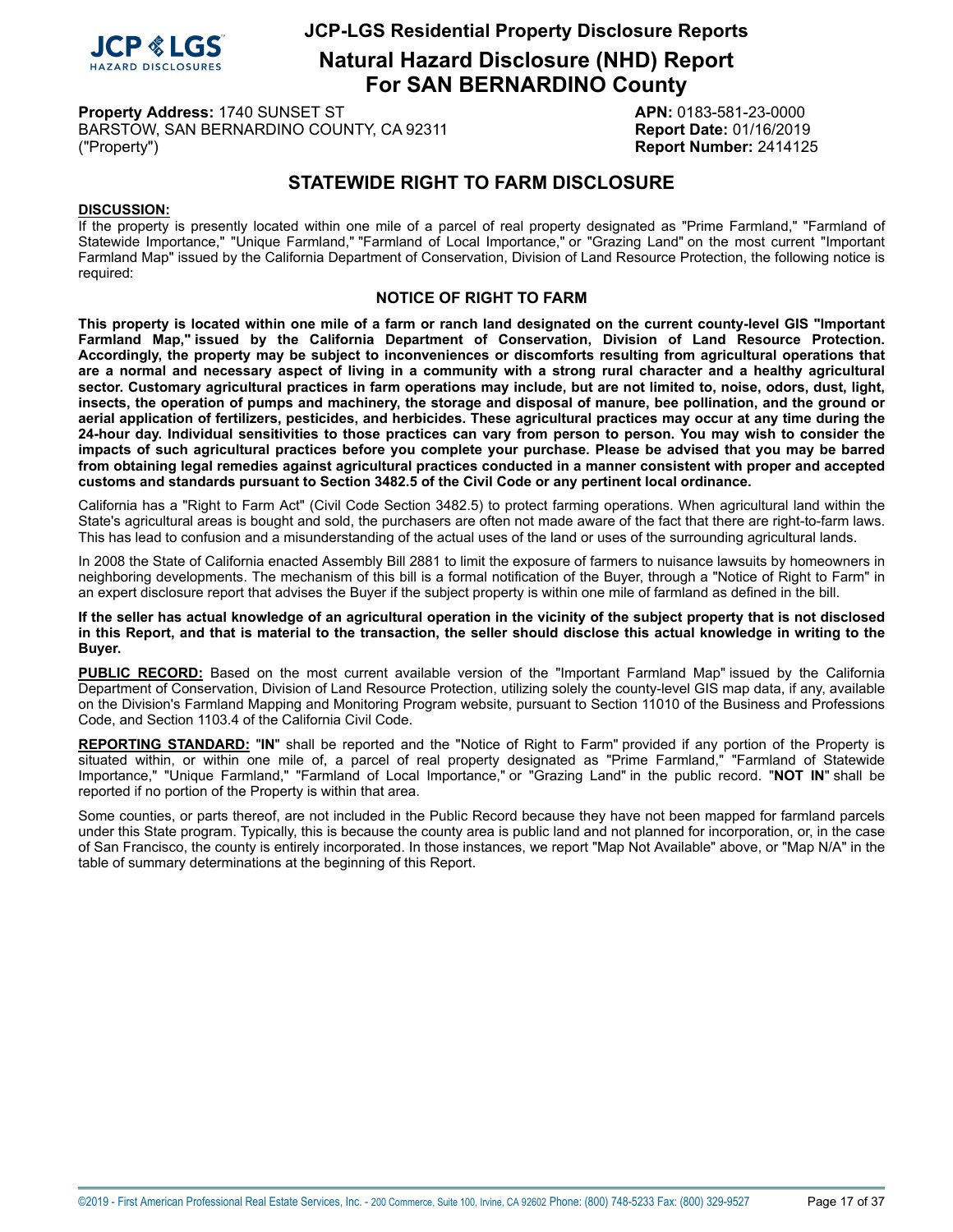# JCP-LGS Residential Property Disclosure Reports

## Natural Hazard Disclosure (NHD) Report For SAN BERNARDINO County

**Property Address:** 1740 SUNSET ST
BARSTOW, SAN BERNARDINO COUNTY, CA 92311
("Property")

**APN:** 0183-581-23-0000
**Report Date:** 01/16/2019
**Report Number:** 2414125

## STATEWIDE RIGHT TO FARM DISCLOSURE

**DISCUSSION:**

If the property is presently located within one mile of a parcel of real property designated as "Prime Farmland," "Farmland of Statewide Importance," "Unique Farmland," "Farmland of Local Importance," or "Grazing Land" on the most current "Important Farmland Map" issued by the California Department of Conservation, Division of Land Resource Protection, the following notice is required:

### NOTICE OF RIGHT TO FARM

**This property is located within one mile of a farm or ranch land designated on the current county-level GIS "Important Farmland Map," issued by the California Department of Conservation, Division of Land Resource Protection. Accordingly, the property may be subject to inconveniences or discomforts resulting from agricultural operations that are a normal and necessary aspect of living in a community with a strong rural character and a healthy agricultural sector. Customary agricultural practices in farm operations may include, but are not limited to, noise, odors, dust, light, insects, the operation of pumps and machinery, the storage and disposal of manure, bee pollination, and the ground or aerial application of fertilizers, pesticides, and herbicides. These agricultural practices may occur at any time during the 24-hour day. Individual sensitivities to those practices can vary from person to person. You may wish to consider the impacts of such agricultural practices before you complete your purchase. Please be advised that you may be barred from obtaining legal remedies against agricultural practices conducted in a manner consistent with proper and accepted customs and standards pursuant to Section 3482.5 of the Civil Code or any pertinent local ordinance.**

California has a "Right to Farm Act" (Civil Code Section 3482.5) to protect farming operations. When agricultural land within the State's agricultural areas is bought and sold, the purchasers are often not made aware of the fact that there are right-to-farm laws. This has lead to confusion and a misunderstanding of the actual uses of the land or uses of the surrounding agricultural lands.

In 2008 the State of California enacted Assembly Bill 2881 to limit the exposure of farmers to nuisance lawsuits by homeowners in neighboring developments. The mechanism of this bill is a formal notification of the Buyer, through a "Notice of Right to Farm" in an expert disclosure report that advises the Buyer if the subject property is within one mile of farmland as defined in the bill.

**If the seller has actual knowledge of an agricultural operation in the vicinity of the subject property that is not disclosed in this Report, and that is material to the transaction, the seller should disclose this actual knowledge in writing to the Buyer.**

**PUBLIC RECORD:** Based on the most current available version of the "Important Farmland Map" issued by the California Department of Conservation, Division of Land Resource Protection, utilizing solely the county-level GIS map data, if any, available on the Division's Farmland Mapping and Monitoring Program website, pursuant to Section 11010 of the Business and Professions Code, and Section 1103.4 of the California Civil Code.

**REPORTING STANDARD:** "**IN**" shall be reported and the "Notice of Right to Farm" provided if any portion of the Property is situated within, or within one mile of, a parcel of real property designated as "Prime Farmland," "Farmland of Statewide Importance," "Unique Farmland," "Farmland of Local Importance," or "Grazing Land" in the public record. "**NOT IN**" shall be reported if no portion of the Property is within that area.

Some counties, or parts thereof, are not included in the Public Record because they have not been mapped for farmland parcels under this State program. Typically, this is because the county area is public land and not planned for incorporation, or, in the case of San Francisco, the county is entirely incorporated. In those instances, we report "Map Not Available" above, or "Map N/A" in the table of summary determinations at the beginning of this Report.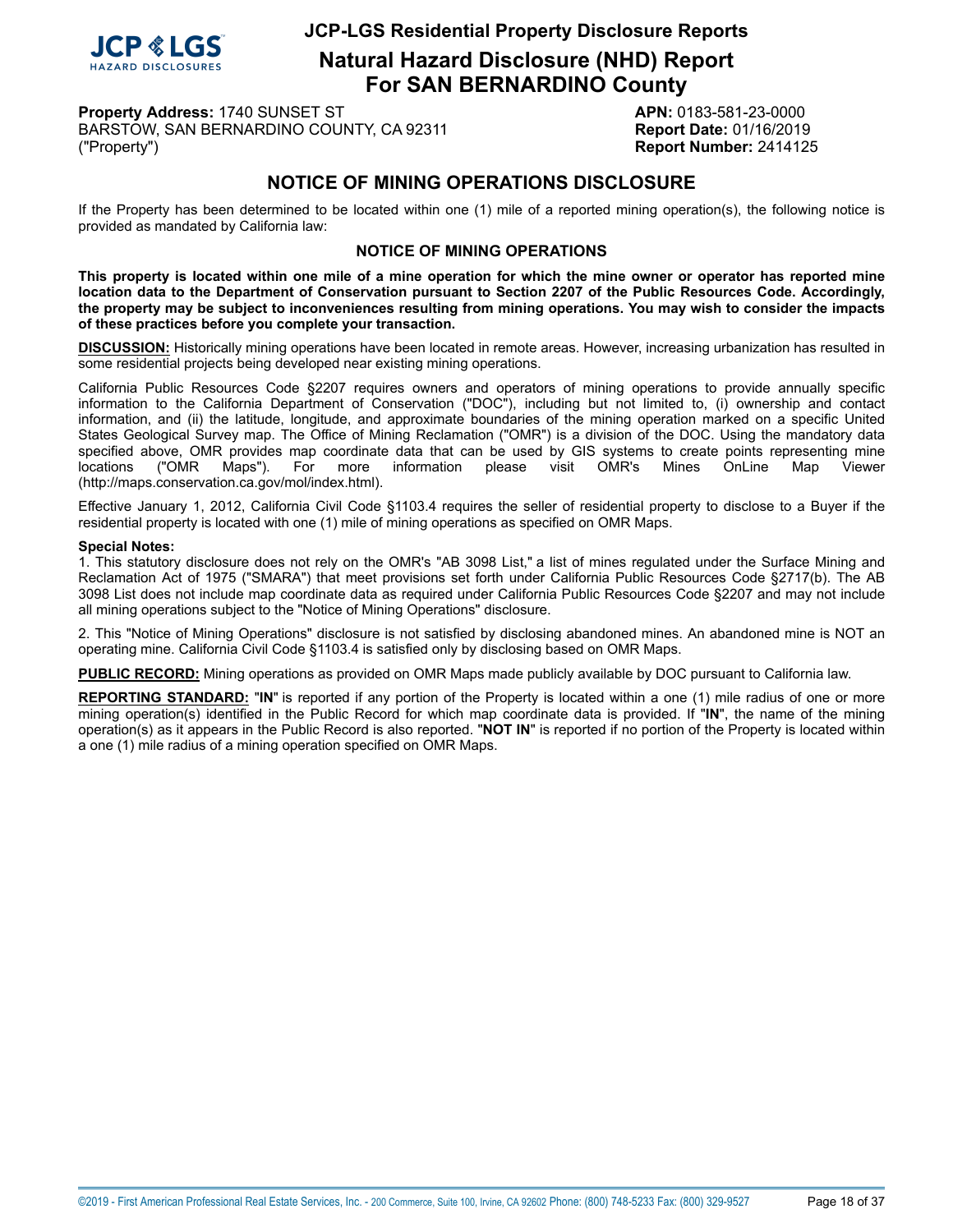**Property Address:** 1740 SUNSET ST
BARSTOW, SAN BERNARDINO COUNTY, CA 92311
("Property")

**APN:** 0183-581-23-0000
**Report Date:** 01/16/2019
**Report Number:** 2414125

## NOTICE OF MINING OPERATIONS DISCLOSURE

If the Property has been determined to be located within one (1) mile of a reported mining operation(s), the following notice is provided as mandated by California law:

### NOTICE OF MINING OPERATIONS

**This property is located within one mile of a mine operation for which the mine owner or operator has reported mine location data to the Department of Conservation pursuant to Section 2207 of the Public Resources Code. Accordingly, the property may be subject to inconveniences resulting from mining operations. You may wish to consider the impacts of these practices before you complete your transaction.**

**DISCUSSION:** Historically mining operations have been located in remote areas. However, increasing urbanization has resulted in some residential projects being developed near existing mining operations.

California Public Resources Code §2207 requires owners and operators of mining operations to provide annually specific information to the California Department of Conservation ("DOC"), including but not limited to, (i) ownership and contact information, and (ii) the latitude, longitude, and approximate boundaries of the mining operation marked on a specific United States Geological Survey map. The Office of Mining Reclamation ("OMR") is a division of the DOC. Using the mandatory data specified above, OMR provides map coordinate data that can be used by GIS systems to create points representing mine locations ("OMR Maps"). For more information please visit OMR's Mines OnLine Map Viewer (http://maps.conservation.ca.gov/mol/index.html).

Effective January 1, 2012, California Civil Code §1103.4 requires the seller of residential property to disclose to a Buyer if the residential property is located with one (1) mile of mining operations as specified on OMR Maps.

**Special Notes:**

1. This statutory disclosure does not rely on the OMR's "AB 3098 List," a list of mines regulated under the Surface Mining and Reclamation Act of 1975 ("SMARA") that meet provisions set forth under California Public Resources Code §2717(b). The AB 3098 List does not include map coordinate data as required under California Public Resources Code §2207 and may not include all mining operations subject to the "Notice of Mining Operations" disclosure.

2. This "Notice of Mining Operations" disclosure is not satisfied by disclosing abandoned mines. An abandoned mine is NOT an operating mine. California Civil Code §1103.4 is satisfied only by disclosing based on OMR Maps.

**PUBLIC RECORD:** Mining operations as provided on OMR Maps made publicly available by DOC pursuant to California law.

**REPORTING STANDARD:** "**IN**" is reported if any portion of the Property is located within a one (1) mile radius of one or more mining operation(s) identified in the Public Record for which map coordinate data is provided. If "**IN**", the name of the mining operation(s) as it appears in the Public Record is also reported. "**NOT IN**" is reported if no portion of the Property is located within a one (1) mile radius of a mining operation specified on OMR Maps.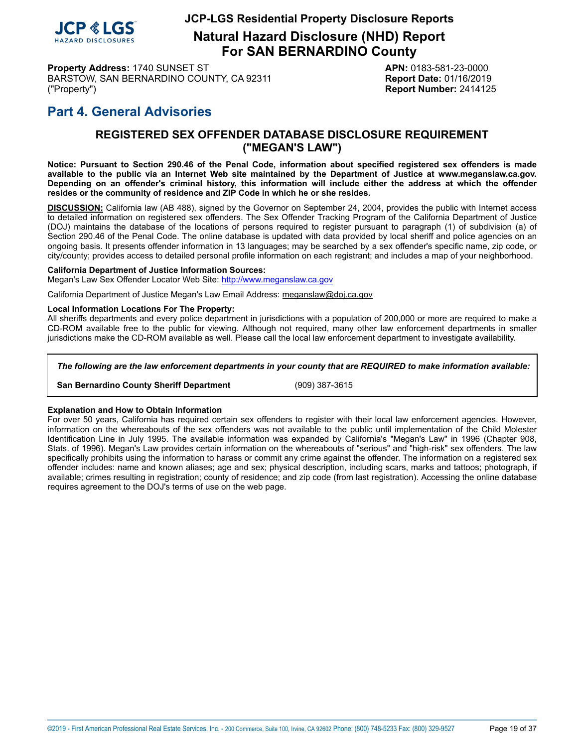# Part 4. General Advisories

## REGISTERED SEX OFFENDER DATABASE DISCLOSURE REQUIREMENT ("MEGAN'S LAW")

**Notice: Pursuant to Section 290.46 of the Penal Code, information about specified registered sex offenders is made available to the public via an Internet Web site maintained by the Department of Justice at www.meganslaw.ca.gov. Depending on an offender's criminal history, this information will include either the address at which the offender resides or the community of residence and ZIP Code in which he or she resides.**

**DISCUSSION:** California law (AB 488), signed by the Governor on September 24, 2004, provides the public with Internet access to detailed information on registered sex offenders. The Sex Offender Tracking Program of the California Department of Justice (DOJ) maintains the database of the locations of persons required to register pursuant to paragraph (1) of subdivision (a) of Section 290.46 of the Penal Code. The online database is updated with data provided by local sheriff and police agencies on an ongoing basis. It presents offender information in 13 languages; may be searched by a sex offender's specific name, zip code, or city/county; provides access to detailed personal profile information on each registrant; and includes a map of your neighborhood.

**California Department of Justice Information Sources:**
Megan's Law Sex Offender Locator Web Site: http://www.meganslaw.ca.gov

California Department of Justice Megan's Law Email Address: meganslaw@doj.ca.gov

**Local Information Locations For The Property:**
All sheriffs departments and every police department in jurisdictions with a population of 200,000 or more are required to make a CD-ROM available free to the public for viewing. Although not required, many other law enforcement departments in smaller jurisdictions make the CD-ROM available as well. Please call the local law enforcement department to investigate availability.

***The following are the law enforcement departments in your county that are REQUIRED to make information available:***

| | |
|---|---|
| **San Bernardino County Sheriff Department** | (909) 387-3615 |

**Explanation and How to Obtain Information**
For over 50 years, California has required certain sex offenders to register with their local law enforcement agencies. However, information on the whereabouts of the sex offenders was not available to the public until implementation of the Child Molester Identification Line in July 1995. The available information was expanded by California's "Megan's Law" in 1996 (Chapter 908, Stats. of 1996). Megan's Law provides certain information on the whereabouts of "serious" and "high-risk" sex offenders. The law specifically prohibits using the information to harass or commit any crime against the offender. The information on a registered sex offender includes: name and known aliases; age and sex; physical description, including scars, marks and tattoos; photograph, if available; crimes resulting in registration; county of residence; and zip code (from last registration). Accessing the online database requires agreement to the DOJ's terms of use on the web page.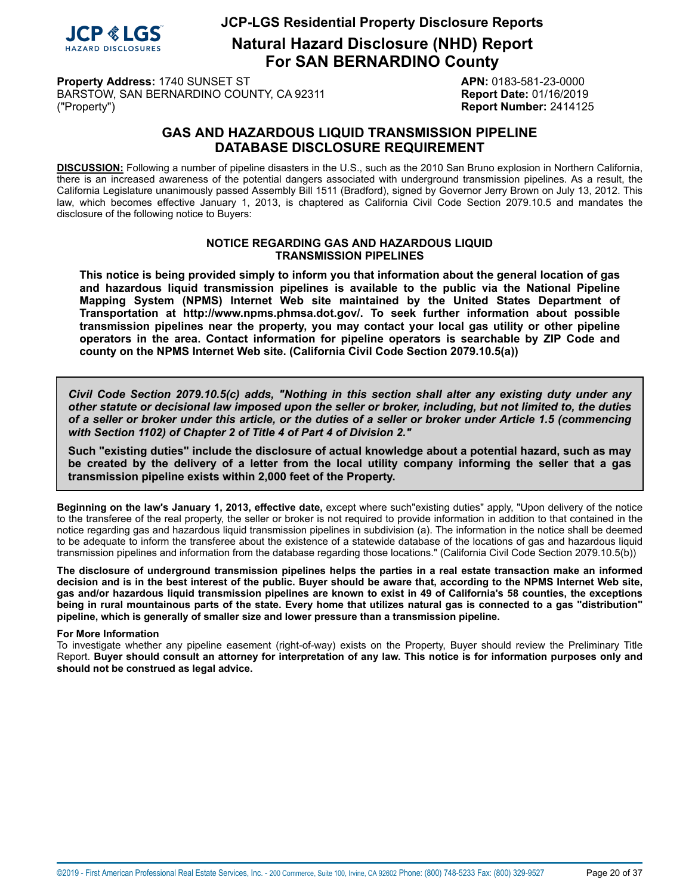# JCP-LGS Residential Property Disclosure Reports

## Natural Hazard Disclosure (NHD) Report For SAN BERNARDINO County

**Property Address:** 1740 SUNSET ST
BARSTOW, SAN BERNARDINO COUNTY, CA 92311
("Property")

**APN:** 0183-581-23-0000
**Report Date:** 01/16/2019
**Report Number:** 2414125

## GAS AND HAZARDOUS LIQUID TRANSMISSION PIPELINE DATABASE DISCLOSURE REQUIREMENT

**DISCUSSION:** Following a number of pipeline disasters in the U.S., such as the 2010 San Bruno explosion in Northern California, there is an increased awareness of the potential dangers associated with underground transmission pipelines. As a result, the California Legislature unanimously passed Assembly Bill 1511 (Bradford), signed by Governor Jerry Brown on July 13, 2012. This law, which becomes effective January 1, 2013, is chaptered as California Civil Code Section 2079.10.5 and mandates the disclosure of the following notice to Buyers:

### NOTICE REGARDING GAS AND HAZARDOUS LIQUID TRANSMISSION PIPELINES

**This notice is being provided simply to inform you that information about the general location of gas and hazardous liquid transmission pipelines is available to the public via the National Pipeline Mapping System (NPMS) Internet Web site maintained by the United States Department of Transportation at http://www.npms.phmsa.dot.gov/. To seek further information about possible transmission pipelines near the property, you may contact your local gas utility or other pipeline operators in the area. Contact information for pipeline operators is searchable by ZIP Code and county on the NPMS Internet Web site. (California Civil Code Section 2079.10.5(a))**

***Civil Code Section 2079.10.5(c) adds, "Nothing in this section shall alter any existing duty under any other statute or decisional law imposed upon the seller or broker, including, but not limited to, the duties of a seller or broker under this article, or the duties of a seller or broker under Article 1.5 (commencing with Section 1102) of Chapter 2 of Title 4 of Part 4 of Division 2."***

**Such "existing duties" include the disclosure of actual knowledge about a potential hazard, such as may be created by the delivery of a letter from the local utility company informing the seller that a gas transmission pipeline exists within 2,000 feet of the Property.**

**Beginning on the law's January 1, 2013, effective date,** except where such"existing duties" apply, "Upon delivery of the notice to the transferee of the real property, the seller or broker is not required to provide information in addition to that contained in the notice regarding gas and hazardous liquid transmission pipelines in subdivision (a). The information in the notice shall be deemed to be adequate to inform the transferee about the existence of a statewide database of the locations of gas and hazardous liquid transmission pipelines and information from the database regarding those locations." (California Civil Code Section 2079.10.5(b))

**The disclosure of underground transmission pipelines helps the parties in a real estate transaction make an informed decision and is in the best interest of the public. Buyer should be aware that, according to the NPMS Internet Web site, gas and/or hazardous liquid transmission pipelines are known to exist in 49 of California's 58 counties, the exceptions being in rural mountainous parts of the state. Every home that utilizes natural gas is connected to a gas "distribution" pipeline, which is generally of smaller size and lower pressure than a transmission pipeline.**

**For More Information**
To investigate whether any pipeline easement (right-of-way) exists on the Property, Buyer should review the Preliminary Title Report. **Buyer should consult an attorney for interpretation of any law. This notice is for information purposes only and should not be construed as legal advice.**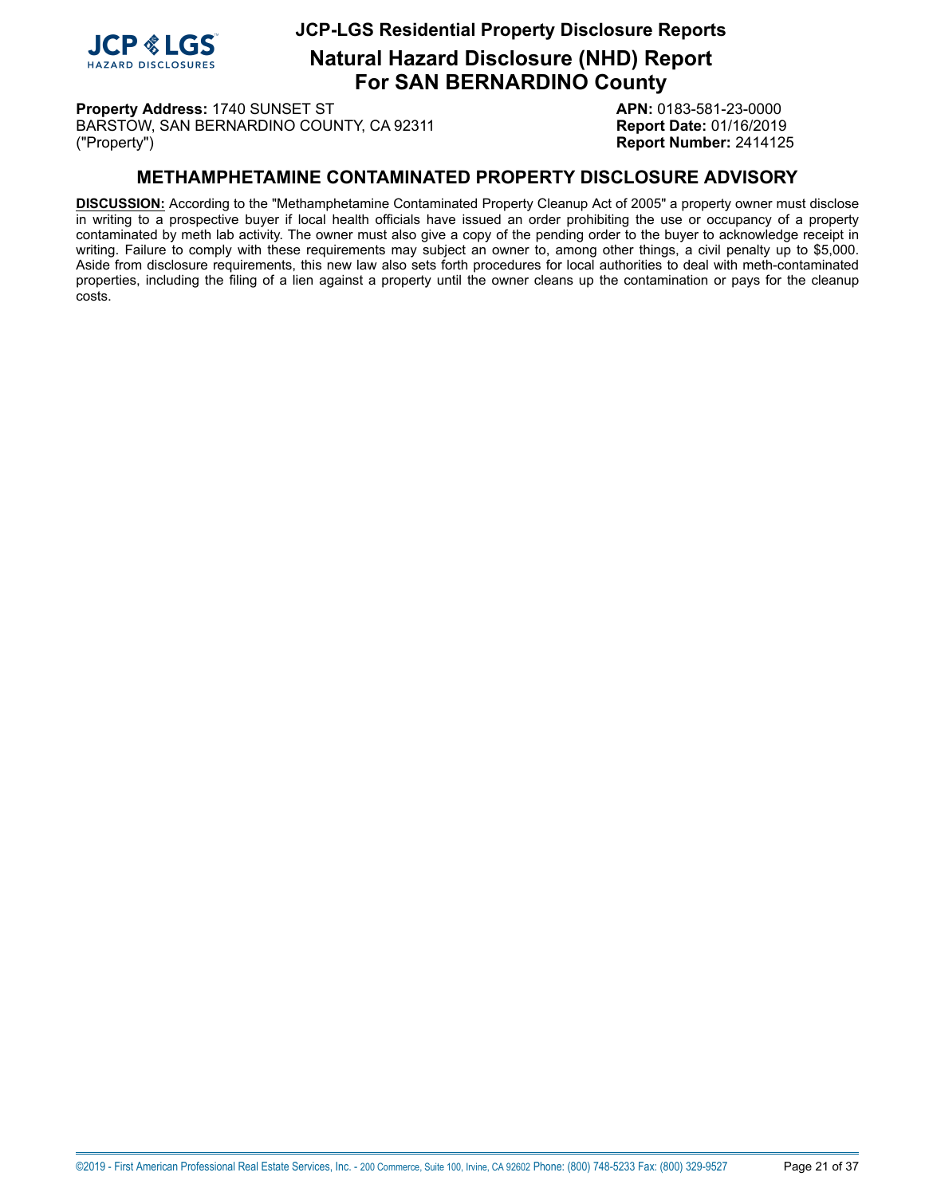**Property Address:** 1740 SUNSET ST
BARSTOW, SAN BERNARDINO COUNTY, CA 92311
("Property")

**APN:** 0183-581-23-0000
**Report Date:** 01/16/2019
**Report Number:** 2414125

## METHAMPHETAMINE CONTAMINATED PROPERTY DISCLOSURE ADVISORY

**DISCUSSION:** According to the "Methamphetamine Contaminated Property Cleanup Act of 2005" a property owner must disclose in writing to a prospective buyer if local health officials have issued an order prohibiting the use or occupancy of a property contaminated by meth lab activity. The owner must also give a copy of the pending order to the buyer to acknowledge receipt in writing. Failure to comply with these requirements may subject an owner to, among other things, a civil penalty up to $5,000. Aside from disclosure requirements, this new law also sets forth procedures for local authorities to deal with meth-contaminated properties, including the filing of a lien against a property until the owner cleans up the contamination or pays for the cleanup costs.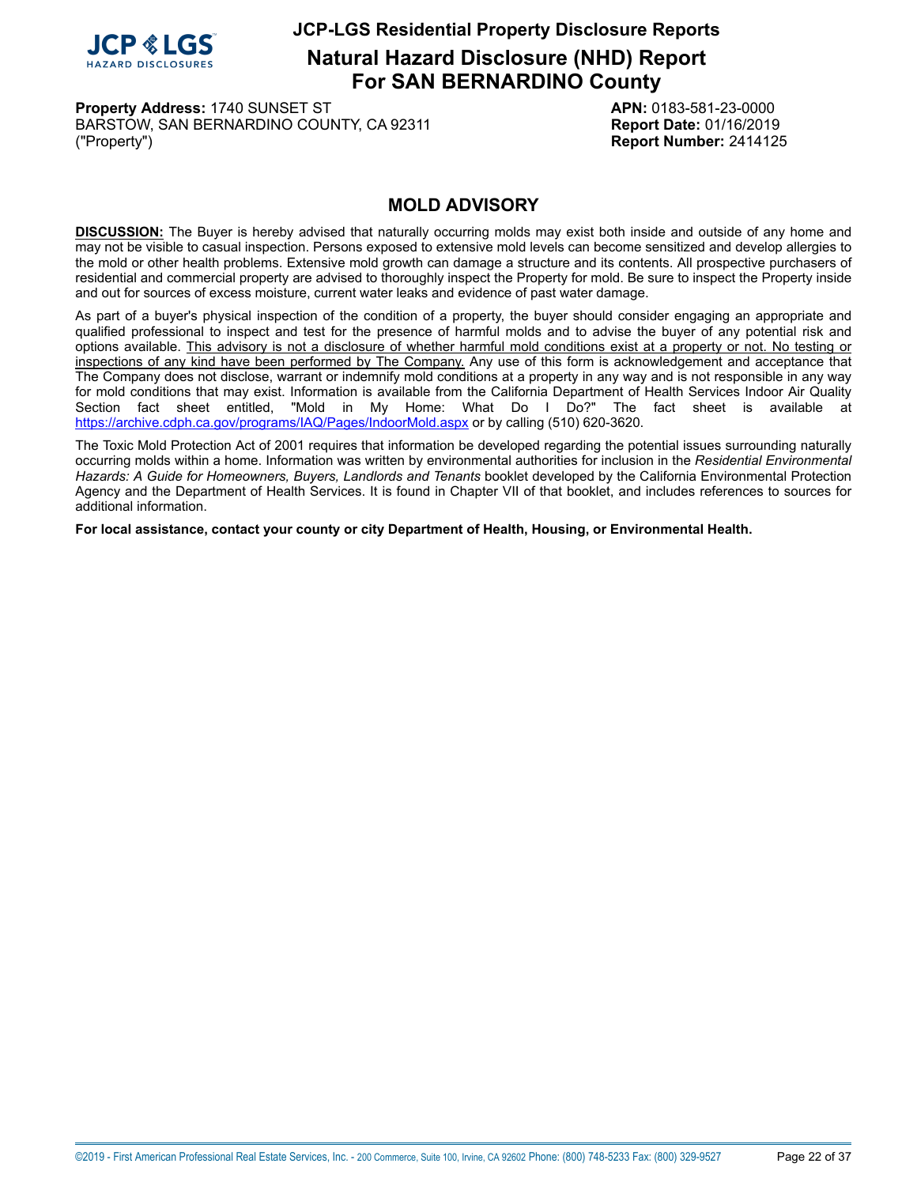# MOLD ADVISORY

**DISCUSSION:** The Buyer is hereby advised that naturally occurring molds may exist both inside and outside of any home and may not be visible to casual inspection. Persons exposed to extensive mold levels can become sensitized and develop allergies to the mold or other health problems. Extensive mold growth can damage a structure and its contents. All prospective purchasers of residential and commercial property are advised to thoroughly inspect the Property for mold. Be sure to inspect the Property inside and out for sources of excess moisture, current water leaks and evidence of past water damage.

As part of a buyer's physical inspection of the condition of a property, the buyer should consider engaging an appropriate and qualified professional to inspect and test for the presence of harmful molds and to advise the buyer of any potential risk and options available. This advisory is not a disclosure of whether harmful mold conditions exist at a property or not. No testing or inspections of any kind have been performed by The Company. Any use of this form is acknowledgement and acceptance that The Company does not disclose, warrant or indemnify mold conditions at a property in any way and is not responsible in any way for mold conditions that may exist. Information is available from the California Department of Health Services Indoor Air Quality Section fact sheet entitled, "Mold in My Home: What Do I Do?" The fact sheet is available at https://archive.cdph.ca.gov/programs/IAQ/Pages/IndoorMold.aspx or by calling (510) 620-3620.

The Toxic Mold Protection Act of 2001 requires that information be developed regarding the potential issues surrounding naturally occurring molds within a home. Information was written by environmental authorities for inclusion in the *Residential Environmental Hazards: A Guide for Homeowners, Buyers, Landlords and Tenants* booklet developed by the California Environmental Protection Agency and the Department of Health Services. It is found in Chapter VII of that booklet, and includes references to sources for additional information.

**For local assistance, contact your county or city Department of Health, Housing, or Environmental Health.**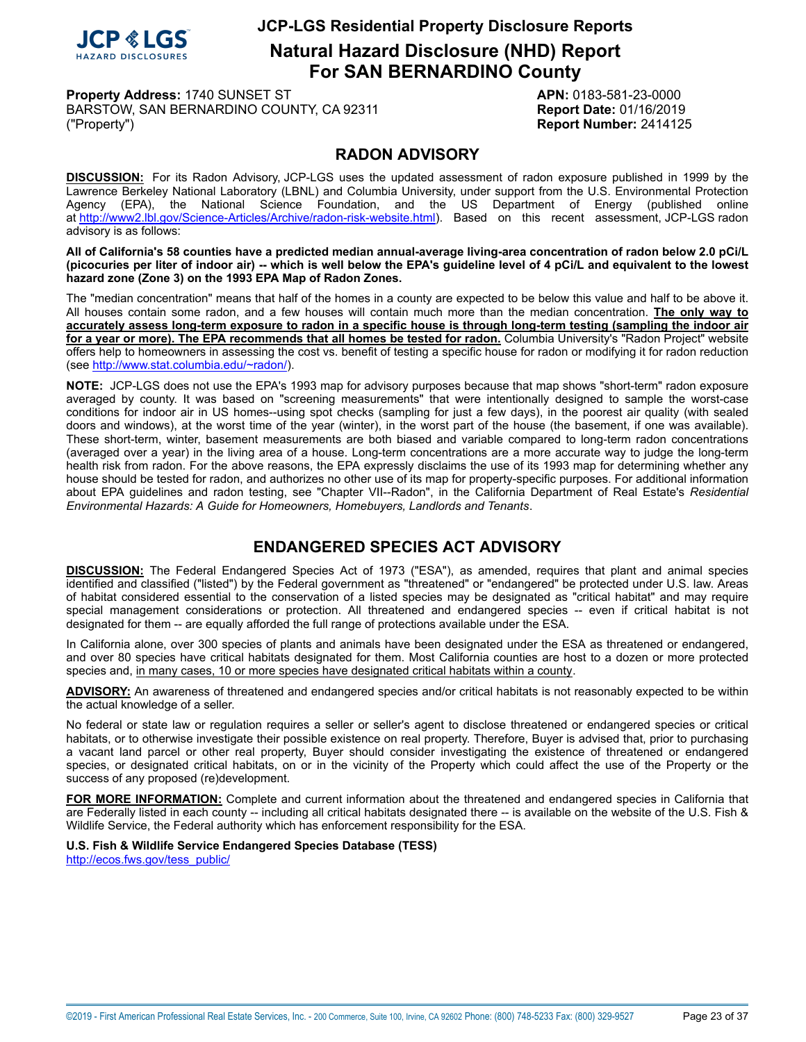# JCP-LGS Residential Property Disclosure Reports

## Natural Hazard Disclosure (NHD) Report For SAN BERNARDINO County

**Property Address:** 1740 SUNSET ST
BARSTOW, SAN BERNARDINO COUNTY, CA 92311
("Property")

**APN:** 0183-581-23-0000
**Report Date:** 01/16/2019
**Report Number:** 2414125

## RADON ADVISORY

**DISCUSSION:** For its Radon Advisory, JCP-LGS uses the updated assessment of radon exposure published in 1999 by the Lawrence Berkeley National Laboratory (LBNL) and Columbia University, under support from the U.S. Environmental Protection Agency (EPA), the National Science Foundation, and the US Department of Energy (published online at http://www2.lbl.gov/Science-Articles/Archive/radon-risk-website.html). Based on this recent assessment, JCP-LGS radon advisory is as follows:

**All of California's 58 counties have a predicted median annual-average living-area concentration of radon below 2.0 pCi/L (picocuries per liter of indoor air) -- which is well below the EPA's guideline level of 4 pCi/L and equivalent to the lowest hazard zone (Zone 3) on the 1993 EPA Map of Radon Zones.**

The "median concentration" means that half of the homes in a county are expected to be below this value and half to be above it. All houses contain some radon, and a few houses will contain much more than the median concentration. **The only way to accurately assess long-term exposure to radon in a specific house is through long-term testing (sampling the indoor air for a year or more). The EPA recommends that all homes be tested for radon.** Columbia University's "Radon Project" website offers help to homeowners in assessing the cost vs. benefit of testing a specific house for radon or modifying it for radon reduction (see http://www.stat.columbia.edu/~radon/).

**NOTE:** JCP-LGS does not use the EPA's 1993 map for advisory purposes because that map shows "short-term" radon exposure averaged by county. It was based on "screening measurements" that were intentionally designed to sample the worst-case conditions for indoor air in US homes--using spot checks (sampling for just a few days), in the poorest air quality (with sealed doors and windows), at the worst time of the year (winter), in the worst part of the house (the basement, if one was available). These short-term, winter, basement measurements are both biased and variable compared to long-term radon concentrations (averaged over a year) in the living area of a house. Long-term concentrations are a more accurate way to judge the long-term health risk from radon. For the above reasons, the EPA expressly disclaims the use of its 1993 map for determining whether any house should be tested for radon, and authorizes no other use of its map for property-specific purposes. For additional information about EPA guidelines and radon testing, see "Chapter VII--Radon", in the California Department of Real Estate's *Residential Environmental Hazards: A Guide for Homeowners, Homebuyers, Landlords and Tenants*.

## ENDANGERED SPECIES ACT ADVISORY

**DISCUSSION:** The Federal Endangered Species Act of 1973 ("ESA"), as amended, requires that plant and animal species identified and classified ("listed") by the Federal government as "threatened" or "endangered" be protected under U.S. law. Areas of habitat considered essential to the conservation of a listed species may be designated as "critical habitat" and may require special management considerations or protection. All threatened and endangered species -- even if critical habitat is not designated for them -- are equally afforded the full range of protections available under the ESA.

In California alone, over 300 species of plants and animals have been designated under the ESA as threatened or endangered, and over 80 species have critical habitats designated for them. Most California counties are host to a dozen or more protected species and, in many cases, 10 or more species have designated critical habitats within a county.

**ADVISORY:** An awareness of threatened and endangered species and/or critical habitats is not reasonably expected to be within the actual knowledge of a seller.

No federal or state law or regulation requires a seller or seller's agent to disclose threatened or endangered species or critical habitats, or to otherwise investigate their possible existence on real property. Therefore, Buyer is advised that, prior to purchasing a vacant land parcel or other real property, Buyer should consider investigating the existence of threatened or endangered species, or designated critical habitats, on or in the vicinity of the Property which could affect the use of the Property or the success of any proposed (re)development.

**FOR MORE INFORMATION:** Complete and current information about the threatened and endangered species in California that are Federally listed in each county -- including all critical habitats designated there -- is available on the website of the U.S. Fish & Wildlife Service, the Federal authority which has enforcement responsibility for the ESA.

**U.S. Fish & Wildlife Service Endangered Species Database (TESS)**
http://ecos.fws.gov/tess_public/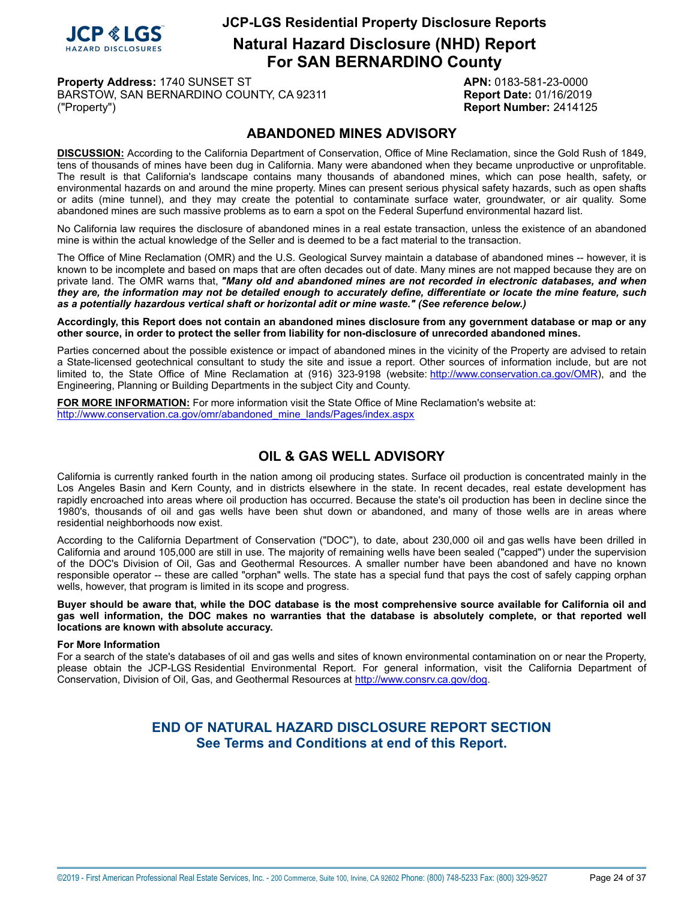# JCP-LGS Residential Property Disclosure Reports

## Natural Hazard Disclosure (NHD) Report For SAN BERNARDINO County

**Property Address:** 1740 SUNSET ST
BARSTOW, SAN BERNARDINO COUNTY, CA 92311
("Property")

**APN:** 0183-581-23-0000
**Report Date:** 01/16/2019
**Report Number:** 2414125

## ABANDONED MINES ADVISORY

**DISCUSSION:** According to the California Department of Conservation, Office of Mine Reclamation, since the Gold Rush of 1849, tens of thousands of mines have been dug in California. Many were abandoned when they became unproductive or unprofitable. The result is that California's landscape contains many thousands of abandoned mines, which can pose health, safety, or environmental hazards on and around the mine property. Mines can present serious physical safety hazards, such as open shafts or adits (mine tunnel), and they may create the potential to contaminate surface water, groundwater, or air quality. Some abandoned mines are such massive problems as to earn a spot on the Federal Superfund environmental hazard list.

No California law requires the disclosure of abandoned mines in a real estate transaction, unless the existence of an abandoned mine is within the actual knowledge of the Seller and is deemed to be a fact material to the transaction.

The Office of Mine Reclamation (OMR) and the U.S. Geological Survey maintain a database of abandoned mines -- however, it is known to be incomplete and based on maps that are often decades out of date. Many mines are not mapped because they are on private land. The OMR warns that, ***"Many old and abandoned mines are not recorded in electronic databases, and when they are, the information may not be detailed enough to accurately define, differentiate or locate the mine feature, such as a potentially hazardous vertical shaft or horizontal adit or mine waste." (See reference below.)***

**Accordingly, this Report does not contain an abandoned mines disclosure from any government database or map or any other source, in order to protect the seller from liability for non-disclosure of unrecorded abandoned mines.**

Parties concerned about the possible existence or impact of abandoned mines in the vicinity of the Property are advised to retain a State-licensed geotechnical consultant to study the site and issue a report. Other sources of information include, but are not limited to, the State Office of Mine Reclamation at (916) 323-9198 (website: http://www.conservation.ca.gov/OMR), and the Engineering, Planning or Building Departments in the subject City and County.

**FOR MORE INFORMATION:** For more information visit the State Office of Mine Reclamation's website at:
http://www.conservation.ca.gov/omr/abandoned_mine_lands/Pages/index.aspx

## OIL & GAS WELL ADVISORY

California is currently ranked fourth in the nation among oil producing states. Surface oil production is concentrated mainly in the Los Angeles Basin and Kern County, and in districts elsewhere in the state. In recent decades, real estate development has rapidly encroached into areas where oil production has occurred. Because the state's oil production has been in decline since the 1980's, thousands of oil and gas wells have been shut down or abandoned, and many of those wells are in areas where residential neighborhoods now exist.

According to the California Department of Conservation ("DOC"), to date, about 230,000 oil and gas wells have been drilled in California and around 105,000 are still in use. The majority of remaining wells have been sealed ("capped") under the supervision of the DOC's Division of Oil, Gas and Geothermal Resources. A smaller number have been abandoned and have no known responsible operator -- these are called "orphan" wells. The state has a special fund that pays the cost of safely capping orphan wells, however, that program is limited in its scope and progress.

**Buyer should be aware that, while the DOC database is the most comprehensive source available for California oil and gas well information, the DOC makes no warranties that the database is absolutely complete, or that reported well locations are known with absolute accuracy.**

**For More Information**
For a search of the state's databases of oil and gas wells and sites of known environmental contamination on or near the Property, please obtain the JCP-LGS Residential Environmental Report. For general information, visit the California Department of Conservation, Division of Oil, Gas, and Geothermal Resources at http://www.consrv.ca.gov/dog.

**END OF NATURAL HAZARD DISCLOSURE REPORT SECTION**
**See Terms and Conditions at end of this Report.**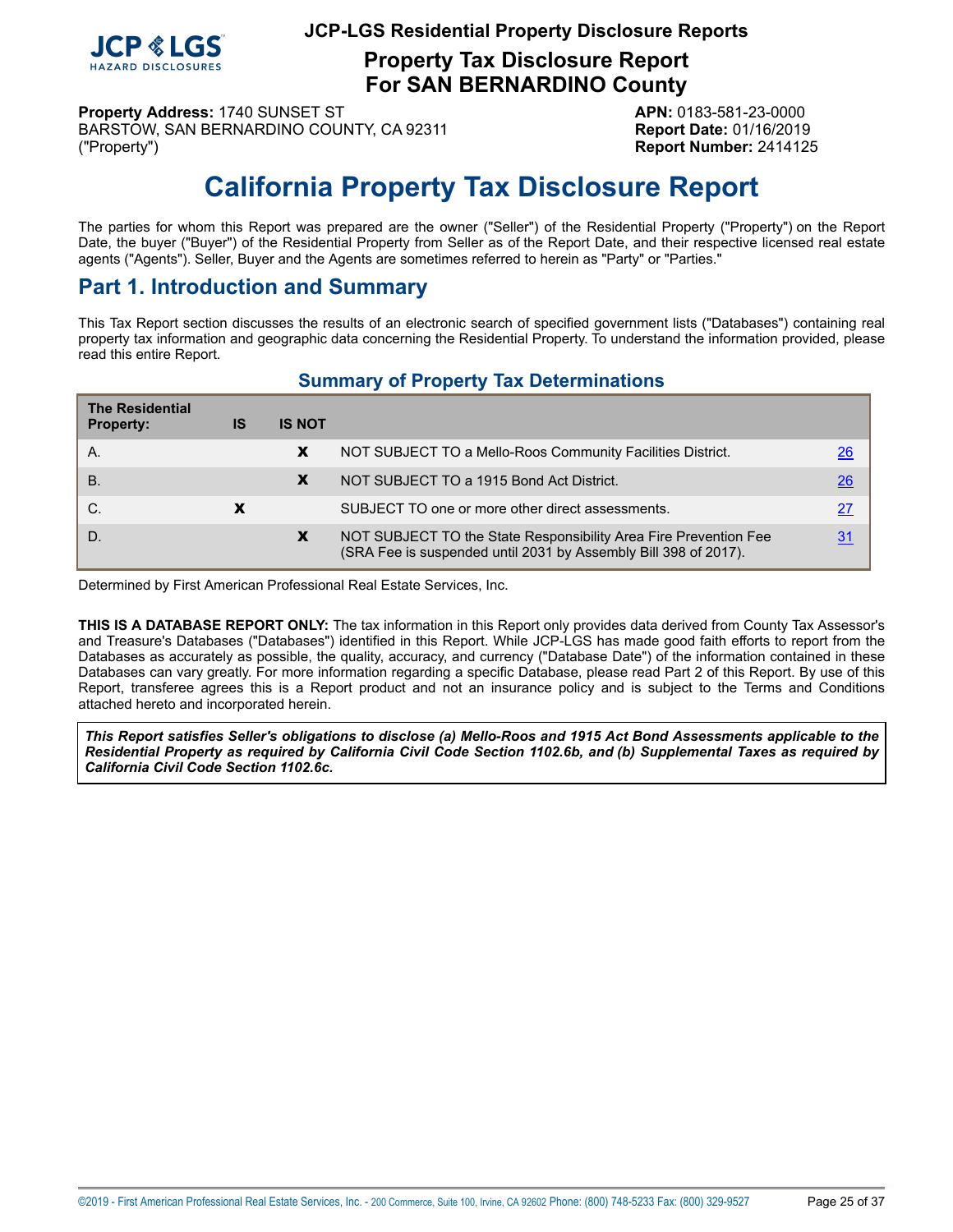JCP-LGS Residential Property Disclosure Reports

## Property Tax Disclosure Report
## For SAN BERNARDINO County

**Property Address:** 1740 SUNSET ST
BARSTOW, SAN BERNARDINO COUNTY, CA 92311
("Property")

**APN:** 0183-581-23-0000
**Report Date:** 01/16/2019
**Report Number:** 2414125

# California Property Tax Disclosure Report

The parties for whom this Report was prepared are the owner ("Seller") of the Residential Property ("Property") on the Report Date, the buyer ("Buyer") of the Residential Property from Seller as of the Report Date, and their respective licensed real estate agents ("Agents"). Seller, Buyer and the Agents are sometimes referred to herein as "Party" or "Parties."

## Part 1. Introduction and Summary

This Tax Report section discusses the results of an electronic search of specified government lists ("Databases") containing real property tax information and geographic data concerning the Residential Property. To understand the information provided, please read this entire Report.

### Summary of Property Tax Determinations

| The Residential Property: | IS | IS NOT | | |
|---|---|---|---|---|
| A. | | X | NOT SUBJECT TO a Mello-Roos Community Facilities District. | 26 |
| B. | | X | NOT SUBJECT TO a 1915 Bond Act District. | 26 |
| C. | X | | SUBJECT TO one or more other direct assessments. | 27 |
| D. | | X | NOT SUBJECT TO the State Responsibility Area Fire Prevention Fee (SRA Fee is suspended until 2031 by Assembly Bill 398 of 2017). | 31 |

Determined by First American Professional Real Estate Services, Inc.

**THIS IS A DATABASE REPORT ONLY:** The tax information in this Report only provides data derived from County Tax Assessor's and Treasure's Databases ("Databases") identified in this Report. While JCP-LGS has made good faith efforts to report from the Databases as accurately as possible, the quality, accuracy, and currency ("Database Date") of the information contained in these Databases can vary greatly. For more information regarding a specific Database, please read Part 2 of this Report. By use of this Report, transferee agrees this is a Report product and not an insurance policy and is subject to the Terms and Conditions attached hereto and incorporated herein.

***This Report satisfies Seller's obligations to disclose (a) Mello-Roos and 1915 Act Bond Assessments applicable to the Residential Property as required by California Civil Code Section 1102.6b, and (b) Supplemental Taxes as required by California Civil Code Section 1102.6c.***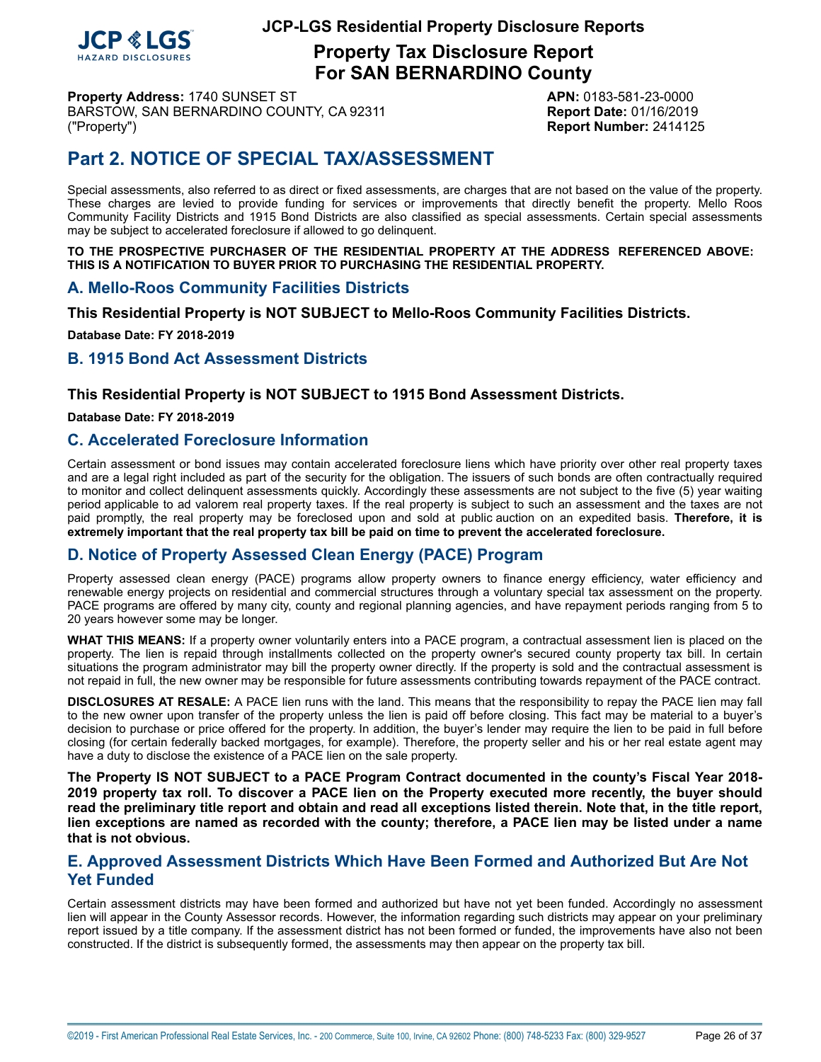**Property Address:** 1740 SUNSET ST
BARSTOW, SAN BERNARDINO COUNTY, CA 92311
("Property")

**APN:** 0183-581-23-0000
**Report Date:** 01/16/2019
**Report Number:** 2414125

# Part 2. NOTICE OF SPECIAL TAX/ASSESSMENT

Special assessments, also referred to as direct or fixed assessments, are charges that are not based on the value of the property. These charges are levied to provide funding for services or improvements that directly benefit the property. Mello Roos Community Facility Districts and 1915 Bond Districts are also classified as special assessments. Certain special assessments may be subject to accelerated foreclosure if allowed to go delinquent.

**TO THE PROSPECTIVE PURCHASER OF THE RESIDENTIAL PROPERTY AT THE ADDRESS REFERENCED ABOVE: THIS IS A NOTIFICATION TO BUYER PRIOR TO PURCHASING THE RESIDENTIAL PROPERTY.**

## A. Mello-Roos Community Facilities Districts

**This Residential Property is NOT SUBJECT to Mello-Roos Community Facilities Districts.**

**Database Date: FY 2018-2019**

## B. 1915 Bond Act Assessment Districts

**This Residential Property is NOT SUBJECT to 1915 Bond Assessment Districts.**

**Database Date: FY 2018-2019**

## C. Accelerated Foreclosure Information

Certain assessment or bond issues may contain accelerated foreclosure liens which have priority over other real property taxes and are a legal right included as part of the security for the obligation. The issuers of such bonds are often contractually required to monitor and collect delinquent assessments quickly. Accordingly these assessments are not subject to the five (5) year waiting period applicable to ad valorem real property taxes. If the real property is subject to such an assessment and the taxes are not paid promptly, the real property may be foreclosed upon and sold at public auction on an expedited basis. **Therefore, it is extremely important that the real property tax bill be paid on time to prevent the accelerated foreclosure.**

## D. Notice of Property Assessed Clean Energy (PACE) Program

Property assessed clean energy (PACE) programs allow property owners to finance energy efficiency, water efficiency and renewable energy projects on residential and commercial structures through a voluntary special tax assessment on the property. PACE programs are offered by many city, county and regional planning agencies, and have repayment periods ranging from 5 to 20 years however some may be longer.

**WHAT THIS MEANS:** If a property owner voluntarily enters into a PACE program, a contractual assessment lien is placed on the property. The lien is repaid through installments collected on the property owner's secured county property tax bill. In certain situations the program administrator may bill the property owner directly. If the property is sold and the contractual assessment is not repaid in full, the new owner may be responsible for future assessments contributing towards repayment of the PACE contract.

**DISCLOSURES AT RESALE:** A PACE lien runs with the land. This means that the responsibility to repay the PACE lien may fall to the new owner upon transfer of the property unless the lien is paid off before closing. This fact may be material to a buyer's decision to purchase or price offered for the property. In addition, the buyer's lender may require the lien to be paid in full before closing (for certain federally backed mortgages, for example). Therefore, the property seller and his or her real estate agent may have a duty to disclose the existence of a PACE lien on the sale property.

**The Property IS NOT SUBJECT to a PACE Program Contract documented in the county's Fiscal Year 2018-2019 property tax roll. To discover a PACE lien on the Property executed more recently, the buyer should read the preliminary title report and obtain and read all exceptions listed therein. Note that, in the title report, lien exceptions are named as recorded with the county; therefore, a PACE lien may be listed under a name that is not obvious.**

## E. Approved Assessment Districts Which Have Been Formed and Authorized But Are Not Yet Funded

Certain assessment districts may have been formed and authorized but have not yet been funded. Accordingly no assessment lien will appear in the County Assessor records. However, the information regarding such districts may appear on your preliminary report issued by a title company. If the assessment district has not been formed or funded, the improvements have also not been constructed. If the district is subsequently formed, the assessments may then appear on the property tax bill.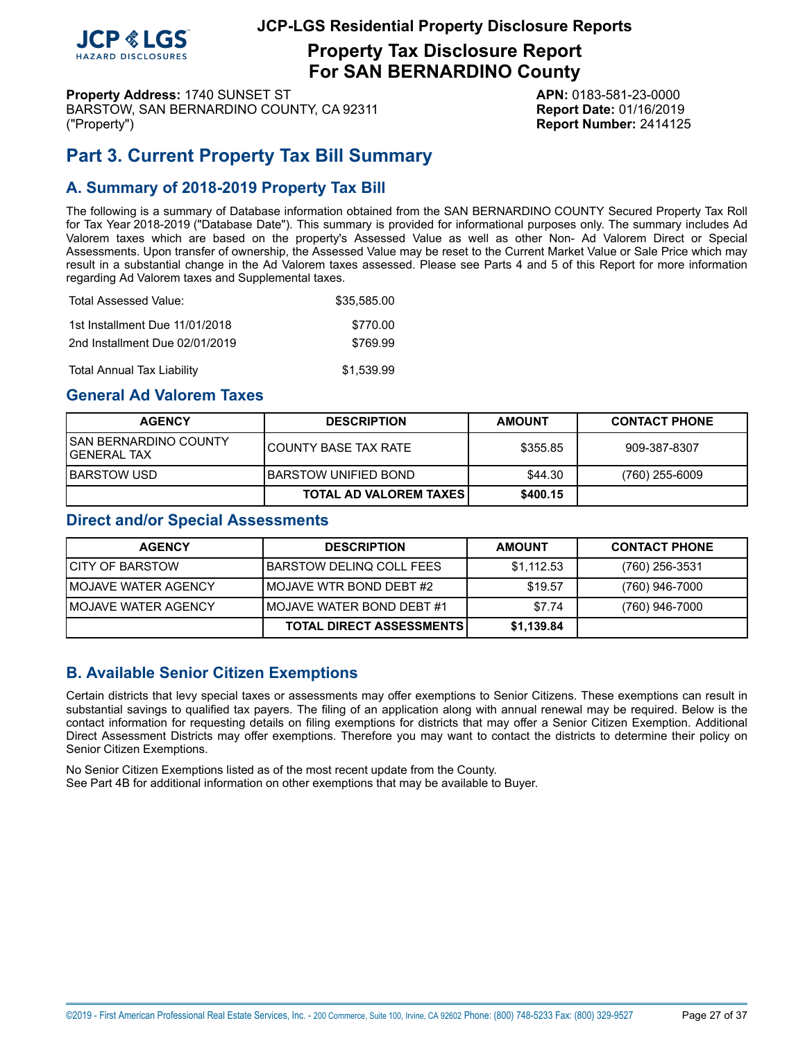**JCP-LGS Residential Property Disclosure Reports**

# Property Tax Disclosure Report
# For SAN BERNARDINO County

**Property Address:** 1740 SUNSET ST
BARSTOW, SAN BERNARDINO COUNTY, CA 92311
("Property")

**APN:** 0183-581-23-0000
**Report Date:** 01/16/2019
**Report Number:** 2414125

## Part 3. Current Property Tax Bill Summary

### A. Summary of 2018-2019 Property Tax Bill

The following is a summary of Database information obtained from the SAN BERNARDINO COUNTY Secured Property Tax Roll for Tax Year 2018-2019 ("Database Date"). This summary is provided for informational purposes only. The summary includes Ad Valorem taxes which are based on the property's Assessed Value as well as other Non- Ad Valorem Direct or Special Assessments. Upon transfer of ownership, the Assessed Value may be reset to the Current Market Value or Sale Price which may result in a substantial change in the Ad Valorem taxes assessed. Please see Parts 4 and 5 of this Report for more information regarding Ad Valorem taxes and Supplemental taxes.

| | |
|---|---|
| Total Assessed Value: | $35,585.00 |
| 1st Installment Due 11/01/2018 | $770.00 |
| 2nd Installment Due 02/01/2019 | $769.99 |
| Total Annual Tax Liability | $1,539.99 |

### General Ad Valorem Taxes

| AGENCY | DESCRIPTION | AMOUNT | CONTACT PHONE |
|---|---|---|---|
| SAN BERNARDINO COUNTY GENERAL TAX | COUNTY BASE TAX RATE | $355.85 | 909-387-8307 |
| BARSTOW USD | BARSTOW UNIFIED BOND | $44.30 | (760) 255-6009 |
| | **TOTAL AD VALOREM TAXES** | **$400.15** | |

### Direct and/or Special Assessments

| AGENCY | DESCRIPTION | AMOUNT | CONTACT PHONE |
|---|---|---|---|
| CITY OF BARSTOW | BARSTOW DELINQ COLL FEES | $1,112.53 | (760) 256-3531 |
| MOJAVE WATER AGENCY | MOJAVE WTR BOND DEBT #2 | $19.57 | (760) 946-7000 |
| MOJAVE WATER AGENCY | MOJAVE WATER BOND DEBT #1 | $7.74 | (760) 946-7000 |
| | **TOTAL DIRECT ASSESSMENTS** | **$1,139.84** | |

### B. Available Senior Citizen Exemptions

Certain districts that levy special taxes or assessments may offer exemptions to Senior Citizens. These exemptions can result in substantial savings to qualified tax payers. The filing of an application along with annual renewal may be required. Below is the contact information for requesting details on filing exemptions for districts that may offer a Senior Citizen Exemption. Additional Direct Assessment Districts may offer exemptions. Therefore you may want to contact the districts to determine their policy on Senior Citizen Exemptions.

No Senior Citizen Exemptions listed as of the most recent update from the County.
See Part 4B for additional information on other exemptions that may be available to Buyer.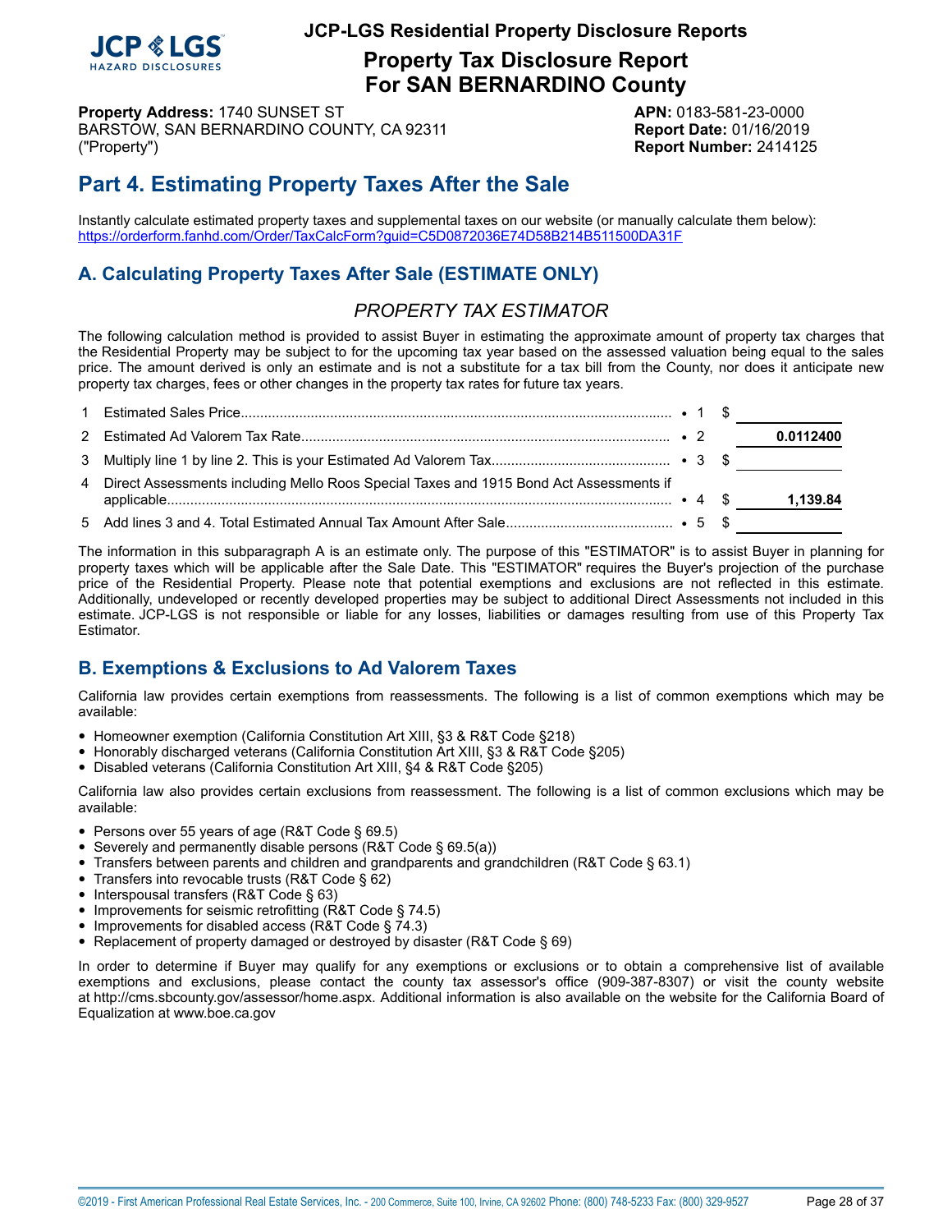**JCP-LGS Residential Property Disclosure Reports**

# Property Tax Disclosure Report For SAN BERNARDINO County

**Property Address:** 1740 SUNSET ST
BARSTOW, SAN BERNARDINO COUNTY, CA 92311
("Property")

**APN:** 0183-581-23-0000
**Report Date:** 01/16/2019
**Report Number:** 2414125

## Part 4. Estimating Property Taxes After the Sale

Instantly calculate estimated property taxes and supplemental taxes on our website (or manually calculate them below):
https://orderform.fanhd.com/Order/TaxCalcForm?guid=C5D0872036E74D58B214B511500DA31F

### A. Calculating Property Taxes After Sale (ESTIMATE ONLY)

*PROPERTY TAX ESTIMATOR*

The following calculation method is provided to assist Buyer in estimating the approximate amount of property tax charges that the Residential Property may be subject to for the upcoming tax year based on the assessed valuation being equal to the sales price. The amount derived is only an estimate and is not a substitute for a tax bill from the County, nor does it anticipate new property tax charges, fees or other changes in the property tax rates for future tax years.

| | | | | |
|---|---|---|---|---|
| 1 | Estimated Sales Price | • 1 | $ | |
| 2 | Estimated Ad Valorem Tax Rate | • 2 | | **0.0112400** |
| 3 | Multiply line 1 by line 2. This is your Estimated Ad Valorem Tax | • 3 | $ | |
| 4 | Direct Assessments including Mello Roos Special Taxes and 1915 Bond Act Assessments if applicable | • 4 | $ | **1,139.84** |
| 5 | Add lines 3 and 4. Total Estimated Annual Tax Amount After Sale | • 5 | $ | |

The information in this subparagraph A is an estimate only. The purpose of this "ESTIMATOR" is to assist Buyer in planning for property taxes which will be applicable after the Sale Date. This "ESTIMATOR" requires the Buyer's projection of the purchase price of the Residential Property. Please note that potential exemptions and exclusions are not reflected in this estimate. Additionally, undeveloped or recently developed properties may be subject to additional Direct Assessments not included in this estimate. JCP-LGS is not responsible or liable for any losses, liabilities or damages resulting from use of this Property Tax Estimator.

### B. Exemptions & Exclusions to Ad Valorem Taxes

California law provides certain exemptions from reassessments. The following is a list of common exemptions which may be available:

- Homeowner exemption (California Constitution Art XIII, §3 & R&T Code §218)
- Honorably discharged veterans (California Constitution Art XIII, §3 & R&T Code §205)
- Disabled veterans (California Constitution Art XIII, §4 & R&T Code §205)

California law also provides certain exclusions from reassessment. The following is a list of common exclusions which may be available:

- Persons over 55 years of age (R&T Code § 69.5)
- Severely and permanently disable persons (R&T Code § 69.5(a))
- Transfers between parents and children and grandparents and grandchildren (R&T Code § 63.1)
- Transfers into revocable trusts (R&T Code § 62)
- Interspousal transfers (R&T Code § 63)
- Improvements for seismic retrofitting (R&T Code § 74.5)
- Improvements for disabled access (R&T Code § 74.3)
- Replacement of property damaged or destroyed by disaster (R&T Code § 69)

In order to determine if Buyer may qualify for any exemptions or exclusions or to obtain a comprehensive list of available exemptions and exclusions, please contact the county tax assessor's office (909-387-8307) or visit the county website at http://cms.sbcounty.gov/assessor/home.aspx. Additional information is also available on the website for the California Board of Equalization at www.boe.ca.gov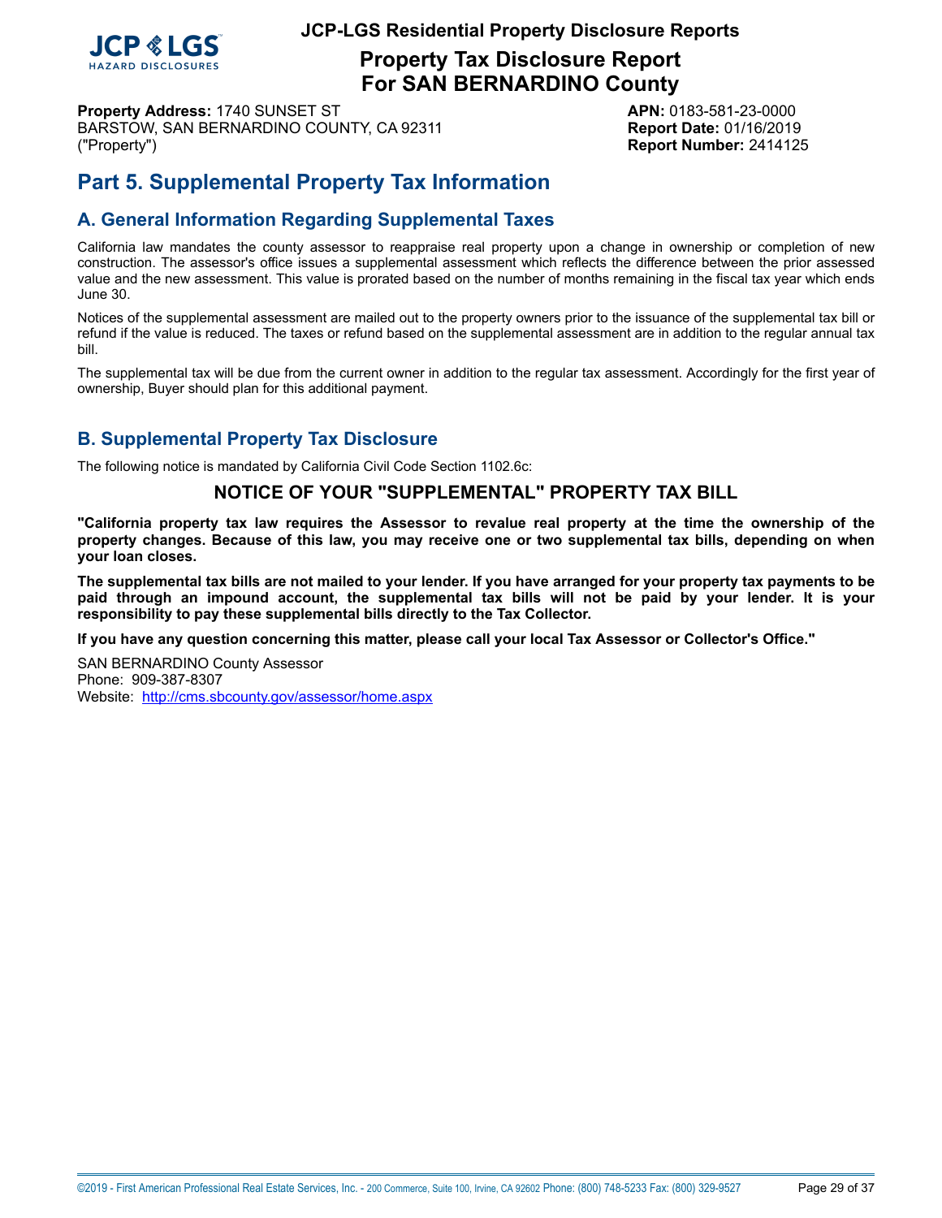**Property Address:** 1740 SUNSET ST
BARSTOW, SAN BERNARDINO COUNTY, CA 92311
("Property")

**APN:** 0183-581-23-0000
**Report Date:** 01/16/2019
**Report Number:** 2414125

# Part 5. Supplemental Property Tax Information

## A. General Information Regarding Supplemental Taxes

California law mandates the county assessor to reappraise real property upon a change in ownership or completion of new construction. The assessor's office issues a supplemental assessment which reflects the difference between the prior assessed value and the new assessment. This value is prorated based on the number of months remaining in the fiscal tax year which ends June 30.

Notices of the supplemental assessment are mailed out to the property owners prior to the issuance of the supplemental tax bill or refund if the value is reduced. The taxes or refund based on the supplemental assessment are in addition to the regular annual tax bill.

The supplemental tax will be due from the current owner in addition to the regular tax assessment. Accordingly for the first year of ownership, Buyer should plan for this additional payment.

## B. Supplemental Property Tax Disclosure

The following notice is mandated by California Civil Code Section 1102.6c:

### NOTICE OF YOUR "SUPPLEMENTAL" PROPERTY TAX BILL

**"California property tax law requires the Assessor to revalue real property at the time the ownership of the property changes. Because of this law, you may receive one or two supplemental tax bills, depending on when your loan closes.**

**The supplemental tax bills are not mailed to your lender. If you have arranged for your property tax payments to be paid through an impound account, the supplemental tax bills will not be paid by your lender. It is your responsibility to pay these supplemental bills directly to the Tax Collector.**

**If you have any question concerning this matter, please call your local Tax Assessor or Collector's Office."**

SAN BERNARDINO County Assessor
Phone: 909-387-8307
Website: http://cms.sbcounty.gov/assessor/home.aspx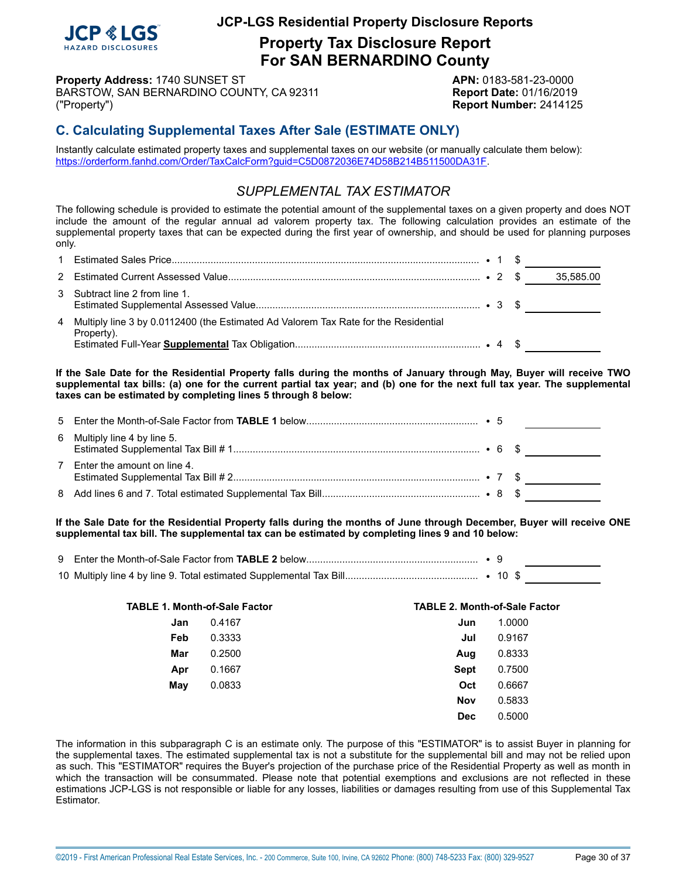JCP-LGS Residential Property Disclosure Reports

# Property Tax Disclosure Report For SAN BERNARDINO County

**Property Address:** 1740 SUNSET ST
BARSTOW, SAN BERNARDINO COUNTY, CA 92311
("Property")

**APN:** 0183-581-23-0000
**Report Date:** 01/16/2019
**Report Number:** 2414125

## C. Calculating Supplemental Taxes After Sale (ESTIMATE ONLY)

Instantly calculate estimated property taxes and supplemental taxes on our website (or manually calculate them below): https://orderform.fanhd.com/Order/TaxCalcForm?guid=C5D0872036E74D58B214B511500DA31F.

### *SUPPLEMENTAL TAX ESTIMATOR*

The following schedule is provided to estimate the potential amount of the supplemental taxes on a given property and does NOT include the amount of the regular annual ad valorem property tax. The following calculation provides an estimate of the supplemental property taxes that can be expected during the first year of ownership, and should be used for planning purposes only.

| | | | |
|---|---|---|---|
| 1 | Estimated Sales Price | • 1 | $ |
| 2 | Estimated Current Assessed Value | • 2 | $ 35,585.00 |
| 3 | Subtract line 2 from line 1. Estimated Supplemental Assessed Value | • 3 | $ |
| 4 | Multiply line 3 by 0.0112400 (the Estimated Ad Valorem Tax Rate for the Residential Property). Estimated Full-Year **Supplemental** Tax Obligation | • 4 | $ |

**If the Sale Date for the Residential Property falls during the months of January through May, Buyer will receive TWO supplemental tax bills: (a) one for the current partial tax year; and (b) one for the next full tax year. The supplemental taxes can be estimated by completing lines 5 through 8 below:**

| | | | |
|---|---|---|---|
| 5 | Enter the Month-of-Sale Factor from **TABLE 1** below | • 5 | |
| 6 | Multiply line 4 by line 5. Estimated Supplemental Tax Bill # 1 | • 6 | $ |
| 7 | Enter the amount on line 4. Estimated Supplemental Tax Bill # 2 | • 7 | $ |
| 8 | Add lines 6 and 7. Total estimated Supplemental Tax Bill | • 8 | $ |

**If the Sale Date for the Residential Property falls during the months of June through December, Buyer will receive ONE supplemental tax bill. The supplemental tax can be estimated by completing lines 9 and 10 below:**

| | | | |
|---|---|---|---|
| 9 | Enter the Month-of-Sale Factor from **TABLE 2** below | • 9 | |
| 10 | Multiply line 4 by line 9. Total estimated Supplemental Tax Bill | • 10 | $ |

**TABLE 1. Month-of-Sale Factor**

| Month | Factor |
|---|---|
| Jan | 0.4167 |
| Feb | 0.3333 |
| Mar | 0.2500 |
| Apr | 0.1667 |
| May | 0.0833 |

**TABLE 2. Month-of-Sale Factor**

| Month | Factor |
|---|---|
| Jun | 1.0000 |
| Jul | 0.9167 |
| Aug | 0.8333 |
| Sept | 0.7500 |
| Oct | 0.6667 |
| Nov | 0.5833 |
| Dec | 0.5000 |

The information in this subparagraph C is an estimate only. The purpose of this "ESTIMATOR" is to assist Buyer in planning for the supplemental taxes. The estimated supplemental tax is not a substitute for the supplemental bill and may not be relied upon as such. This "ESTIMATOR" requires the Buyer's projection of the purchase price of the Residential Property as well as month in which the transaction will be consummated. Please note that potential exemptions and exclusions are not reflected in these estimations JCP-LGS is not responsible or liable for any losses, liabilities or damages resulting from use of this Supplemental Tax Estimator.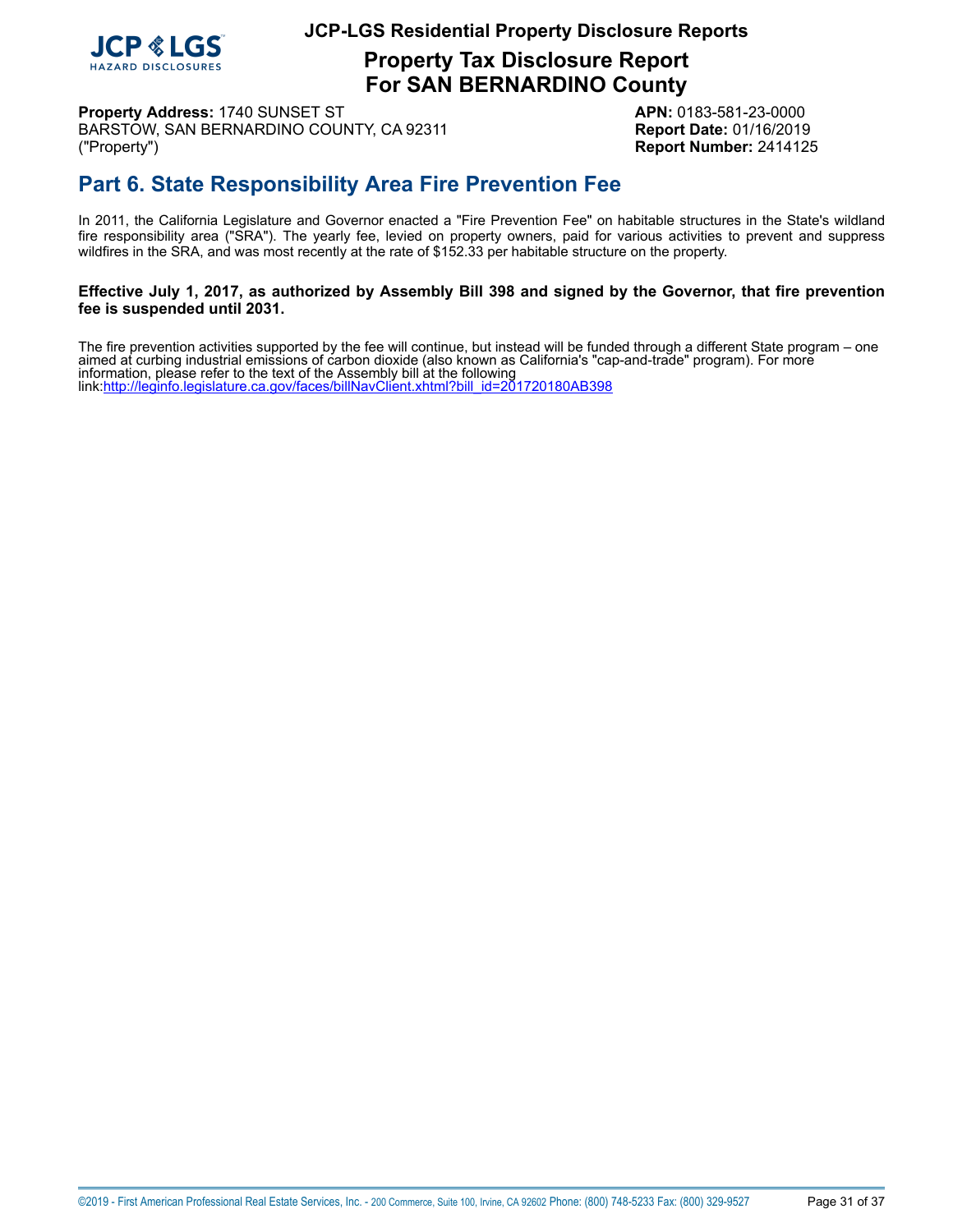# JCP-LGS Residential Property Disclosure Reports

## Property Tax Disclosure Report For SAN BERNARDINO County

**Property Address:** 1740 SUNSET ST
BARSTOW, SAN BERNARDINO COUNTY, CA 92311
("Property")

**APN:** 0183-581-23-0000
**Report Date:** 01/16/2019
**Report Number:** 2414125

## Part 6. State Responsibility Area Fire Prevention Fee

In 2011, the California Legislature and Governor enacted a "Fire Prevention Fee" on habitable structures in the State's wildland fire responsibility area ("SRA"). The yearly fee, levied on property owners, paid for various activities to prevent and suppress wildfires in the SRA, and was most recently at the rate of $152.33 per habitable structure on the property.

**Effective July 1, 2017, as authorized by Assembly Bill 398 and signed by the Governor, that fire prevention fee is suspended until 2031.**

The fire prevention activities supported by the fee will continue, but instead will be funded through a different State program – one aimed at curbing industrial emissions of carbon dioxide (also known as California's "cap-and-trade" program). For more information, please refer to the text of the Assembly bill at the following link:http://leginfo.legislature.ca.gov/faces/billNavClient.xhtml?bill_id=201720180AB398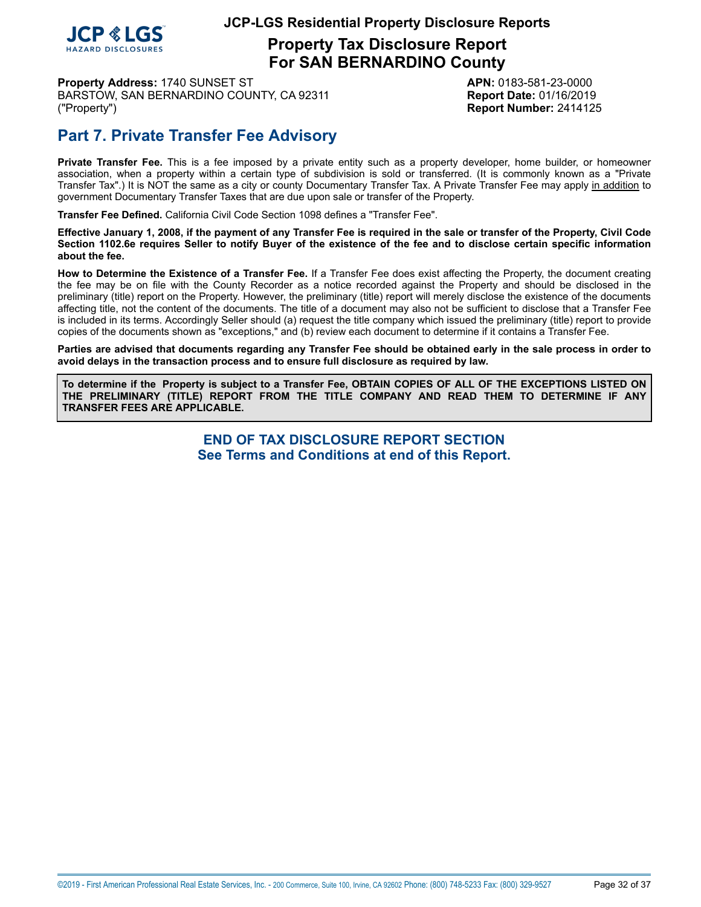## Part 7. Private Transfer Fee Advisory

**Private Transfer Fee.** This is a fee imposed by a private entity such as a property developer, home builder, or homeowner association, when a property within a certain type of subdivision is sold or transferred. (It is commonly known as a "Private Transfer Tax".) It is NOT the same as a city or county Documentary Transfer Tax. A Private Transfer Fee may apply in addition to government Documentary Transfer Taxes that are due upon sale or transfer of the Property.

**Transfer Fee Defined.** California Civil Code Section 1098 defines a "Transfer Fee".

**Effective January 1, 2008, if the payment of any Transfer Fee is required in the sale or transfer of the Property, Civil Code Section 1102.6e requires Seller to notify Buyer of the existence of the fee and to disclose certain specific information about the fee.**

**How to Determine the Existence of a Transfer Fee.** If a Transfer Fee does exist affecting the Property, the document creating the fee may be on file with the County Recorder as a notice recorded against the Property and should be disclosed in the preliminary (title) report on the Property. However, the preliminary (title) report will merely disclose the existence of the documents affecting title, not the content of the documents. The title of a document may also not be sufficient to disclose that a Transfer Fee is included in its terms. Accordingly Seller should (a) request the title company which issued the preliminary (title) report to provide copies of the documents shown as "exceptions," and (b) review each document to determine if it contains a Transfer Fee.

**Parties are advised that documents regarding any Transfer Fee should be obtained early in the sale process in order to avoid delays in the transaction process and to ensure full disclosure as required by law.**

**To determine if the Property is subject to a Transfer Fee, OBTAIN COPIES OF ALL OF THE EXCEPTIONS LISTED ON THE PRELIMINARY (TITLE) REPORT FROM THE TITLE COMPANY AND READ THEM TO DETERMINE IF ANY TRANSFER FEES ARE APPLICABLE.**

**END OF TAX DISCLOSURE REPORT SECTION**
**See Terms and Conditions at end of this Report.**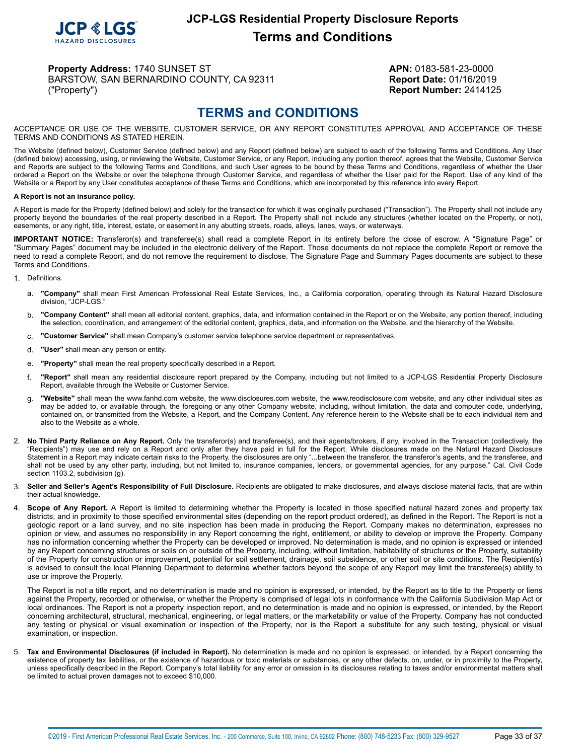JCP-LGS Residential Property Disclosure Reports

# Terms and Conditions

**Property Address:** 1740 SUNSET ST
BARSTOW, SAN BERNARDINO COUNTY, CA 92311
("Property")

**APN:** 0183-581-23-0000
**Report Date:** 01/16/2019
**Report Number:** 2414125

## TERMS and CONDITIONS

ACCEPTANCE OR USE OF THE WEBSITE, CUSTOMER SERVICE, OR ANY REPORT CONSTITUTES APPROVAL AND ACCEPTANCE OF THESE TERMS AND CONDITIONS AS STATED HEREIN.

The Website (defined below), Customer Service (defined below) and any Report (defined below) are subject to each of the following Terms and Conditions. Any User (defined below) accessing, using, or reviewing the Website, Customer Service, or any Report, including any portion thereof, agrees that the Website, Customer Service and Reports are subject to the following Terms and Conditions, and such User agrees to be bound by these Terms and Conditions, regardless of whether the User ordered a Report on the Website or over the telephone through Customer Service, and regardless of whether the User paid for the Report. Use of any kind of the Website or a Report by any User constitutes acceptance of these Terms and Conditions, which are incorporated by this reference into every Report.

**A Report is not an insurance policy.**

A Report is made for the Property (defined below) and solely for the transaction for which it was originally purchased ("Transaction"). The Property shall not include any property beyond the boundaries of the real property described in a Report. The Property shall not include any structures (whether located on the Property, or not), easements, or any right, title, interest, estate, or easement in any abutting streets, roads, alleys, lanes, ways, or waterways.

**IMPORTANT NOTICE:** Transferor(s) and transferee(s) shall read a complete Report in its entirety before the close of escrow. A "Signature Page" or "Summary Pages" document may be included in the electronic delivery of the Report. Those documents do not replace the complete Report or remove the need to read a complete Report, and do not remove the requirement to disclose. The Signature Page and Summary Pages documents are subject to these Terms and Conditions.

1. Definitions.

   a. **"Company"** shall mean First American Professional Real Estate Services, Inc., a California corporation, operating through its Natural Hazard Disclosure division, "JCP-LGS."

   b. **"Company Content"** shall mean all editorial content, graphics, data, and information contained in the Report or on the Website, any portion thereof, including the selection, coordination, and arrangement of the editorial content, graphics, data, and information on the Website, and the hierarchy of the Website.

   c. **"Customer Service"** shall mean Company's customer service telephone service department or representatives.

   d. **"User"** shall mean any person or entity.

   e. **"Property"** shall mean the real property specifically described in a Report.

   f. **"Report"** shall mean any residential disclosure report prepared by the Company, including but not limited to a JCP-LGS Residential Property Disclosure Report, available through the Website or Customer Service.

   g. **"Website"** shall mean the www.fanhd.com website, the www.disclosures.com website, the www.reodisclosure.com website, and any other individual sites as may be added to, or available through, the foregoing or any other Company website, including, without limitation, the data and computer code, underlying, contained on, or transmitted from the Website, a Report, and the Company Content. Any reference herein to the Website shall be to each individual item and also to the Website as a whole.

2. **No Third Party Reliance on Any Report.** Only the transferor(s) and transferee(s), and their agents/brokers, if any, involved in the Transaction (collectively, the "Recipients") may use and rely on a Report and only after they have paid in full for the Report. While disclosures made on the Natural Hazard Disclosure Statement in a Report may indicate certain risks to the Property, the disclosures are only "...between the transferor, the transferor's agents, and the transferee, and shall not be used by any other party, including, but not limited to, insurance companies, lenders, or governmental agencies, for any purpose." Cal. Civil Code section 1103.2, subdivision (g).

3. **Seller and Seller's Agent's Responsibility of Full Disclosure.** Recipients are obligated to make disclosures, and always disclose material facts, that are within their actual knowledge.

4. **Scope of Any Report.** A Report is limited to determining whether the Property is located in those specified natural hazard zones and property tax districts, and in proximity to those specified environmental sites (depending on the report product ordered), as defined in the Report. The Report is not a geologic report or a land survey, and no site inspection has been made in producing the Report. Company makes no determination, expresses no opinion or view, and assumes no responsibility in any Report concerning the right, entitlement, or ability to develop or improve the Property. Company has no information concerning whether the Property can be developed or improved. No determination is made, and no opinion is expressed or intended by any Report concerning structures or soils on or outside of the Property, including, without limitation, habitability of structures or the Property, suitability of the Property for construction or improvement, potential for soil settlement, drainage, soil subsidence, or other soil or site conditions. The Recipient(s) is advised to consult the local Planning Department to determine whether factors beyond the scope of any Report may limit the transferee(s) ability to use or improve the Property.

   The Report is not a title report, and no determination is made and no opinion is expressed, or intended, by the Report as to title to the Property or liens against the Property, recorded or otherwise, or whether the Property is comprised of legal lots in conformance with the California Subdivision Map Act or local ordinances. The Report is not a property inspection report, and no determination is made and no opinion is expressed, or intended, by the Report concerning architectural, structural, mechanical, engineering, or legal matters, or the marketability or value of the Property. Company has not conducted any testing or physical or visual examination or inspection of the Property, nor is the Report a substitute for any such testing, physical or visual examination, or inspection.

5. **Tax and Environmental Disclosures (if included in Report).** No determination is made and no opinion is expressed, or intended, by a Report concerning the existence of property tax liabilities, or the existence of hazardous or toxic materials or substances, or any other defects, on, under, or in proximity to the Property, unless specifically described in the Report. Company's total liability for any error or omission in its disclosures relating to taxes and/or environmental matters shall be limited to actual proven damages not to exceed $10,000.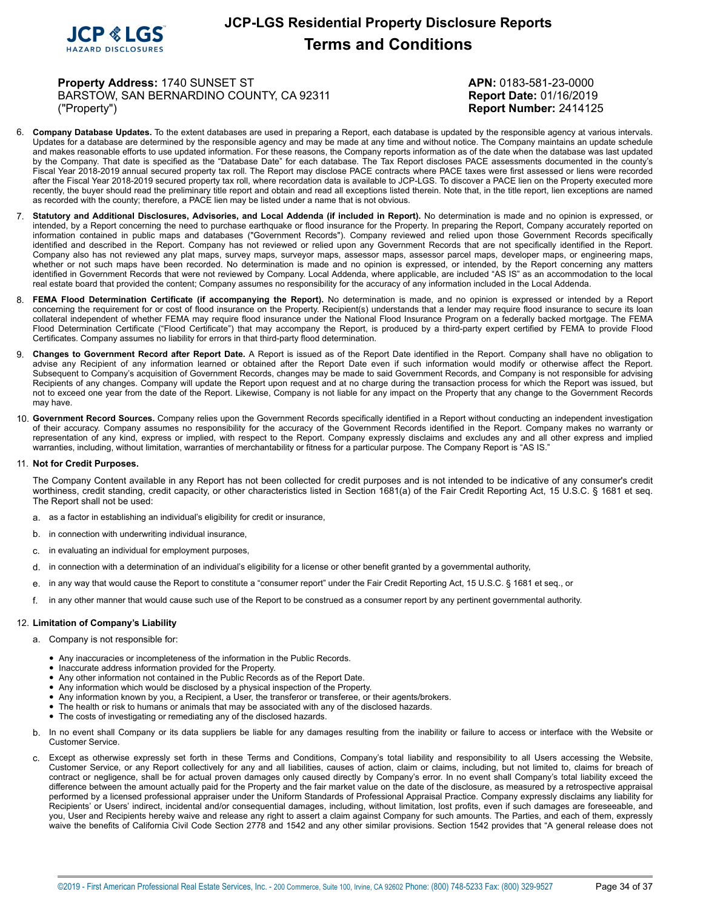# JCP-LGS Residential Property Disclosure Reports

## Terms and Conditions

**Property Address:** 1740 SUNSET ST
BARSTOW, SAN BERNARDINO COUNTY, CA 92311
("Property")

**APN:** 0183-581-23-0000
**Report Date:** 01/16/2019
**Report Number:** 2414125

6. **Company Database Updates.** To the extent databases are used in preparing a Report, each database is updated by the responsible agency at various intervals. Updates for a database are determined by the responsible agency and may be made at any time and without notice. The Company maintains an update schedule and makes reasonable efforts to use updated information. For these reasons, the Company reports information as of the date when the database was last updated by the Company. That date is specified as the "Database Date" for each database. The Tax Report discloses PACE assessments documented in the county's Fiscal Year 2018-2019 annual secured property tax roll. The Report may disclose PACE contracts where PACE taxes were first assessed or liens were recorded after the Fiscal Year 2018-2019 secured property tax roll, where recordation data is available to JCP-LGS. To discover a PACE lien on the Property executed more recently, the buyer should read the preliminary title report and obtain and read all exceptions listed therein. Note that, in the title report, lien exceptions are named as recorded with the county; therefore, a PACE lien may be listed under a name that is not obvious.

7. **Statutory and Additional Disclosures, Advisories, and Local Addenda (if included in Report).** No determination is made and no opinion is expressed, or intended, by a Report concerning the need to purchase earthquake or flood insurance for the Property. In preparing the Report, Company accurately reported on information contained in public maps and databases ("Government Records"). Company reviewed and relied upon those Government Records specifically identified and described in the Report. Company has not reviewed or relied upon any Government Records that are not specifically identified in the Report. Company also has not reviewed any plat maps, survey maps, surveyor maps, assessor maps, assessor parcel maps, developer maps, or engineering maps, whether or not such maps have been recorded. No determination is made and no opinion is expressed, or intended, by the Report concerning any matters identified in Government Records that were not reviewed by Company. Local Addenda, where applicable, are included "AS IS" as an accommodation to the local real estate board that provided the content; Company assumes no responsibility for the accuracy of any information included in the Local Addenda.

8. **FEMA Flood Determination Certificate (if accompanying the Report).** No determination is made, and no opinion is expressed or intended by a Report concerning the requirement for or cost of flood insurance on the Property. Recipient(s) understands that a lender may require flood insurance to secure its loan collateral independent of whether FEMA may require flood insurance under the National Flood Insurance Program on a federally backed mortgage. The FEMA Flood Determination Certificate ("Flood Certificate") that may accompany the Report, is produced by a third-party expert certified by FEMA to provide Flood Certificates. Company assumes no liability for errors in that third-party flood determination.

9. **Changes to Government Record after Report Date.** A Report is issued as of the Report Date identified in the Report. Company shall have no obligation to advise any Recipient of any information learned or obtained after the Report Date even if such information would modify or otherwise affect the Report. Subsequent to Company's acquisition of Government Records, changes may be made to said Government Records, and Company is not responsible for advising Recipients of any changes. Company will update the Report upon request and at no charge during the transaction process for which the Report was issued, but not to exceed one year from the date of the Report. Likewise, Company is not liable for any impact on the Property that any change to the Government Records may have.

10. **Government Record Sources.** Company relies upon the Government Records specifically identified in a Report without conducting an independent investigation of their accuracy. Company assumes no responsibility for the accuracy of the Government Records identified in the Report. Company makes no warranty or representation of any kind, express or implied, with respect to the Report. Company expressly disclaims and excludes any and all other express and implied warranties, including, without limitation, warranties of merchantability or fitness for a particular purpose. The Company Report is "AS IS."

11. **Not for Credit Purposes.**

    The Company Content available in any Report has not been collected for credit purposes and is not intended to be indicative of any consumer's credit worthiness, credit standing, credit capacity, or other characteristics listed in Section 1681(a) of the Fair Credit Reporting Act, 15 U.S.C. § 1681 et seq. The Report shall not be used:

    a. as a factor in establishing an individual's eligibility for credit or insurance,

    b. in connection with underwriting individual insurance,

    c. in evaluating an individual for employment purposes,

    d. in connection with a determination of an individual's eligibility for a license or other benefit granted by a governmental authority,

    e. in any way that would cause the Report to constitute a "consumer report" under the Fair Credit Reporting Act, 15 U.S.C. § 1681 et seq., or

    f. in any other manner that would cause such use of the Report to be construed as a consumer report by any pertinent governmental authority.

12. **Limitation of Company's Liability**

    a. Company is not responsible for:

       - Any inaccuracies or incompleteness of the information in the Public Records.
       - Inaccurate address information provided for the Property.
       - Any other information not contained in the Public Records as of the Report Date.
       - Any information which would be disclosed by a physical inspection of the Property.
       - Any information known by you, a Recipient, a User, the transferor or transferee, or their agents/brokers.
       - The health or risk to humans or animals that may be associated with any of the disclosed hazards.
       - The costs of investigating or remediating any of the disclosed hazards.

    b. In no event shall Company or its data suppliers be liable for any damages resulting from the inability or failure to access or interface with the Website or Customer Service.

    c. Except as otherwise expressly set forth in these Terms and Conditions, Company's total liability and responsibility to all Users accessing the Website, Customer Service, or any Report collectively for any and all liabilities, causes of action, claim or claims, including, but not limited to, claims for breach of contract or negligence, shall be for actual proven damages only caused directly by Company's error. In no event shall Company's total liability exceed the difference between the amount actually paid for the Property and the fair market value on the date of the disclosure, as measured by a retrospective appraisal performed by a licensed professional appraiser under the Uniform Standards of Professional Appraisal Practice. Company expressly disclaims any liability for Recipients' or Users' indirect, incidental and/or consequential damages, including, without limitation, lost profits, even if such damages are foreseeable, and you, User and Recipients hereby waive and release any right to assert a claim against Company for such amounts. The Parties, and each of them, expressly waive the benefits of California Civil Code Section 2778 and 1542 and any other similar provisions. Section 1542 provides that "A general release does not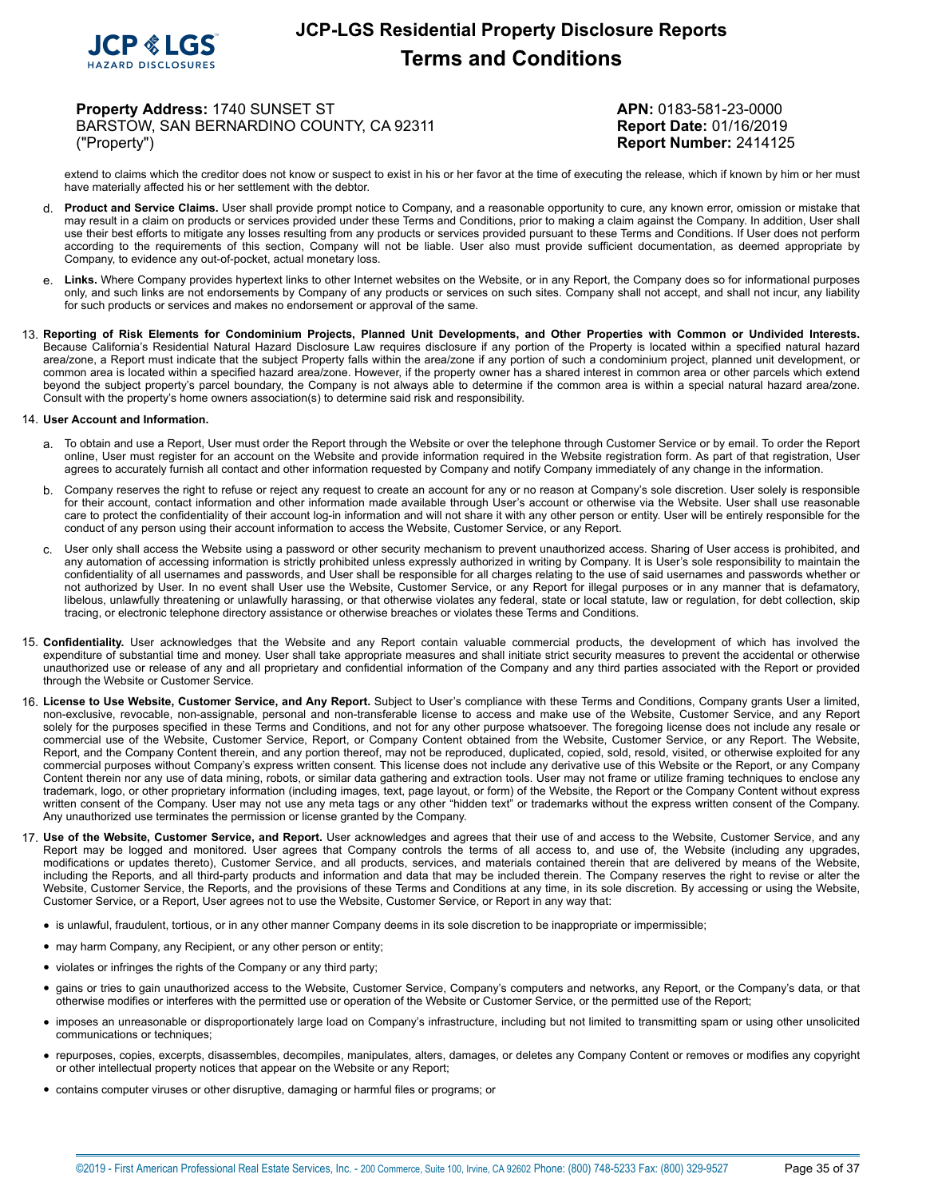extend to claims which the creditor does not know or suspect to exist in his or her favor at the time of executing the release, which if known by him or her must have materially affected his or her settlement with the debtor.

d. **Product and Service Claims.** User shall provide prompt notice to Company, and a reasonable opportunity to cure, any known error, omission or mistake that may result in a claim on products or services provided under these Terms and Conditions, prior to making a claim against the Company. In addition, User shall use their best efforts to mitigate any losses resulting from any products or services provided pursuant to these Terms and Conditions. If User does not perform according to the requirements of this section, Company will not be liable. User also must provide sufficient documentation, as deemed appropriate by Company, to evidence any out-of-pocket, actual monetary loss.

e. **Links.** Where Company provides hypertext links to other Internet websites on the Website, or in any Report, the Company does so for informational purposes only, and such links are not endorsements by Company of any products or services on such sites. Company shall not accept, and shall not incur, any liability for such products or services and makes no endorsement or approval of the same.

13. **Reporting of Risk Elements for Condominium Projects, Planned Unit Developments, and Other Properties with Common or Undivided Interests.** Because California's Residential Natural Hazard Disclosure Law requires disclosure if any portion of the Property is located within a specified natural hazard area/zone, a Report must indicate that the subject Property falls within the area/zone if any portion of such a condominium project, planned unit development, or common area is located within a specified hazard area/zone. However, if the property owner has a shared interest in common area or other parcels which extend beyond the subject property's parcel boundary, the Company is not always able to determine if the common area is within a special natural hazard area/zone. Consult with the property's home owners association(s) to determine said risk and responsibility.

14. **User Account and Information.**

a. To obtain and use a Report, User must order the Report through the Website or over the telephone through Customer Service or by email. To order the Report online, User must register for an account on the Website and provide information required in the Website registration form. As part of that registration, User agrees to accurately furnish all contact and other information requested by Company and notify Company immediately of any change in the information.

b. Company reserves the right to refuse or reject any request to create an account for any or no reason at Company's sole discretion. User solely is responsible for their account, contact information and other information made available through User's account or otherwise via the Website. User shall use reasonable care to protect the confidentiality of their account log-in information and will not share it with any other person or entity. User will be entirely responsible for the conduct of any person using their account information to access the Website, Customer Service, or any Report.

c. User only shall access the Website using a password or other security mechanism to prevent unauthorized access. Sharing of User access is prohibited, and any automation of accessing information is strictly prohibited unless expressly authorized in writing by Company. It is User's sole responsibility to maintain the confidentiality of all usernames and passwords, and User shall be responsible for all charges relating to the use of said usernames and passwords whether or not authorized by User. In no event shall User use the Website, Customer Service, or any Report for illegal purposes or in any manner that is defamatory, libelous, unlawfully threatening or unlawfully harassing, or that otherwise violates any federal, state or local statute, law or regulation, for debt collection, skip tracing, or electronic telephone directory assistance or otherwise breaches or violates these Terms and Conditions.

15. **Confidentiality.** User acknowledges that the Website and any Report contain valuable commercial products, the development of which has involved the expenditure of substantial time and money. User shall take appropriate measures and shall initiate strict security measures to prevent the accidental or otherwise unauthorized use or release of any and all proprietary and confidential information of the Company and any third parties associated with the Report or provided through the Website or Customer Service.

16. **License to Use Website, Customer Service, and Any Report.** Subject to User's compliance with these Terms and Conditions, Company grants User a limited, non-exclusive, revocable, non-assignable, personal and non-transferable license to access and make use of the Website, Customer Service, and any Report solely for the purposes specified in these Terms and Conditions, and not for any other purpose whatsoever. The foregoing license does not include any resale or commercial use of the Website, Customer Service, Report, or Company Content obtained from the Website, Customer Service, or any Report. The Website, Report, and the Company Content therein, and any portion thereof, may not be reproduced, duplicated, copied, sold, resold, visited, or otherwise exploited for any commercial purposes without Company's express written consent. This license does not include any derivative use of this Website or the Report, or any Company Content therein nor any use of data mining, robots, or similar data gathering and extraction tools. User may not frame or utilize framing techniques to enclose any trademark, logo, or other proprietary information (including images, text, page layout, or form) of the Website, the Report or the Company Content without express written consent of the Company. User may not use any meta tags or any other "hidden text" or trademarks without the express written consent of the Company. Any unauthorized use terminates the permission or license granted by the Company.

17. **Use of the Website, Customer Service, and Report.** User acknowledges and agrees that their use of and access to the Website, Customer Service, and any Report may be logged and monitored. User agrees that Company controls the terms of all access to, and use of, the Website (including any upgrades, modifications or updates thereto), Customer Service, and all products, services, and materials contained therein that are delivered by means of the Website, including the Reports, and all third-party products and information and data that may be included therein. The Company reserves the right to revise or alter the Website, Customer Service, the Reports, and the provisions of these Terms and Conditions at any time, in its sole discretion. By accessing or using the Website, Customer Service, or a Report, User agrees not to use the Website, Customer Service, or Report in any way that:

- is unlawful, fraudulent, tortious, or in any other manner Company deems in its sole discretion to be inappropriate or impermissible;
- may harm Company, any Recipient, or any other person or entity;
- violates or infringes the rights of the Company or any third party;
- gains or tries to gain unauthorized access to the Website, Customer Service, Company's computers and networks, any Report, or the Company's data, or that otherwise modifies or interferes with the permitted use or operation of the Website or Customer Service, or the permitted use of the Report;
- imposes an unreasonable or disproportionately large load on Company's infrastructure, including but not limited to transmitting spam or using other unsolicited communications or techniques;
- repurposes, copies, excerpts, disassembles, decompiles, manipulates, alters, damages, or deletes any Company Content or removes or modifies any copyright or other intellectual property notices that appear on the Website or any Report;
- contains computer viruses or other disruptive, damaging or harmful files or programs; or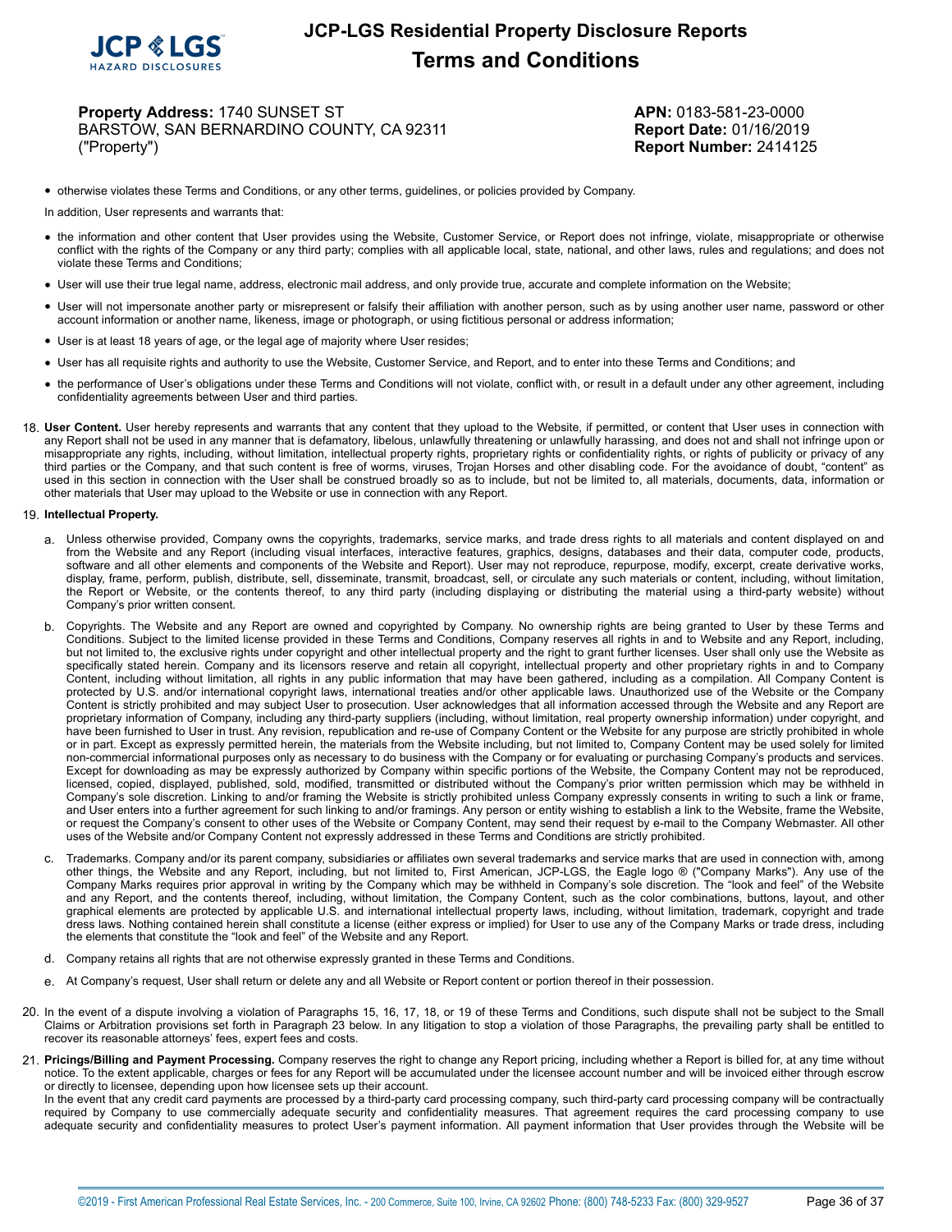- otherwise violates these Terms and Conditions, or any other terms, guidelines, or policies provided by Company.

In addition, User represents and warrants that:

- the information and other content that User provides using the Website, Customer Service, or Report does not infringe, violate, misappropriate or otherwise conflict with the rights of the Company or any third party; complies with all applicable local, state, national, and other laws, rules and regulations; and does not violate these Terms and Conditions;
- User will use their true legal name, address, electronic mail address, and only provide true, accurate and complete information on the Website;
- User will not impersonate another party or misrepresent or falsify their affiliation with another person, such as by using another user name, password or other account information or another name, likeness, image or photograph, or using fictitious personal or address information;
- User is at least 18 years of age, or the legal age of majority where User resides;
- User has all requisite rights and authority to use the Website, Customer Service, and Report, and to enter into these Terms and Conditions; and
- the performance of User's obligations under these Terms and Conditions will not violate, conflict with, or result in a default under any other agreement, including confidentiality agreements between User and third parties.

18. **User Content.** User hereby represents and warrants that any content that they upload to the Website, if permitted, or content that User uses in connection with any Report shall not be used in any manner that is defamatory, libelous, unlawfully threatening or unlawfully harassing, and does not and shall not infringe upon or misappropriate any rights, including, without limitation, intellectual property rights, proprietary rights or confidentiality rights, or rights of publicity or privacy of any third parties or the Company, and that such content is free of worms, viruses, Trojan Horses and other disabling code. For the avoidance of doubt, "content" as used in this section in connection with the User shall be construed broadly so as to include, but not be limited to, all materials, documents, data, information or other materials that User may upload to the Website or use in connection with any Report.

19. **Intellectual Property.**

    a. Unless otherwise provided, Company owns the copyrights, trademarks, service marks, and trade dress rights to all materials and content displayed on and from the Website and any Report (including visual interfaces, interactive features, graphics, designs, databases and their data, computer code, products, software and all other elements and components of the Website and Report). User may not reproduce, repurpose, modify, excerpt, create derivative works, display, frame, perform, publish, distribute, sell, disseminate, transmit, broadcast, sell, or circulate any such materials or content, including, without limitation, the Report or Website, or the contents thereof, to any third party (including displaying or distributing the material using a third-party website) without Company's prior written consent.

    b. Copyrights. The Website and any Report are owned and copyrighted by Company. No ownership rights are being granted to User by these Terms and Conditions. Subject to the limited license provided in these Terms and Conditions, Company reserves all rights in and to Website and any Report, including, but not limited to, the exclusive rights under copyright and other intellectual property and the right to grant further licenses. User shall only use the Website as specifically stated herein. Company and its licensors reserve and retain all copyright, intellectual property and other proprietary rights in and to Company Content, including without limitation, all rights in any public information that may have been gathered, including as a compilation. All Company Content is protected by U.S. and/or international copyright laws, international treaties and/or other applicable laws. Unauthorized use of the Website or the Company Content is strictly prohibited and may subject User to prosecution. User acknowledges that all information accessed through the Website and any Report are proprietary information of Company, including any third-party suppliers (including, without limitation, real property ownership information) under copyright, and have been furnished to User in trust. Any revision, republication and re-use of Company Content or the Website for any purpose are strictly prohibited in whole or in part. Except as expressly permitted herein, the materials from the Website including, but not limited to, Company Content may be used solely for limited non-commercial informational purposes only as necessary to do business with the Company or for evaluating or purchasing Company's products and services. Except for downloading as may be expressly authorized by Company within specific portions of the Website, the Company Content may not be reproduced, licensed, copied, displayed, published, sold, modified, transmitted or distributed without the Company's prior written permission which may be withheld in Company's sole discretion. Linking to and/or framing the Website is strictly prohibited unless Company expressly consents in writing to such a link or frame, and User enters into a further agreement for such linking to and/or framings. Any person or entity wishing to establish a link to the Website, frame the Website, or request the Company's consent to other uses of the Website or Company Content, may send their request by e-mail to the Company Webmaster. All other uses of the Website and/or Company Content not expressly addressed in these Terms and Conditions are strictly prohibited.

    c. Trademarks. Company and/or its parent company, subsidiaries or affiliates own several trademarks and service marks that are used in connection with, among other things, the Website and any Report, including, but not limited to, First American, JCP-LGS, the Eagle logo ® ("Company Marks"). Any use of the Company Marks requires prior approval in writing by the Company which may be withheld in Company's sole discretion. The "look and feel" of the Website and any Report, and the contents thereof, including, without limitation, the Company Content, such as the color combinations, buttons, layout, and other graphical elements are protected by applicable U.S. and international intellectual property laws, including, without limitation, trademark, copyright and trade dress laws. Nothing contained herein shall constitute a license (either express or implied) for User to use any of the Company Marks or trade dress, including the elements that constitute the "look and feel" of the Website and any Report.

    d. Company retains all rights that are not otherwise expressly granted in these Terms and Conditions.

    e. At Company's request, User shall return or delete any and all Website or Report content or portion thereof in their possession.

20. In the event of a dispute involving a violation of Paragraphs 15, 16, 17, 18, or 19 of these Terms and Conditions, such dispute shall not be subject to the Small Claims or Arbitration provisions set forth in Paragraph 23 below. In any litigation to stop a violation of those Paragraphs, the prevailing party shall be entitled to recover its reasonable attorneys' fees, expert fees and costs.

21. **Pricings/Billing and Payment Processing.** Company reserves the right to change any Report pricing, including whether a Report is billed for, at any time without notice. To the extent applicable, charges or fees for any Report will be accumulated under the licensee account number and will be invoiced either through escrow or directly to licensee, depending upon how licensee sets up their account.
    In the event that any credit card payments are processed by a third-party card processing company, such third-party card processing company will be contractually required by Company to use commercially adequate security and confidentiality measures. That agreement requires the card processing company to use adequate security and confidentiality measures to protect User's payment information. All payment information that User provides through the Website will be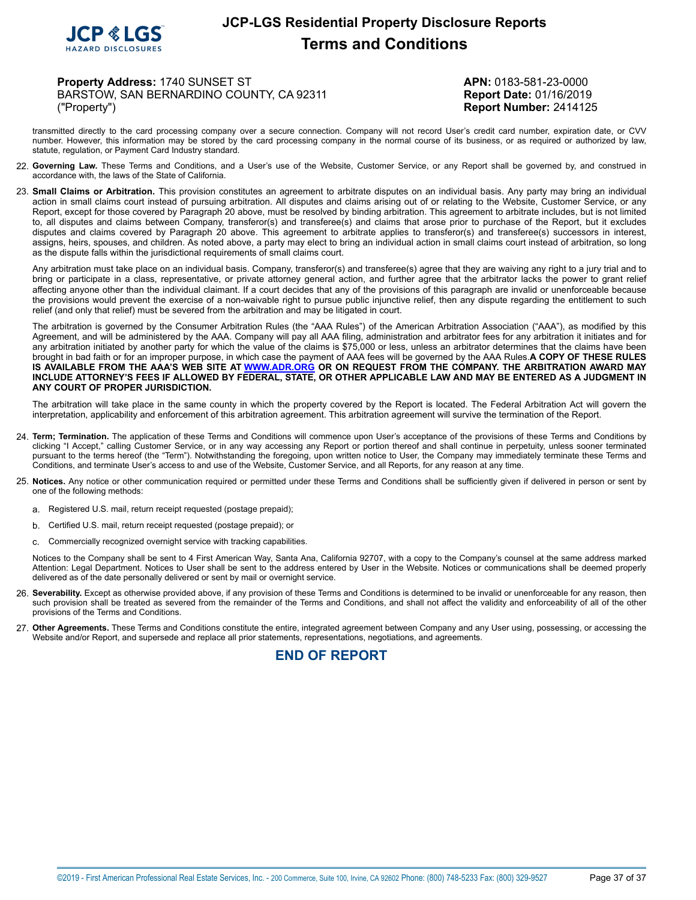**Property Address:** 1740 SUNSET ST
BARSTOW, SAN BERNARDINO COUNTY, CA 92311
("Property")

**APN:** 0183-581-23-0000
**Report Date:** 01/16/2019
**Report Number:** 2414125

transmitted directly to the card processing company over a secure connection. Company will not record User's credit card number, expiration date, or CVV number. However, this information may be stored by the card processing company in the normal course of its business, or as required or authorized by law, statute, regulation, or Payment Card Industry standard.

22. **Governing Law.** These Terms and Conditions, and a User's use of the Website, Customer Service, or any Report shall be governed by, and construed in accordance with, the laws of the State of California.

23. **Small Claims or Arbitration.** This provision constitutes an agreement to arbitrate disputes on an individual basis. Any party may bring an individual action in small claims court instead of pursuing arbitration. All disputes and claims arising out of or relating to the Website, Customer Service, or any Report, except for those covered by Paragraph 20 above, must be resolved by binding arbitration. This agreement to arbitrate includes, but is not limited to, all disputes and claims between Company, transferor(s) and transferee(s) and claims that arose prior to purchase of the Report, but it excludes disputes and claims covered by Paragraph 20 above. This agreement to arbitrate applies to transferor(s) and transferee(s) successors in interest, assigns, heirs, spouses, and children. As noted above, a party may elect to bring an individual action in small claims court instead of arbitration, so long as the dispute falls within the jurisdictional requirements of small claims court.

    Any arbitration must take place on an individual basis. Company, transferor(s) and transferee(s) agree that they are waiving any right to a jury trial and to bring or participate in a class, representative, or private attorney general action, and further agree that the arbitrator lacks the power to grant relief affecting anyone other than the individual claimant. If a court decides that any of the provisions of this paragraph are invalid or unenforceable because the provisions would prevent the exercise of a non-waivable right to pursue public injunctive relief, then any dispute regarding the entitlement to such relief (and only that relief) must be severed from the arbitration and may be litigated in court.

    The arbitration is governed by the Consumer Arbitration Rules (the "AAA Rules") of the American Arbitration Association ("AAA"), as modified by this Agreement, and will be administered by the AAA. Company will pay all AAA filing, administration and arbitrator fees for any arbitration it initiates and for any arbitration initiated by another party for which the value of the claims is $75,000 or less, unless an arbitrator determines that the claims have been brought in bad faith or for an improper purpose, in which case the payment of AAA fees will be governed by the AAA Rules.**A COPY OF THESE RULES IS AVAILABLE FROM THE AAA'S WEB SITE AT WWW.ADR.ORG OR ON REQUEST FROM THE COMPANY. THE ARBITRATION AWARD MAY INCLUDE ATTORNEY'S FEES IF ALLOWED BY FEDERAL, STATE, OR OTHER APPLICABLE LAW AND MAY BE ENTERED AS A JUDGMENT IN ANY COURT OF PROPER JURISDICTION.**

    The arbitration will take place in the same county in which the property covered by the Report is located. The Federal Arbitration Act will govern the interpretation, applicability and enforcement of this arbitration agreement. This arbitration agreement will survive the termination of the Report.

24. **Term; Termination.** The application of these Terms and Conditions will commence upon User's acceptance of the provisions of these Terms and Conditions by clicking "I Accept," calling Customer Service, or in any way accessing any Report or portion thereof and shall continue in perpetuity, unless sooner terminated pursuant to the terms hereof (the "Term"). Notwithstanding the foregoing, upon written notice to User, the Company may immediately terminate these Terms and Conditions, and terminate User's access to and use of the Website, Customer Service, and all Reports, for any reason at any time.

25. **Notices.** Any notice or other communication required or permitted under these Terms and Conditions shall be sufficiently given if delivered in person or sent by one of the following methods:

    a. Registered U.S. mail, return receipt requested (postage prepaid);

    b. Certified U.S. mail, return receipt requested (postage prepaid); or

    c. Commercially recognized overnight service with tracking capabilities.

    Notices to the Company shall be sent to 4 First American Way, Santa Ana, California 92707, with a copy to the Company's counsel at the same address marked Attention: Legal Department. Notices to User shall be sent to the address entered by User in the Website. Notices or communications shall be deemed properly delivered as of the date personally delivered or sent by mail or overnight service.

26. **Severability.** Except as otherwise provided above, if any provision of these Terms and Conditions is determined to be invalid or unenforceable for any reason, then such provision shall be treated as severed from the remainder of the Terms and Conditions, and shall not affect the validity and enforceability of all of the other provisions of the Terms and Conditions.

27. **Other Agreements.** These Terms and Conditions constitute the entire, integrated agreement between Company and any User using, possessing, or accessing the Website and/or Report, and supersede and replace all prior statements, representations, negotiations, and agreements.

## END OF REPORT